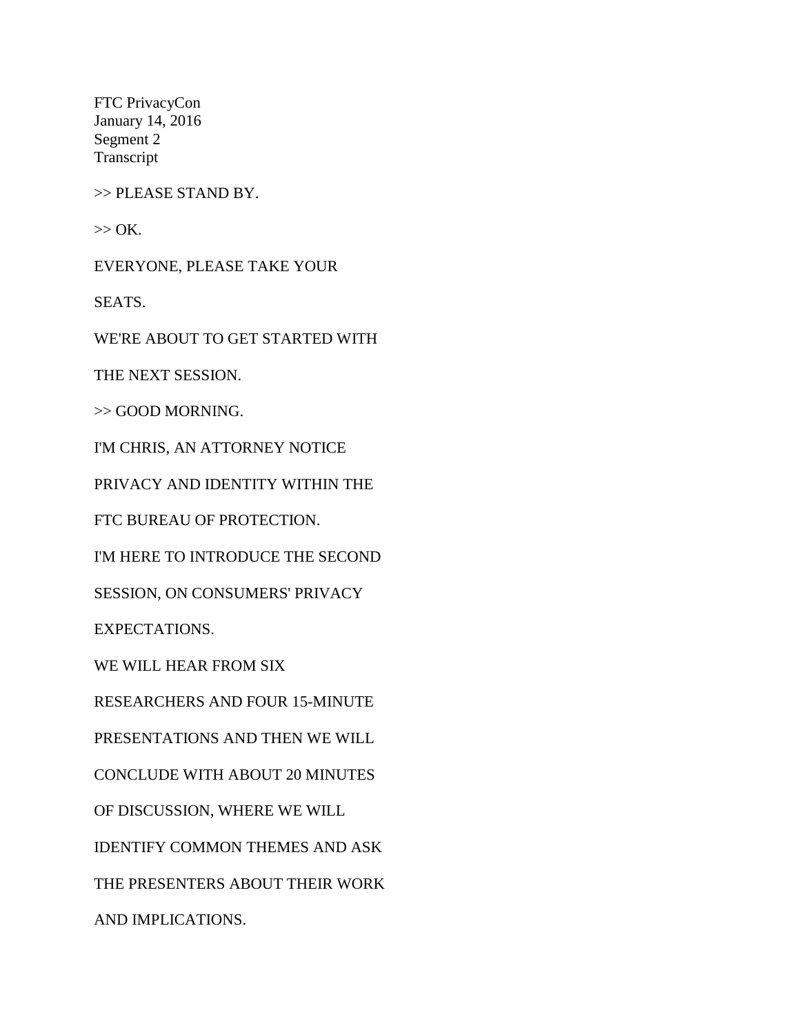FTC PrivacyCon
January 14, 2016
Segment 2
Transcript

>> PLEASE STAND BY.

>> OK.

EVERYONE, PLEASE TAKE YOUR

SEATS.

WE'RE ABOUT TO GET STARTED WITH

THE NEXT SESSION.

>> GOOD MORNING.

I'M CHRIS, AN ATTORNEY NOTICE

PRIVACY AND IDENTITY WITHIN THE

FTC BUREAU OF PROTECTION.

I'M HERE TO INTRODUCE THE SECOND

SESSION, ON CONSUMERS' PRIVACY

EXPECTATIONS.

WE WILL HEAR FROM SIX

RESEARCHERS AND FOUR 15-MINUTE

PRESENTATIONS AND THEN WE WILL

CONCLUDE WITH ABOUT 20 MINUTES

OF DISCUSSION, WHERE WE WILL

IDENTIFY COMMON THEMES AND ASK

THE PRESENTERS ABOUT THEIR WORK

AND IMPLICATIONS.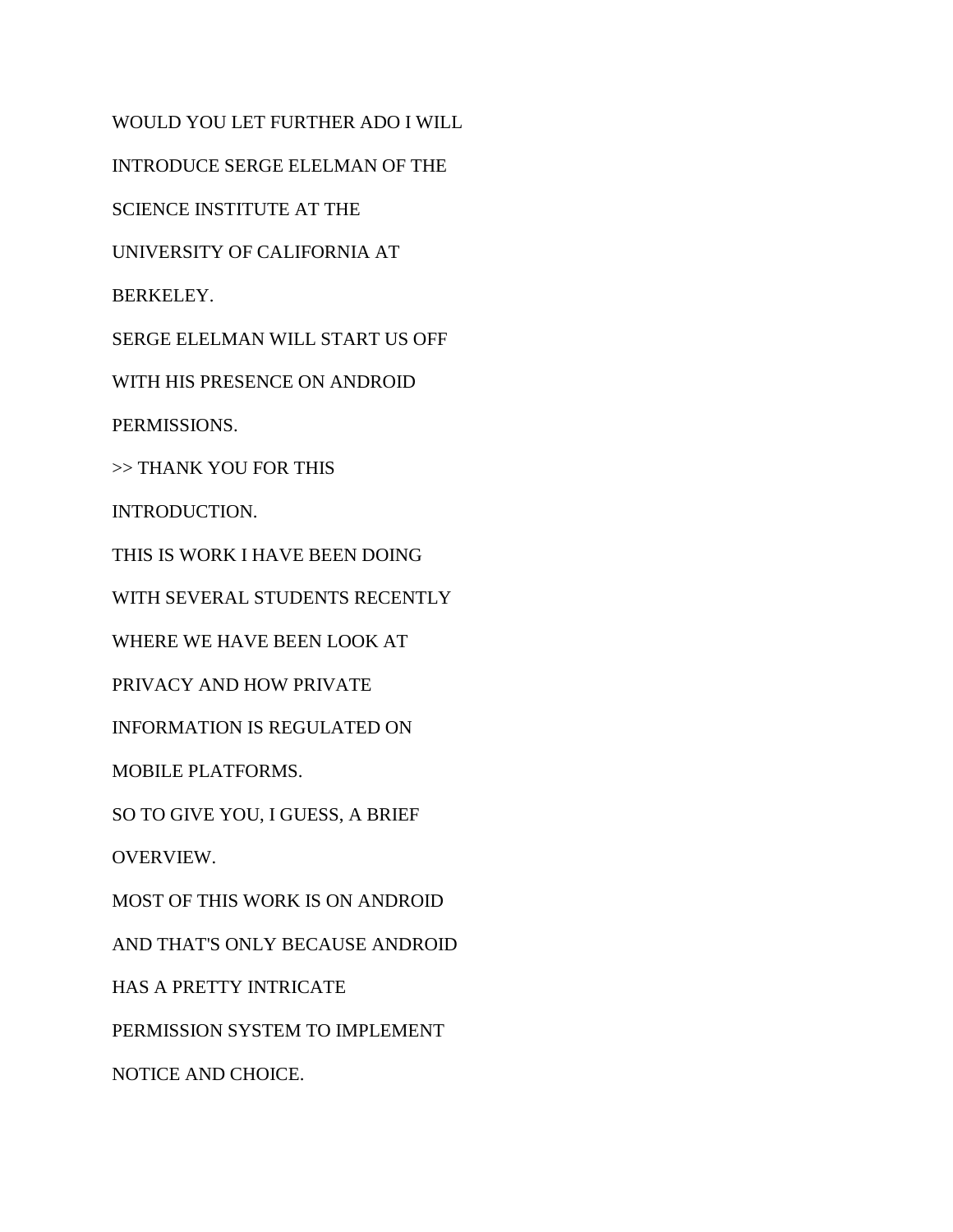WOULD YOU LET FURTHER ADO I WILL

INTRODUCE SERGE ELELMAN OF THE

SCIENCE INSTITUTE AT THE

UNIVERSITY OF CALIFORNIA AT

BERKELEY.

SERGE ELELMAN WILL START US OFF

WITH HIS PRESENCE ON ANDROID

PERMISSIONS.

>> THANK YOU FOR THIS

INTRODUCTION.

THIS IS WORK I HAVE BEEN DOING

WITH SEVERAL STUDENTS RECENTLY

WHERE WE HAVE BEEN LOOK AT

PRIVACY AND HOW PRIVATE

INFORMATION IS REGULATED ON

MOBILE PLATFORMS.

SO TO GIVE YOU, I GUESS, A BRIEF

OVERVIEW.

MOST OF THIS WORK IS ON ANDROID

AND THAT'S ONLY BECAUSE ANDROID

HAS A PRETTY INTRICATE

PERMISSION SYSTEM TO IMPLEMENT

NOTICE AND CHOICE.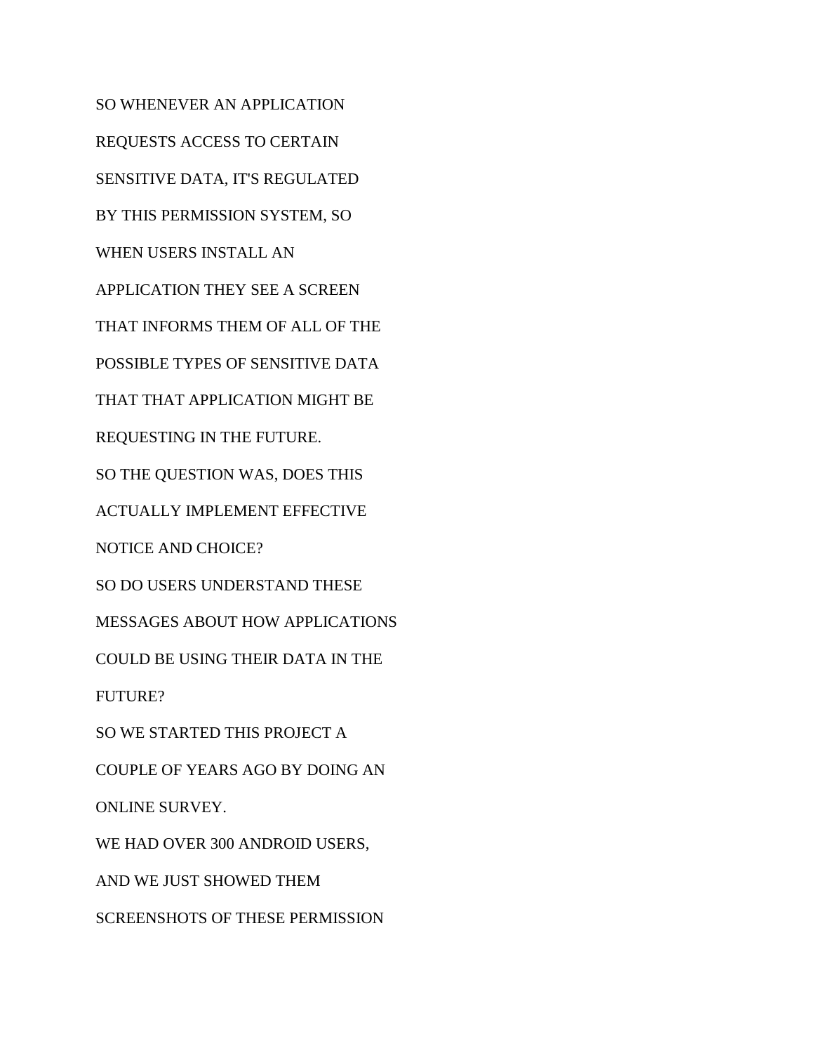SO WHENEVER AN APPLICATION

REQUESTS ACCESS TO CERTAIN

SENSITIVE DATA, IT'S REGULATED

BY THIS PERMISSION SYSTEM, SO

WHEN USERS INSTALL AN

APPLICATION THEY SEE A SCREEN

THAT INFORMS THEM OF ALL OF THE

POSSIBLE TYPES OF SENSITIVE DATA

THAT THAT APPLICATION MIGHT BE

REQUESTING IN THE FUTURE.

SO THE QUESTION WAS, DOES THIS

ACTUALLY IMPLEMENT EFFECTIVE

NOTICE AND CHOICE?

SO DO USERS UNDERSTAND THESE

MESSAGES ABOUT HOW APPLICATIONS

COULD BE USING THEIR DATA IN THE

FUTURE?

SO WE STARTED THIS PROJECT A

COUPLE OF YEARS AGO BY DOING AN

ONLINE SURVEY.

WE HAD OVER 300 ANDROID USERS,

AND WE JUST SHOWED THEM

SCREENSHOTS OF THESE PERMISSION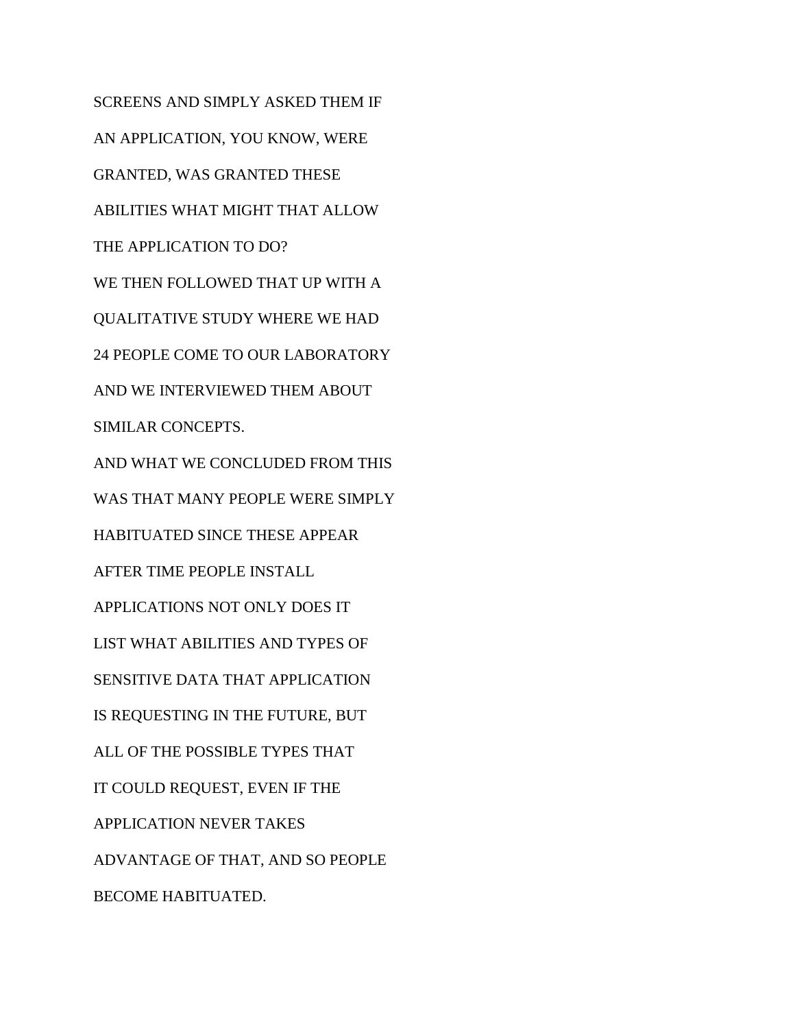SCREENS AND SIMPLY ASKED THEM IF
AN APPLICATION, YOU KNOW, WERE
GRANTED, WAS GRANTED THESE
ABILITIES WHAT MIGHT THAT ALLOW
THE APPLICATION TO DO?
WE THEN FOLLOWED THAT UP WITH A
QUALITATIVE STUDY WHERE WE HAD
24 PEOPLE COME TO OUR LABORATORY
AND WE INTERVIEWED THEM ABOUT
SIMILAR CONCEPTS.
AND WHAT WE CONCLUDED FROM THIS
WAS THAT MANY PEOPLE WERE SIMPLY
HABITUATED SINCE THESE APPEAR
AFTER TIME PEOPLE INSTALL
APPLICATIONS NOT ONLY DOES IT
LIST WHAT ABILITIES AND TYPES OF
SENSITIVE DATA THAT APPLICATION
IS REQUESTING IN THE FUTURE, BUT
ALL OF THE POSSIBLE TYPES THAT
IT COULD REQUEST, EVEN IF THE
APPLICATION NEVER TAKES
ADVANTAGE OF THAT, AND SO PEOPLE
BECOME HABITUATED.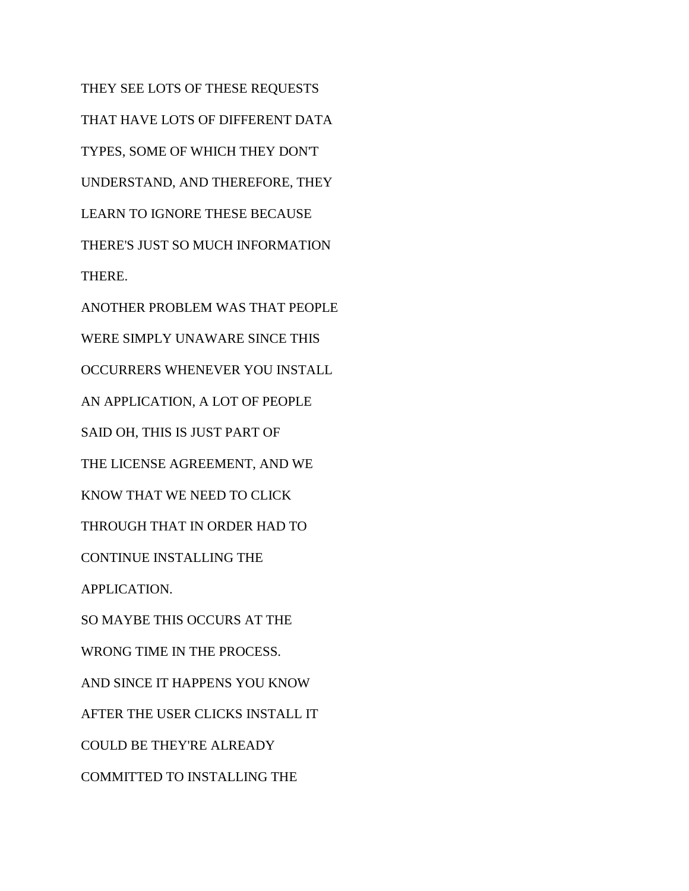THEY SEE LOTS OF THESE REQUESTS
THAT HAVE LOTS OF DIFFERENT DATA
TYPES, SOME OF WHICH THEY DON'T
UNDERSTAND, AND THEREFORE, THEY
LEARN TO IGNORE THESE BECAUSE
THERE'S JUST SO MUCH INFORMATION
THERE.

ANOTHER PROBLEM WAS THAT PEOPLE
WERE SIMPLY UNAWARE SINCE THIS
OCCURRERS WHENEVER YOU INSTALL
AN APPLICATION, A LOT OF PEOPLE
SAID OH, THIS IS JUST PART OF
THE LICENSE AGREEMENT, AND WE
KNOW THAT WE NEED TO CLICK
THROUGH THAT IN ORDER HAD TO
CONTINUE INSTALLING THE
APPLICATION.

SO MAYBE THIS OCCURS AT THE
WRONG TIME IN THE PROCESS.

AND SINCE IT HAPPENS YOU KNOW
AFTER THE USER CLICKS INSTALL IT
COULD BE THEY'RE ALREADY
COMMITTED TO INSTALLING THE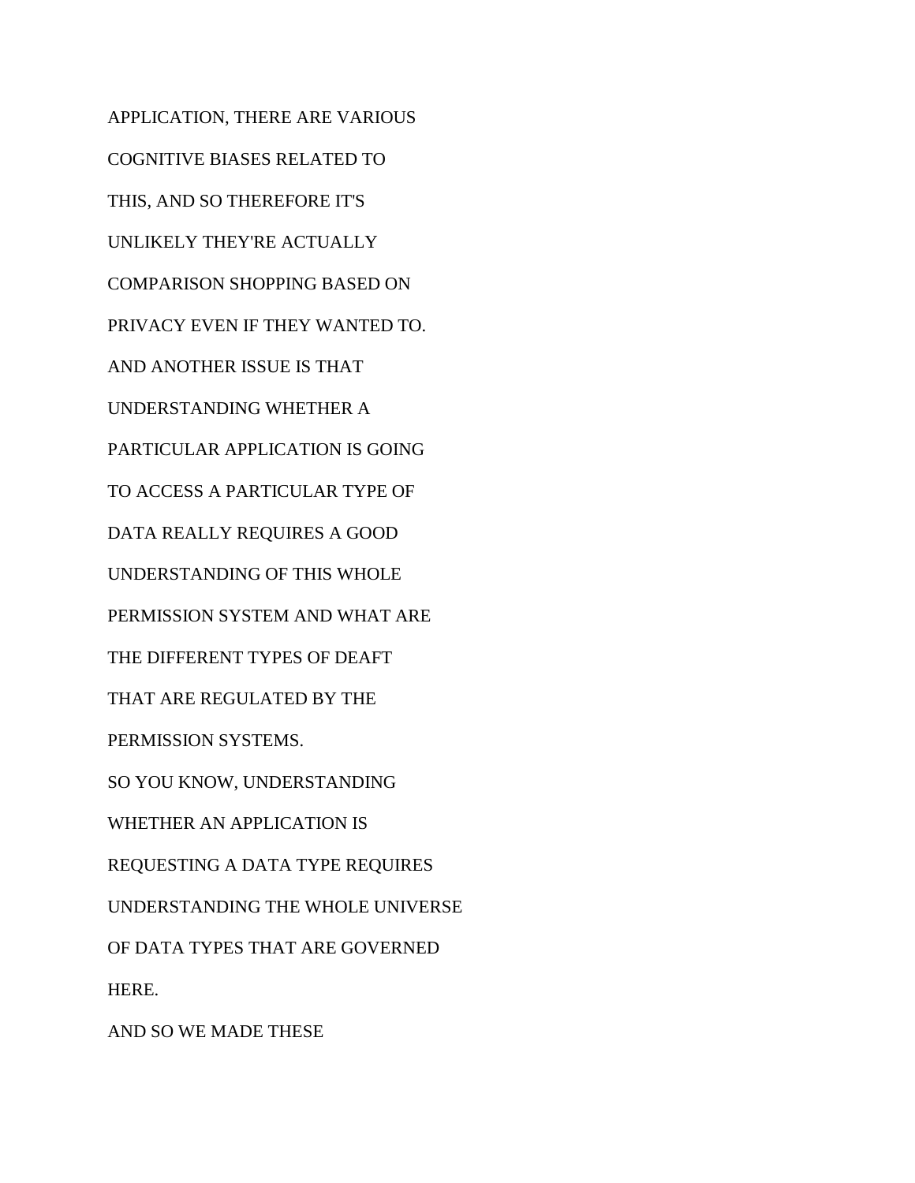APPLICATION, THERE ARE VARIOUS

COGNITIVE BIASES RELATED TO

THIS, AND SO THEREFORE IT'S

UNLIKELY THEY'RE ACTUALLY

COMPARISON SHOPPING BASED ON

PRIVACY EVEN IF THEY WANTED TO.

AND ANOTHER ISSUE IS THAT

UNDERSTANDING WHETHER A

PARTICULAR APPLICATION IS GOING

TO ACCESS A PARTICULAR TYPE OF

DATA REALLY REQUIRES A GOOD

UNDERSTANDING OF THIS WHOLE

PERMISSION SYSTEM AND WHAT ARE

THE DIFFERENT TYPES OF DEAFT

THAT ARE REGULATED BY THE

PERMISSION SYSTEMS.

SO YOU KNOW, UNDERSTANDING

WHETHER AN APPLICATION IS

REQUESTING A DATA TYPE REQUIRES

UNDERSTANDING THE WHOLE UNIVERSE

OF DATA TYPES THAT ARE GOVERNED

HERE.

AND SO WE MADE THESE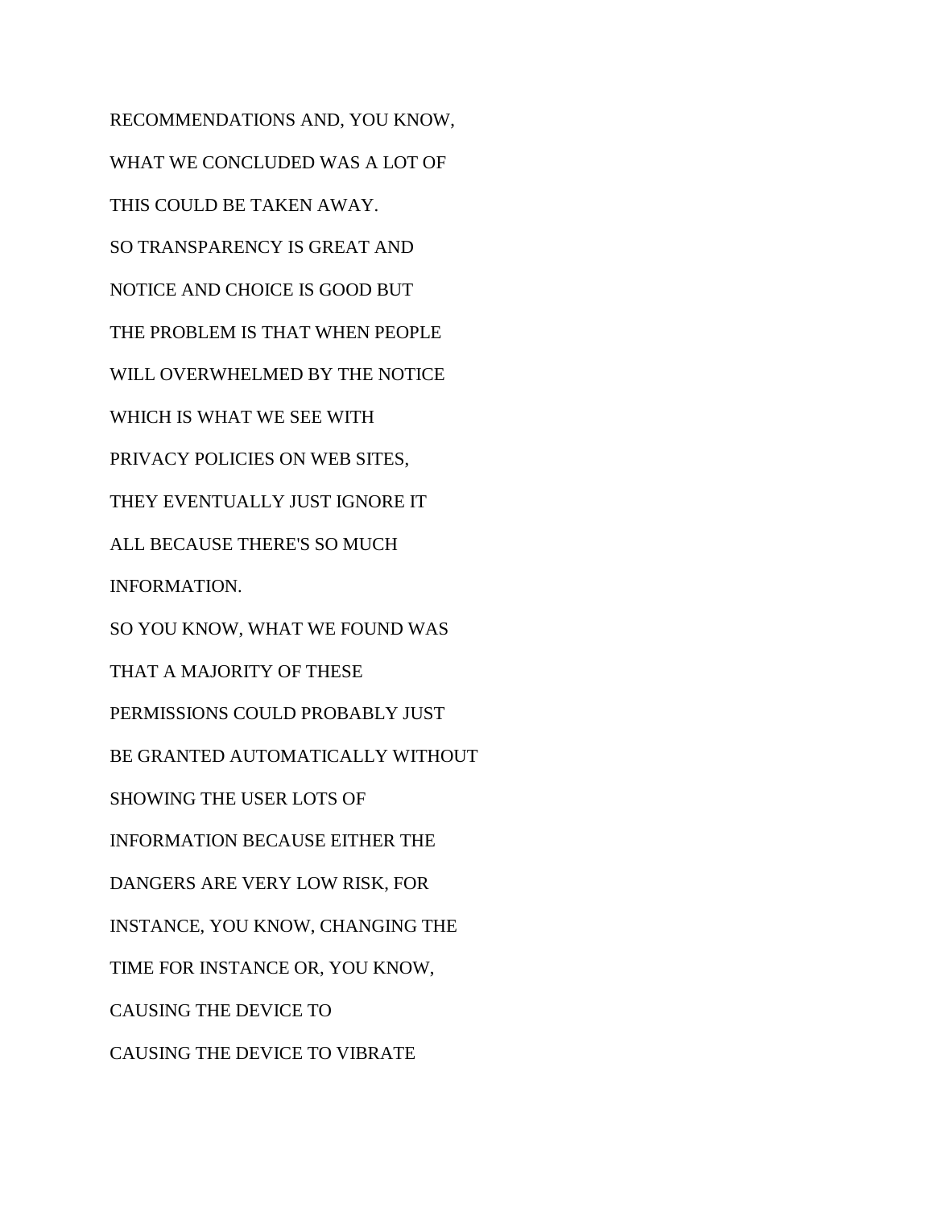RECOMMENDATIONS AND, YOU KNOW,

WHAT WE CONCLUDED WAS A LOT OF

THIS COULD BE TAKEN AWAY.

SO TRANSPARENCY IS GREAT AND

NOTICE AND CHOICE IS GOOD BUT

THE PROBLEM IS THAT WHEN PEOPLE

WILL OVERWHELMED BY THE NOTICE

WHICH IS WHAT WE SEE WITH

PRIVACY POLICIES ON WEB SITES,

THEY EVENTUALLY JUST IGNORE IT

ALL BECAUSE THERE'S SO MUCH

INFORMATION.

SO YOU KNOW, WHAT WE FOUND WAS

THAT A MAJORITY OF THESE

PERMISSIONS COULD PROBABLY JUST

BE GRANTED AUTOMATICALLY WITHOUT

SHOWING THE USER LOTS OF

INFORMATION BECAUSE EITHER THE

DANGERS ARE VERY LOW RISK, FOR

INSTANCE, YOU KNOW, CHANGING THE

TIME FOR INSTANCE OR, YOU KNOW,

CAUSING THE DEVICE TO

CAUSING THE DEVICE TO VIBRATE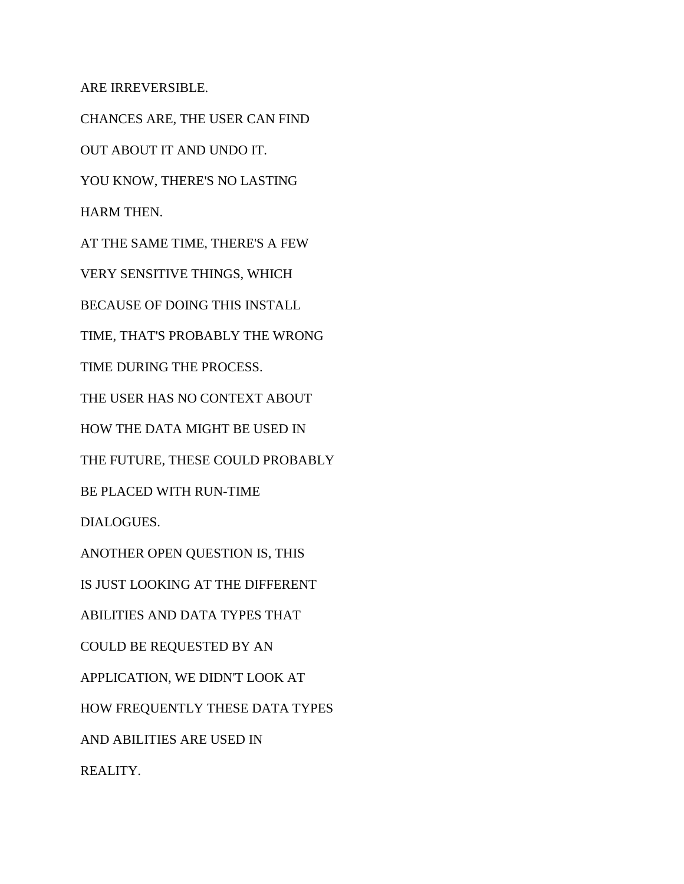ARE IRREVERSIBLE.

CHANCES ARE, THE USER CAN FIND

OUT ABOUT IT AND UNDO IT.

YOU KNOW, THERE'S NO LASTING

HARM THEN.

AT THE SAME TIME, THERE'S A FEW

VERY SENSITIVE THINGS, WHICH

BECAUSE OF DOING THIS INSTALL

TIME, THAT'S PROBABLY THE WRONG

TIME DURING THE PROCESS.

THE USER HAS NO CONTEXT ABOUT

HOW THE DATA MIGHT BE USED IN

THE FUTURE, THESE COULD PROBABLY

BE PLACED WITH RUN-TIME

DIALOGUES.

ANOTHER OPEN QUESTION IS, THIS

IS JUST LOOKING AT THE DIFFERENT

ABILITIES AND DATA TYPES THAT

COULD BE REQUESTED BY AN

APPLICATION, WE DIDN'T LOOK AT

HOW FREQUENTLY THESE DATA TYPES

AND ABILITIES ARE USED IN

REALITY.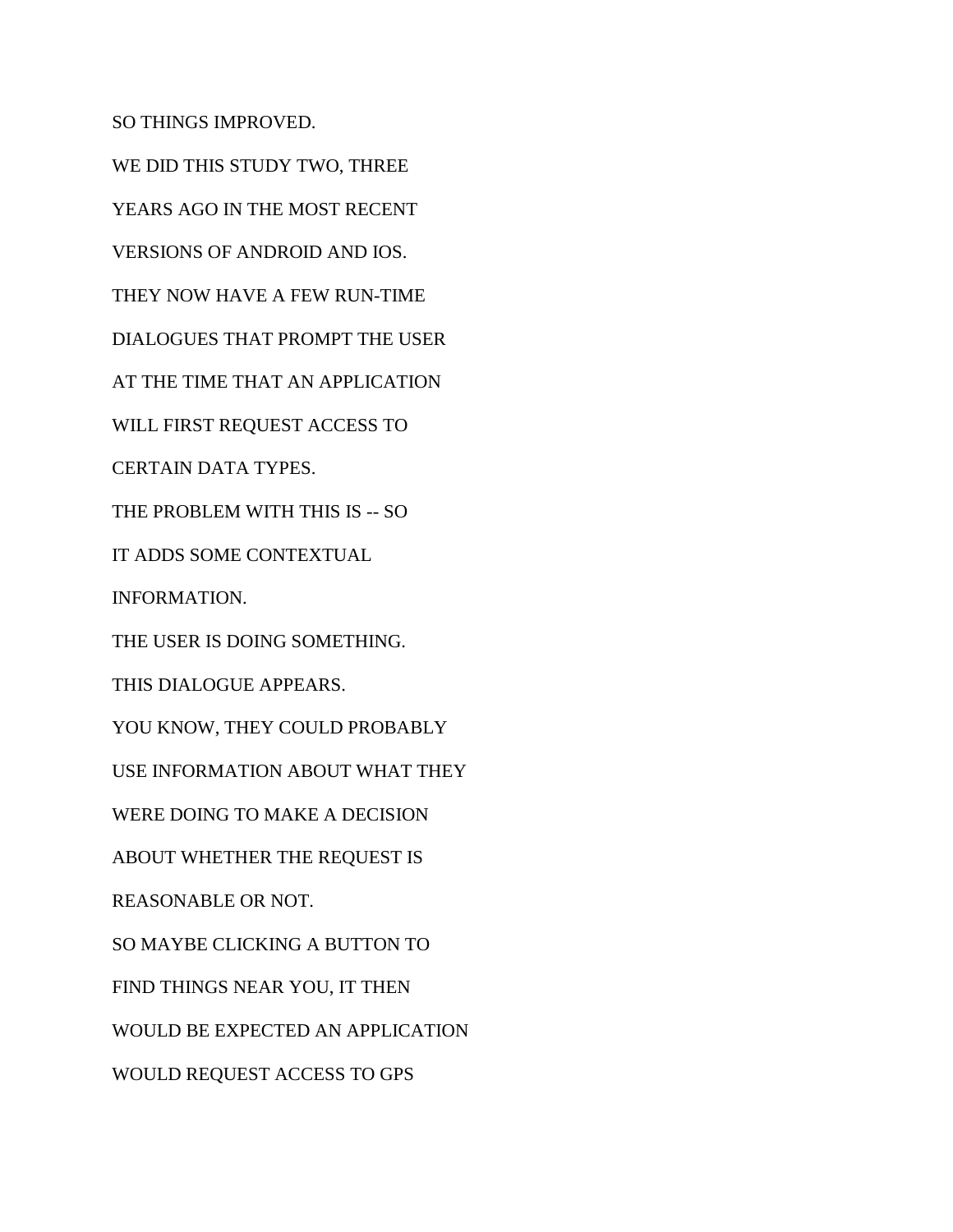SO THINGS IMPROVED.

WE DID THIS STUDY TWO, THREE

YEARS AGO IN THE MOST RECENT

VERSIONS OF ANDROID AND IOS.

THEY NOW HAVE A FEW RUN-TIME

DIALOGUES THAT PROMPT THE USER

AT THE TIME THAT AN APPLICATION

WILL FIRST REQUEST ACCESS TO

CERTAIN DATA TYPES.

THE PROBLEM WITH THIS IS -- SO

IT ADDS SOME CONTEXTUAL

INFORMATION.

THE USER IS DOING SOMETHING.

THIS DIALOGUE APPEARS.

YOU KNOW, THEY COULD PROBABLY

USE INFORMATION ABOUT WHAT THEY

WERE DOING TO MAKE A DECISION

ABOUT WHETHER THE REQUEST IS

REASONABLE OR NOT.

SO MAYBE CLICKING A BUTTON TO

FIND THINGS NEAR YOU, IT THEN

WOULD BE EXPECTED AN APPLICATION

WOULD REQUEST ACCESS TO GPS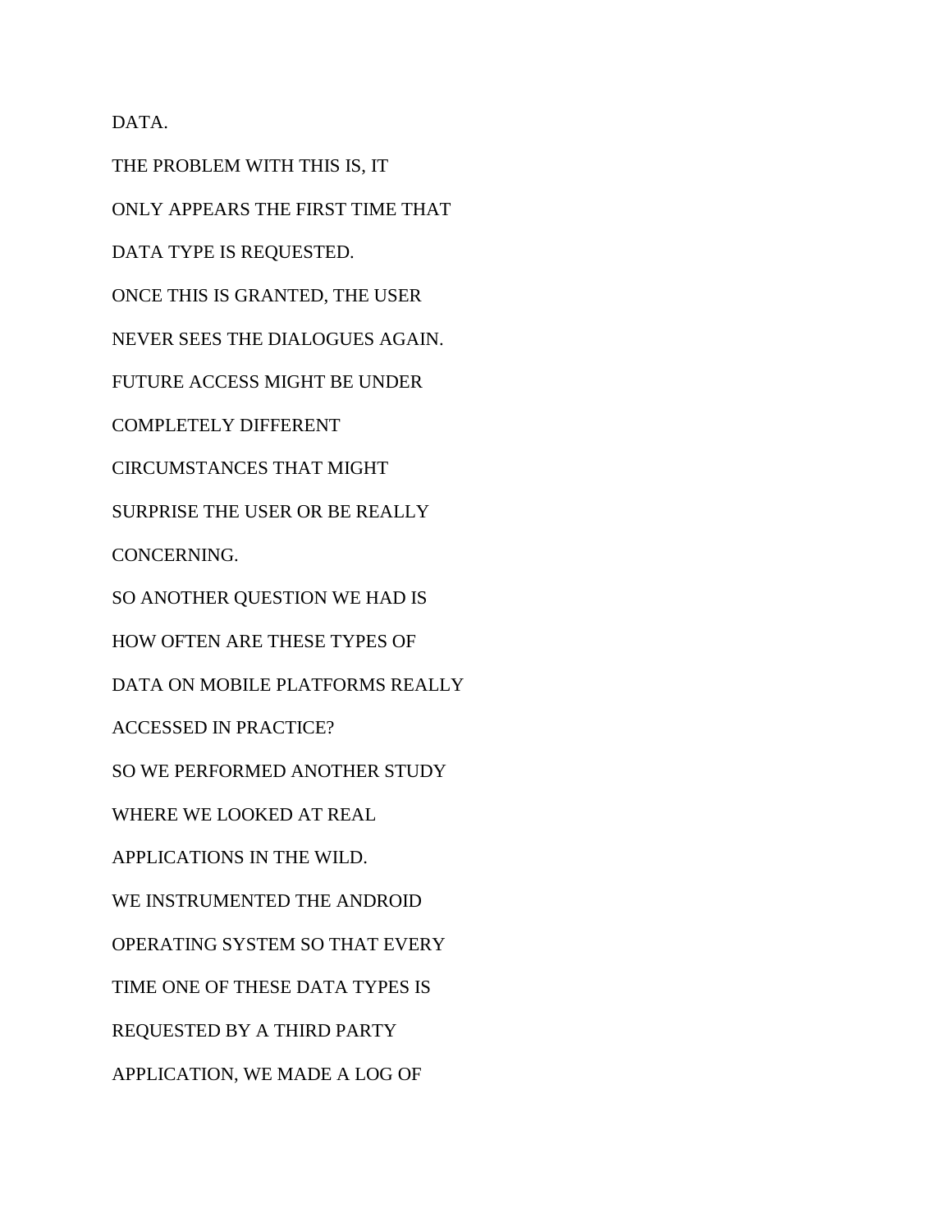DATA.

THE PROBLEM WITH THIS IS, IT

ONLY APPEARS THE FIRST TIME THAT

DATA TYPE IS REQUESTED.

ONCE THIS IS GRANTED, THE USER

NEVER SEES THE DIALOGUES AGAIN.

FUTURE ACCESS MIGHT BE UNDER

COMPLETELY DIFFERENT

CIRCUMSTANCES THAT MIGHT

SURPRISE THE USER OR BE REALLY

CONCERNING.

SO ANOTHER QUESTION WE HAD IS

HOW OFTEN ARE THESE TYPES OF

DATA ON MOBILE PLATFORMS REALLY

ACCESSED IN PRACTICE?

SO WE PERFORMED ANOTHER STUDY

WHERE WE LOOKED AT REAL

APPLICATIONS IN THE WILD.

WE INSTRUMENTED THE ANDROID

OPERATING SYSTEM SO THAT EVERY

TIME ONE OF THESE DATA TYPES IS

REQUESTED BY A THIRD PARTY

APPLICATION, WE MADE A LOG OF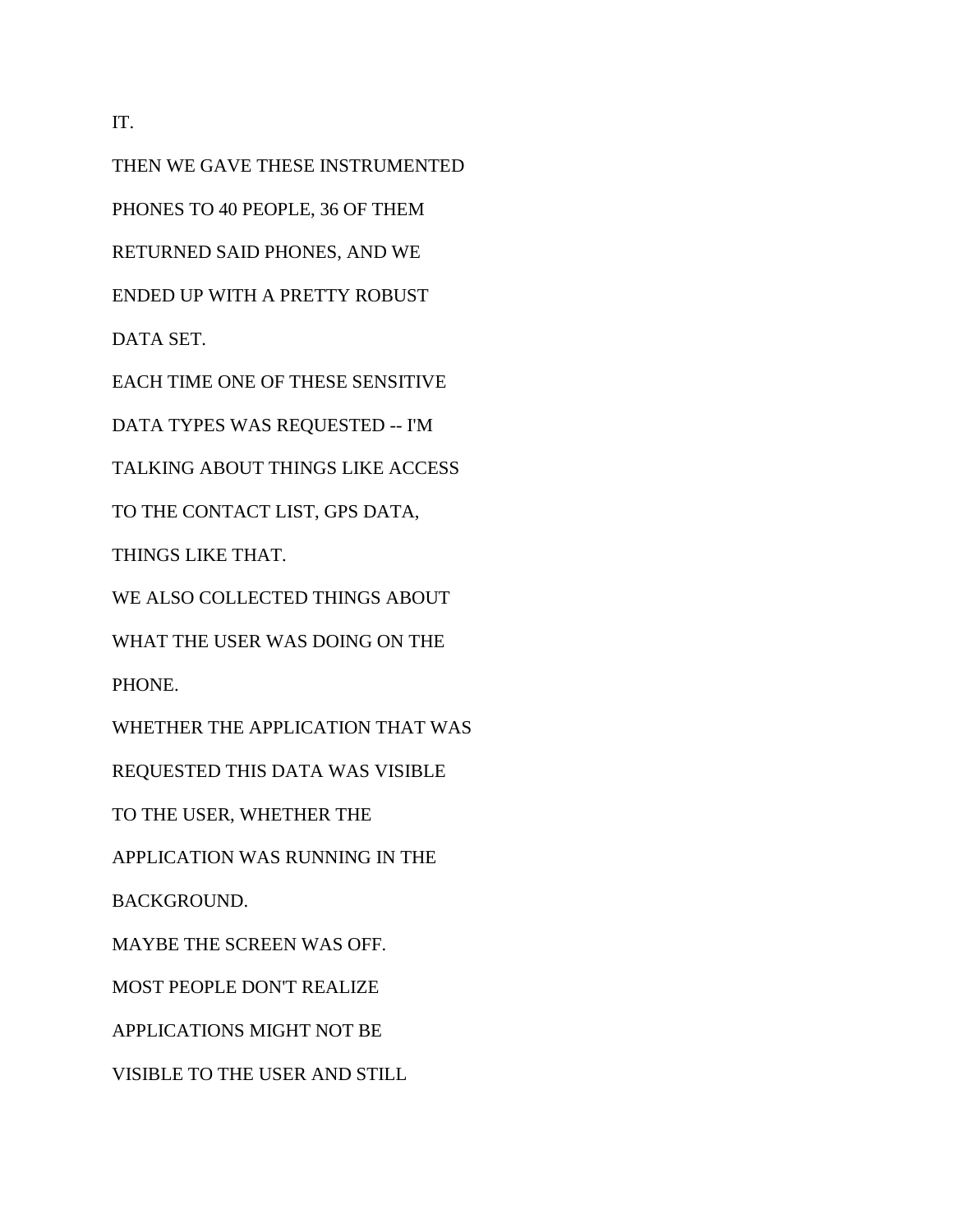IT.

THEN WE GAVE THESE INSTRUMENTED

PHONES TO 40 PEOPLE, 36 OF THEM

RETURNED SAID PHONES, AND WE

ENDED UP WITH A PRETTY ROBUST

DATA SET.

EACH TIME ONE OF THESE SENSITIVE

DATA TYPES WAS REQUESTED -- I'M

TALKING ABOUT THINGS LIKE ACCESS

TO THE CONTACT LIST, GPS DATA,

THINGS LIKE THAT.

WE ALSO COLLECTED THINGS ABOUT

WHAT THE USER WAS DOING ON THE

PHONE.

WHETHER THE APPLICATION THAT WAS

REQUESTED THIS DATA WAS VISIBLE

TO THE USER, WHETHER THE

APPLICATION WAS RUNNING IN THE

BACKGROUND.

MAYBE THE SCREEN WAS OFF.

MOST PEOPLE DON'T REALIZE

APPLICATIONS MIGHT NOT BE

VISIBLE TO THE USER AND STILL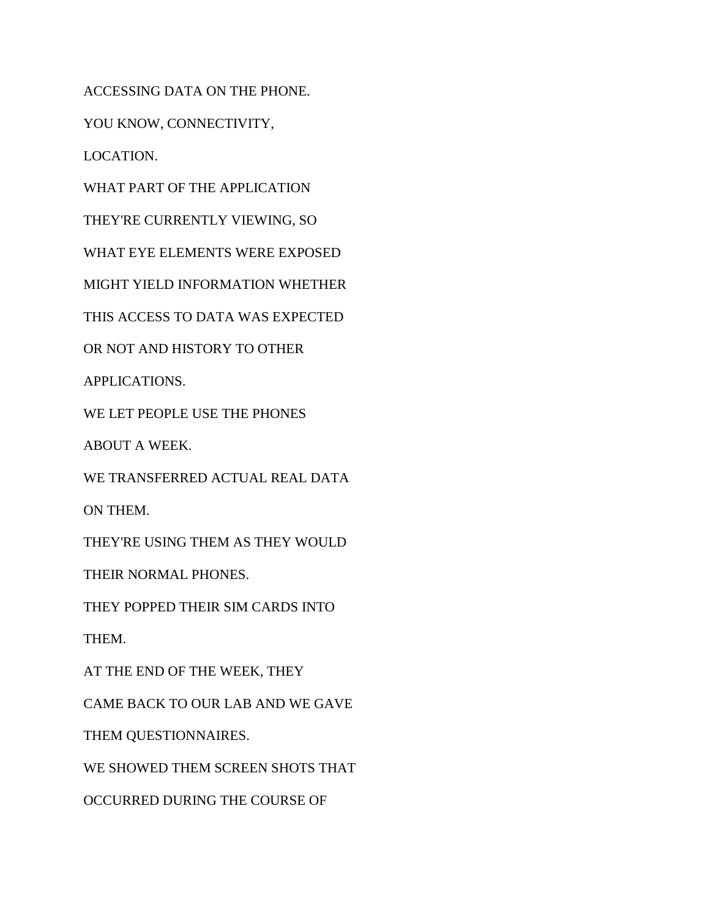ACCESSING DATA ON THE PHONE.

YOU KNOW, CONNECTIVITY,

LOCATION.

WHAT PART OF THE APPLICATION

THEY'RE CURRENTLY VIEWING, SO

WHAT EYE ELEMENTS WERE EXPOSED

MIGHT YIELD INFORMATION WHETHER

THIS ACCESS TO DATA WAS EXPECTED

OR NOT AND HISTORY TO OTHER

APPLICATIONS.

WE LET PEOPLE USE THE PHONES

ABOUT A WEEK.

WE TRANSFERRED ACTUAL REAL DATA

ON THEM.

THEY'RE USING THEM AS THEY WOULD

THEIR NORMAL PHONES.

THEY POPPED THEIR SIM CARDS INTO

THEM.

AT THE END OF THE WEEK, THEY

CAME BACK TO OUR LAB AND WE GAVE

THEM QUESTIONNAIRES.

WE SHOWED THEM SCREEN SHOTS THAT

OCCURRED DURING THE COURSE OF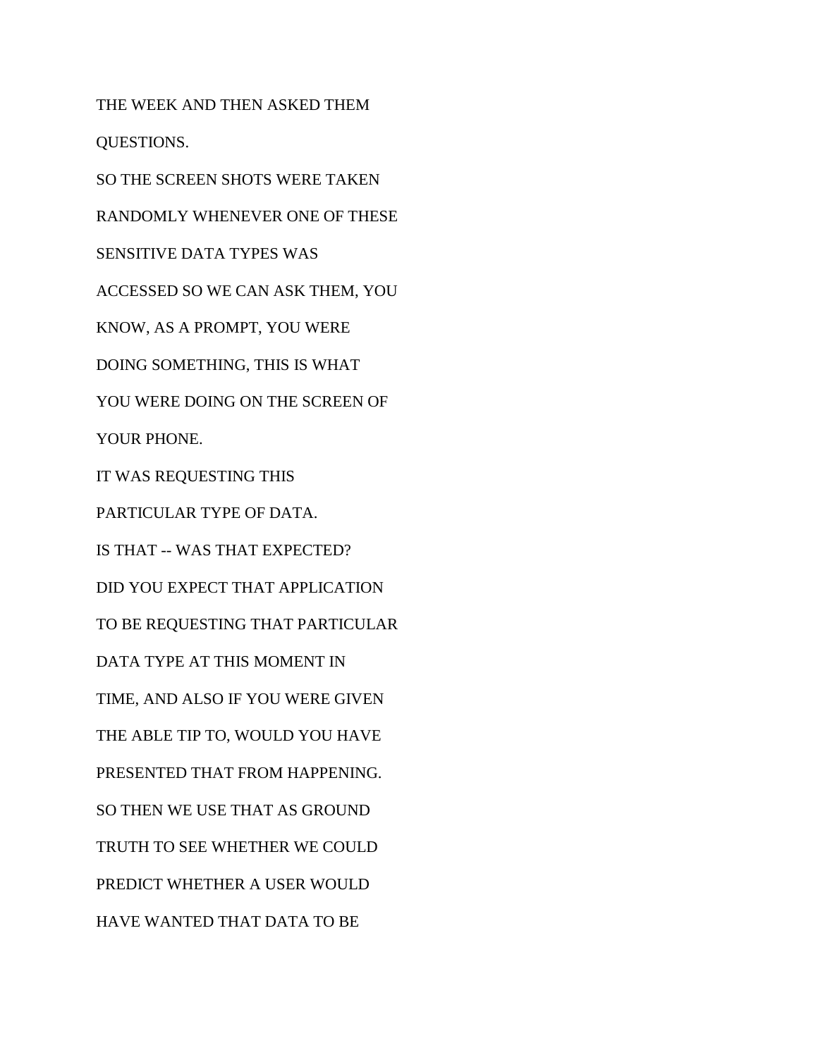THE WEEK AND THEN ASKED THEM

QUESTIONS.

SO THE SCREEN SHOTS WERE TAKEN

RANDOMLY WHENEVER ONE OF THESE

SENSITIVE DATA TYPES WAS

ACCESSED SO WE CAN ASK THEM, YOU

KNOW, AS A PROMPT, YOU WERE

DOING SOMETHING, THIS IS WHAT

YOU WERE DOING ON THE SCREEN OF

YOUR PHONE.

IT WAS REQUESTING THIS

PARTICULAR TYPE OF DATA.

IS THAT -- WAS THAT EXPECTED?

DID YOU EXPECT THAT APPLICATION

TO BE REQUESTING THAT PARTICULAR

DATA TYPE AT THIS MOMENT IN

TIME, AND ALSO IF YOU WERE GIVEN

THE ABLE TIP TO, WOULD YOU HAVE

PRESENTED THAT FROM HAPPENING.

SO THEN WE USE THAT AS GROUND

TRUTH TO SEE WHETHER WE COULD

PREDICT WHETHER A USER WOULD

HAVE WANTED THAT DATA TO BE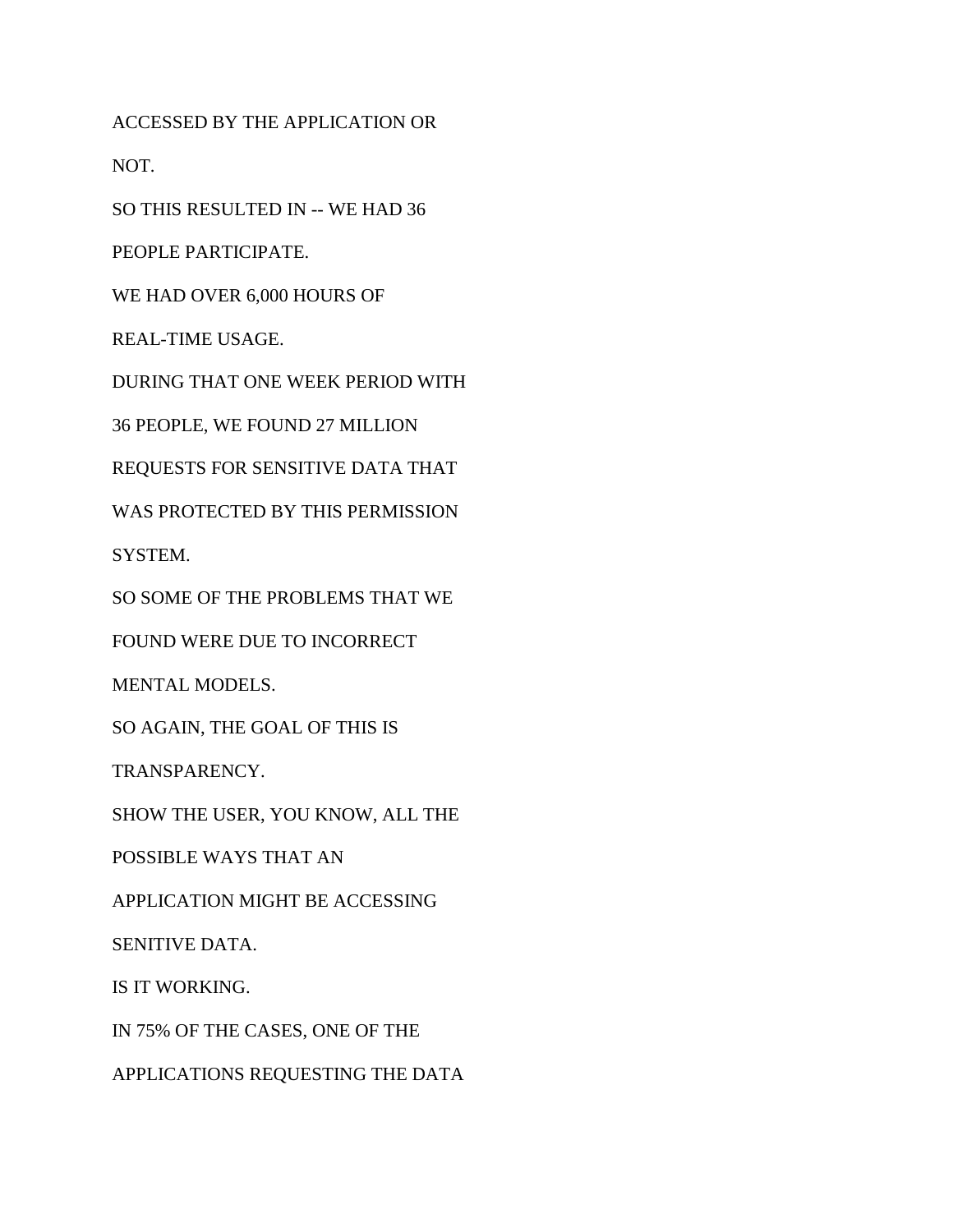ACCESSED BY THE APPLICATION OR

NOT.

SO THIS RESULTED IN -- WE HAD 36

PEOPLE PARTICIPATE.

WE HAD OVER 6,000 HOURS OF

REAL-TIME USAGE.

DURING THAT ONE WEEK PERIOD WITH

36 PEOPLE, WE FOUND 27 MILLION

REQUESTS FOR SENSITIVE DATA THAT

WAS PROTECTED BY THIS PERMISSION

SYSTEM.

SO SOME OF THE PROBLEMS THAT WE

FOUND WERE DUE TO INCORRECT

MENTAL MODELS.

SO AGAIN, THE GOAL OF THIS IS

TRANSPARENCY.

SHOW THE USER, YOU KNOW, ALL THE

POSSIBLE WAYS THAT AN

APPLICATION MIGHT BE ACCESSING

SENITIVE DATA.

IS IT WORKING.

IN 75% OF THE CASES, ONE OF THE

APPLICATIONS REQUESTING THE DATA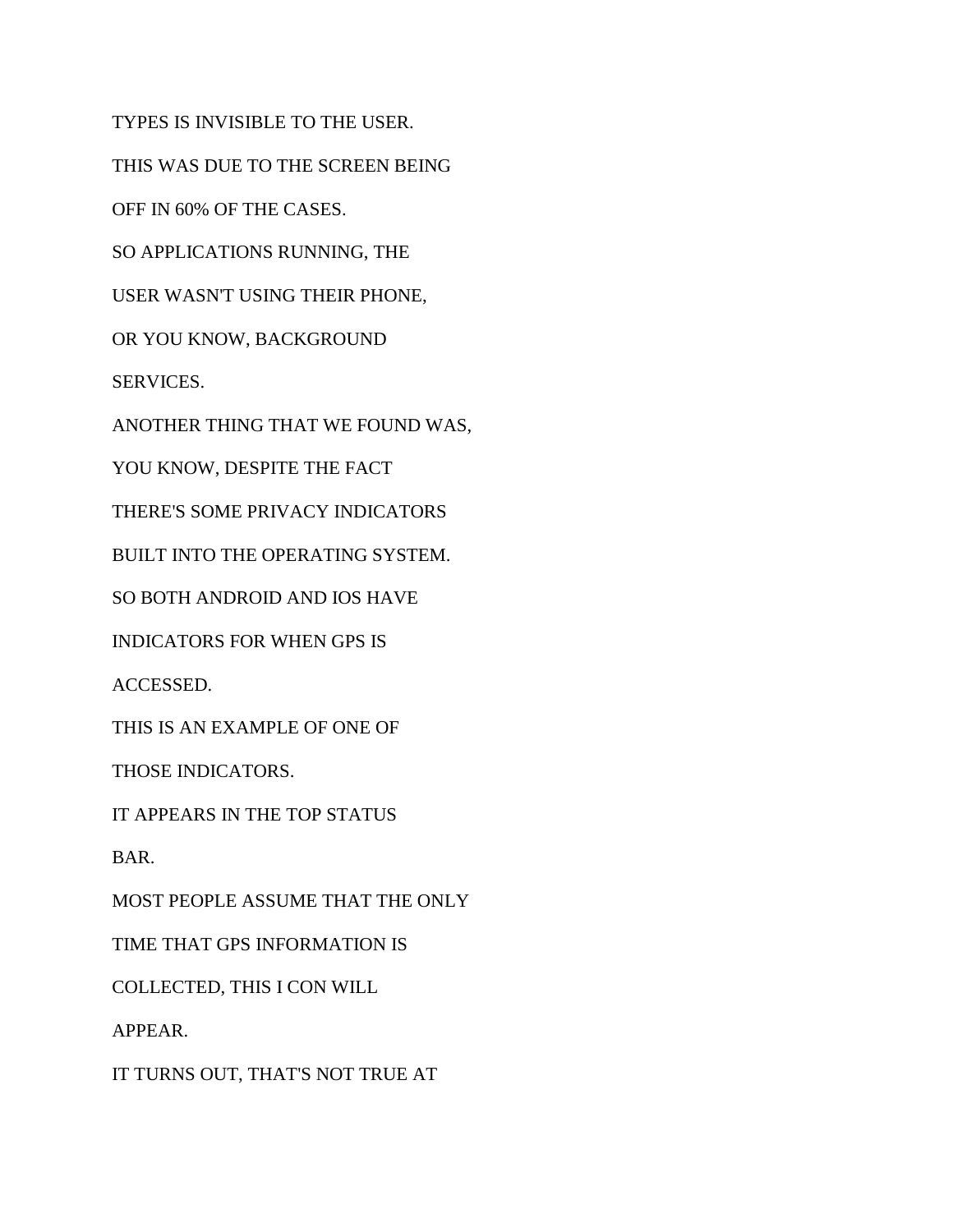TYPES IS INVISIBLE TO THE USER.

THIS WAS DUE TO THE SCREEN BEING

OFF IN 60% OF THE CASES.

SO APPLICATIONS RUNNING, THE

USER WASN'T USING THEIR PHONE,

OR YOU KNOW, BACKGROUND

SERVICES.

ANOTHER THING THAT WE FOUND WAS,

YOU KNOW, DESPITE THE FACT

THERE'S SOME PRIVACY INDICATORS

BUILT INTO THE OPERATING SYSTEM.

SO BOTH ANDROID AND IOS HAVE

INDICATORS FOR WHEN GPS IS

ACCESSED.

THIS IS AN EXAMPLE OF ONE OF

THOSE INDICATORS.

IT APPEARS IN THE TOP STATUS

BAR.

MOST PEOPLE ASSUME THAT THE ONLY

TIME THAT GPS INFORMATION IS

COLLECTED, THIS I CON WILL

APPEAR.

IT TURNS OUT, THAT'S NOT TRUE AT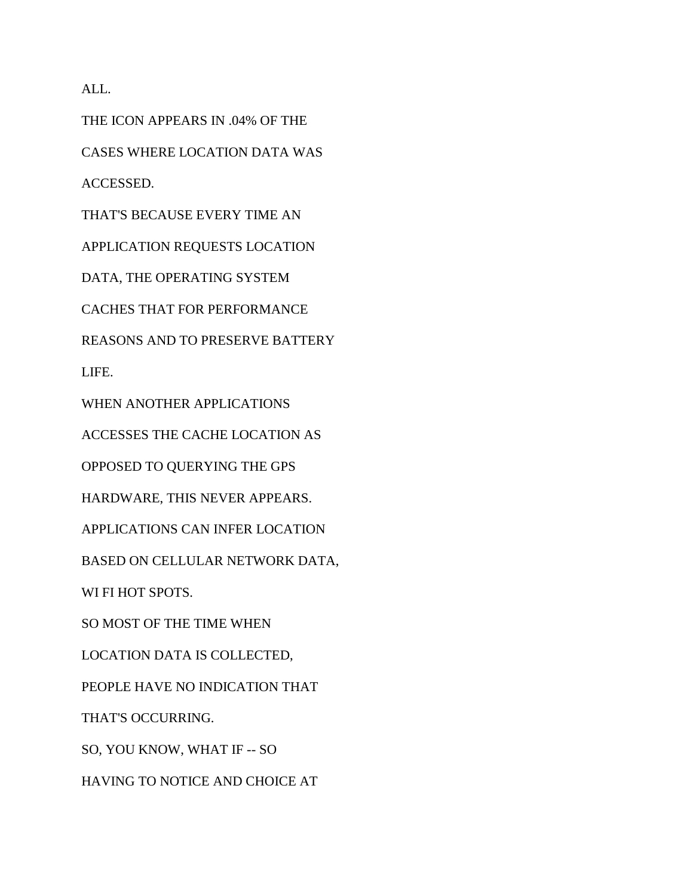ALL.

THE ICON APPEARS IN .04% OF THE

CASES WHERE LOCATION DATA WAS

ACCESSED.

THAT'S BECAUSE EVERY TIME AN

APPLICATION REQUESTS LOCATION

DATA, THE OPERATING SYSTEM

CACHES THAT FOR PERFORMANCE

REASONS AND TO PRESERVE BATTERY

LIFE.

WHEN ANOTHER APPLICATIONS

ACCESSES THE CACHE LOCATION AS

OPPOSED TO QUERYING THE GPS

HARDWARE, THIS NEVER APPEARS.

APPLICATIONS CAN INFER LOCATION

BASED ON CELLULAR NETWORK DATA,

WI FI HOT SPOTS.

SO MOST OF THE TIME WHEN

LOCATION DATA IS COLLECTED,

PEOPLE HAVE NO INDICATION THAT

THAT'S OCCURRING.

SO, YOU KNOW, WHAT IF -- SO

HAVING TO NOTICE AND CHOICE AT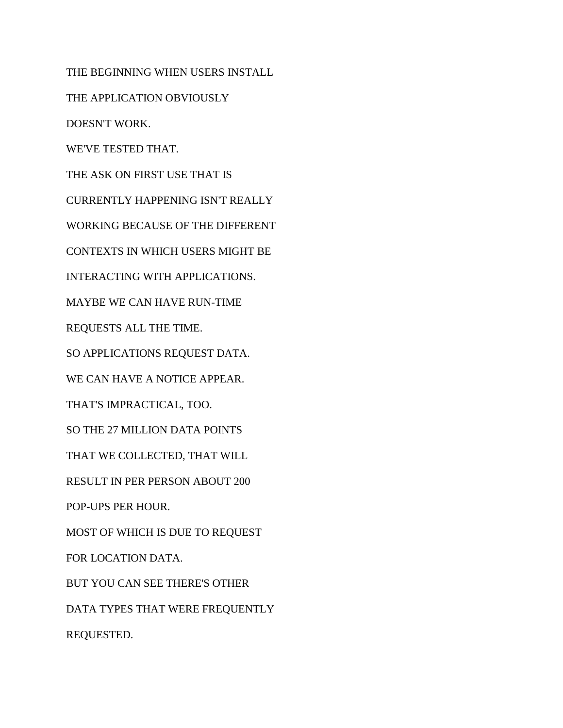THE BEGINNING WHEN USERS INSTALL

THE APPLICATION OBVIOUSLY

DOESN'T WORK.

WE'VE TESTED THAT.

THE ASK ON FIRST USE THAT IS

CURRENTLY HAPPENING ISN'T REALLY

WORKING BECAUSE OF THE DIFFERENT

CONTEXTS IN WHICH USERS MIGHT BE

INTERACTING WITH APPLICATIONS.

MAYBE WE CAN HAVE RUN-TIME

REQUESTS ALL THE TIME.

SO APPLICATIONS REQUEST DATA.

WE CAN HAVE A NOTICE APPEAR.

THAT'S IMPRACTICAL, TOO.

SO THE 27 MILLION DATA POINTS

THAT WE COLLECTED, THAT WILL

RESULT IN PER PERSON ABOUT 200

POP-UPS PER HOUR.

MOST OF WHICH IS DUE TO REQUEST

FOR LOCATION DATA.

BUT YOU CAN SEE THERE'S OTHER

DATA TYPES THAT WERE FREQUENTLY

REQUESTED.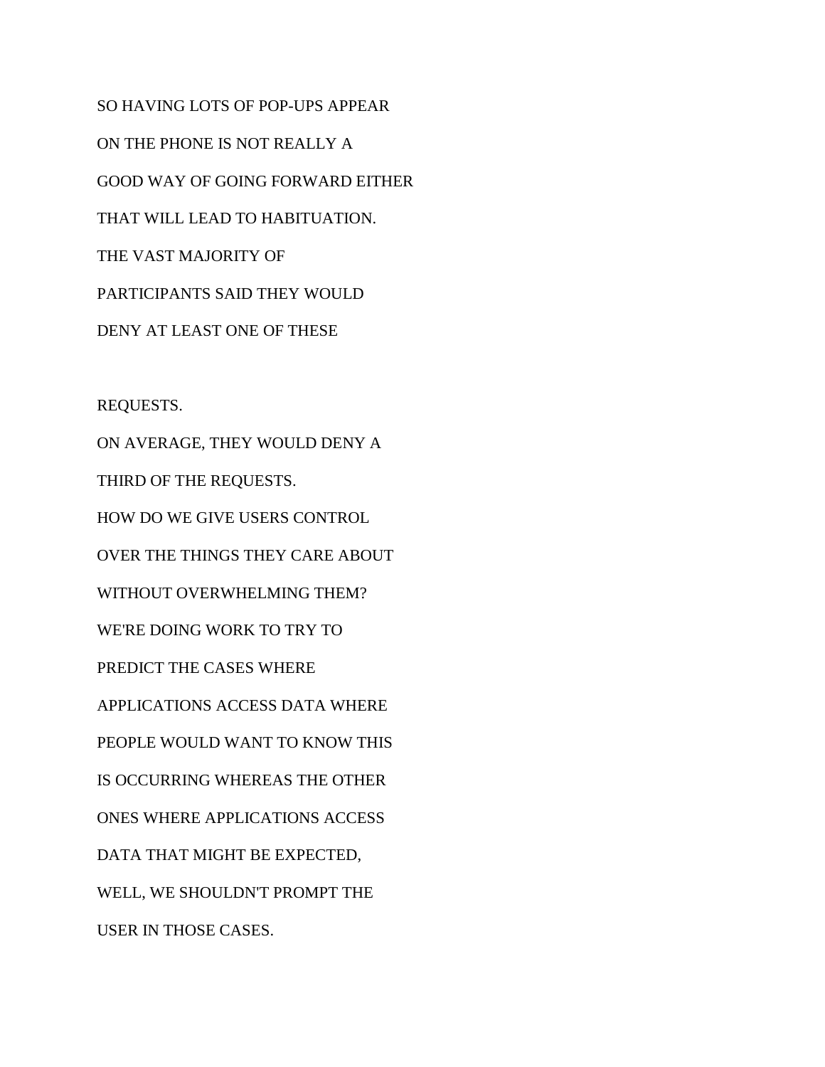SO HAVING LOTS OF POP-UPS APPEAR

ON THE PHONE IS NOT REALLY A

GOOD WAY OF GOING FORWARD EITHER

THAT WILL LEAD TO HABITUATION.

THE VAST MAJORITY OF

PARTICIPANTS SAID THEY WOULD

DENY AT LEAST ONE OF THESE

REQUESTS.

ON AVERAGE, THEY WOULD DENY A

THIRD OF THE REQUESTS.

HOW DO WE GIVE USERS CONTROL

OVER THE THINGS THEY CARE ABOUT

WITHOUT OVERWHELMING THEM?

WE'RE DOING WORK TO TRY TO

PREDICT THE CASES WHERE

APPLICATIONS ACCESS DATA WHERE

PEOPLE WOULD WANT TO KNOW THIS

IS OCCURRING WHEREAS THE OTHER

ONES WHERE APPLICATIONS ACCESS

DATA THAT MIGHT BE EXPECTED,

WELL, WE SHOULDN'T PROMPT THE

USER IN THOSE CASES.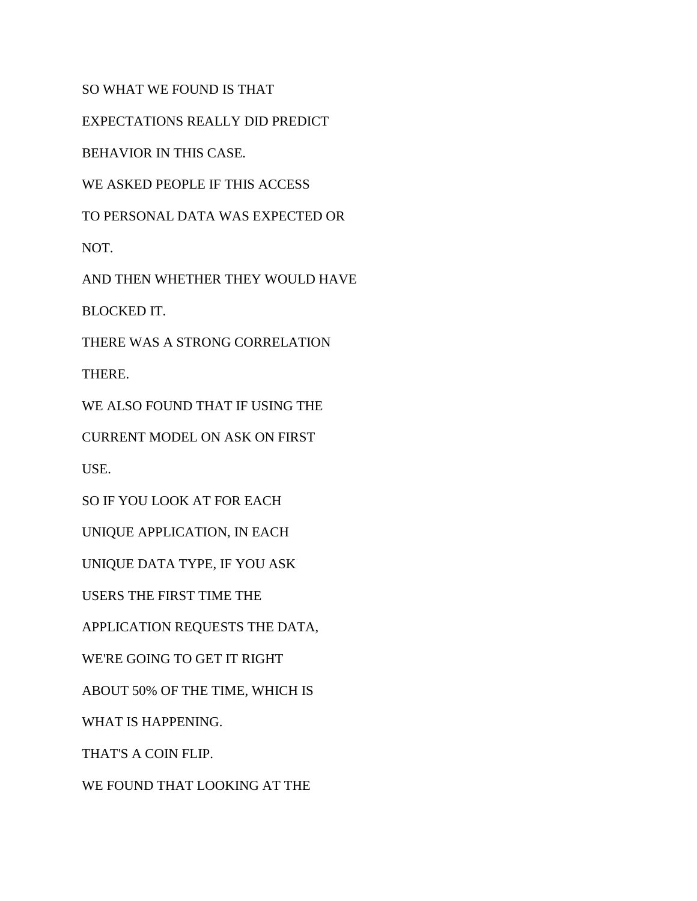SO WHAT WE FOUND IS THAT

EXPECTATIONS REALLY DID PREDICT

BEHAVIOR IN THIS CASE.

WE ASKED PEOPLE IF THIS ACCESS

TO PERSONAL DATA WAS EXPECTED OR

NOT.

AND THEN WHETHER THEY WOULD HAVE

BLOCKED IT.

THERE WAS A STRONG CORRELATION

THERE.

WE ALSO FOUND THAT IF USING THE

CURRENT MODEL ON ASK ON FIRST

USE.

SO IF YOU LOOK AT FOR EACH

UNIQUE APPLICATION, IN EACH

UNIQUE DATA TYPE, IF YOU ASK

USERS THE FIRST TIME THE

APPLICATION REQUESTS THE DATA,

WE'RE GOING TO GET IT RIGHT

ABOUT 50% OF THE TIME, WHICH IS

WHAT IS HAPPENING.

THAT'S A COIN FLIP.

WE FOUND THAT LOOKING AT THE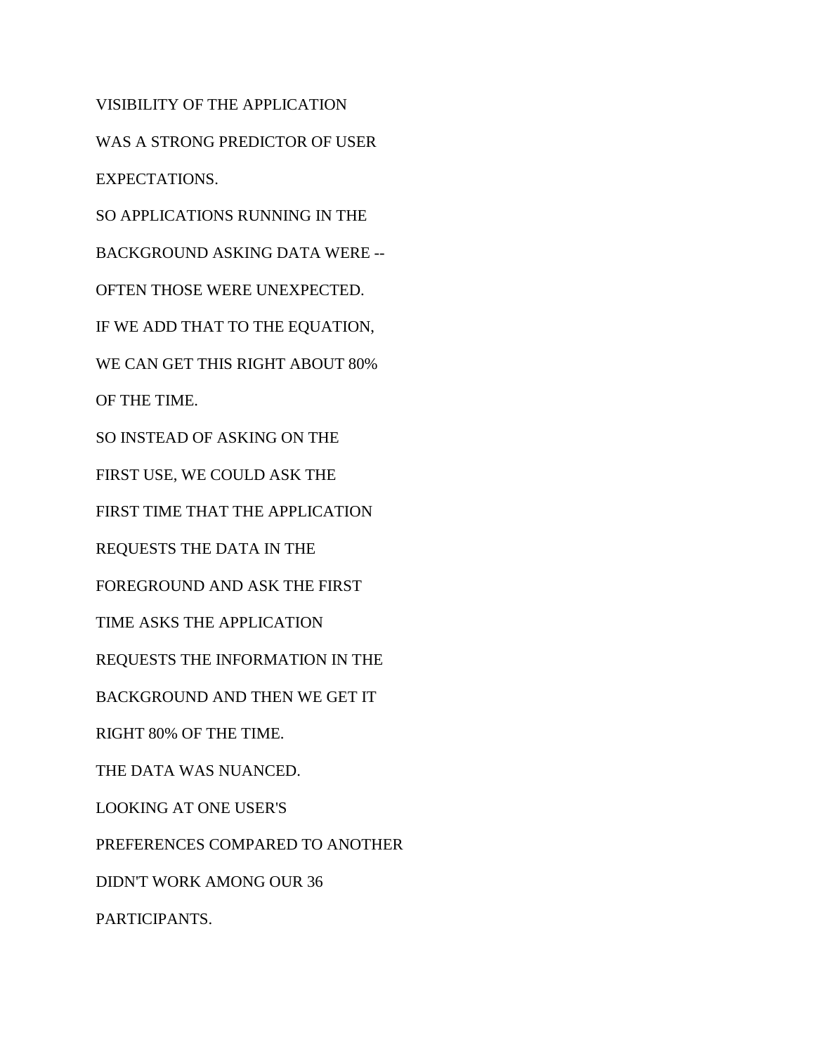VISIBILITY OF THE APPLICATION

WAS A STRONG PREDICTOR OF USER

EXPECTATIONS.

SO APPLICATIONS RUNNING IN THE

BACKGROUND ASKING DATA WERE --

OFTEN THOSE WERE UNEXPECTED.

IF WE ADD THAT TO THE EQUATION,

WE CAN GET THIS RIGHT ABOUT 80%

OF THE TIME.

SO INSTEAD OF ASKING ON THE

FIRST USE, WE COULD ASK THE

FIRST TIME THAT THE APPLICATION

REQUESTS THE DATA IN THE

FOREGROUND AND ASK THE FIRST

TIME ASKS THE APPLICATION

REQUESTS THE INFORMATION IN THE

BACKGROUND AND THEN WE GET IT

RIGHT 80% OF THE TIME.

THE DATA WAS NUANCED.

LOOKING AT ONE USER'S

PREFERENCES COMPARED TO ANOTHER

DIDN'T WORK AMONG OUR 36

PARTICIPANTS.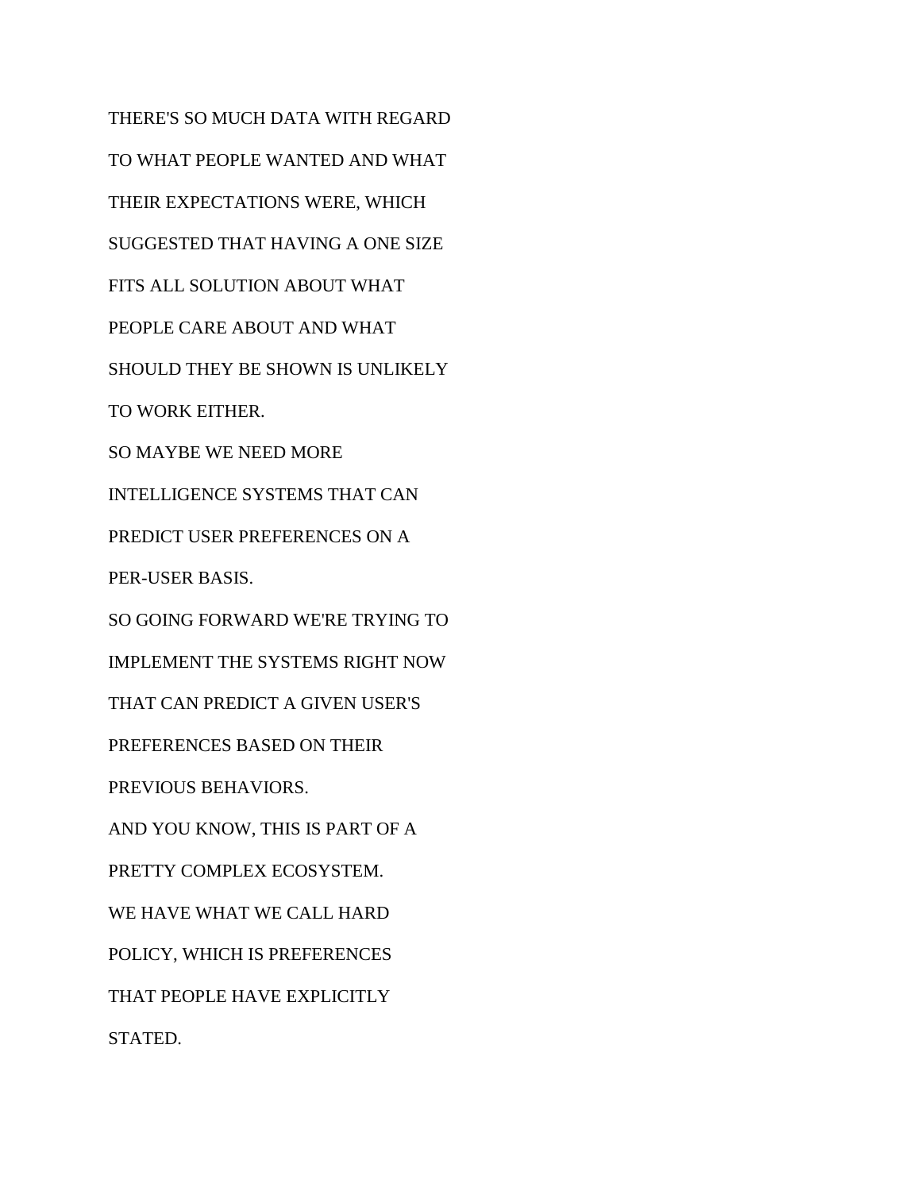THERE'S SO MUCH DATA WITH REGARD
TO WHAT PEOPLE WANTED AND WHAT
THEIR EXPECTATIONS WERE, WHICH
SUGGESTED THAT HAVING A ONE SIZE
FITS ALL SOLUTION ABOUT WHAT
PEOPLE CARE ABOUT AND WHAT
SHOULD THEY BE SHOWN IS UNLIKELY
TO WORK EITHER.
SO MAYBE WE NEED MORE
INTELLIGENCE SYSTEMS THAT CAN
PREDICT USER PREFERENCES ON A
PER-USER BASIS.
SO GOING FORWARD WE'RE TRYING TO
IMPLEMENT THE SYSTEMS RIGHT NOW
THAT CAN PREDICT A GIVEN USER'S
PREFERENCES BASED ON THEIR
PREVIOUS BEHAVIORS.
AND YOU KNOW, THIS IS PART OF A
PRETTY COMPLEX ECOSYSTEM.
WE HAVE WHAT WE CALL HARD
POLICY, WHICH IS PREFERENCES
THAT PEOPLE HAVE EXPLICITLY
STATED.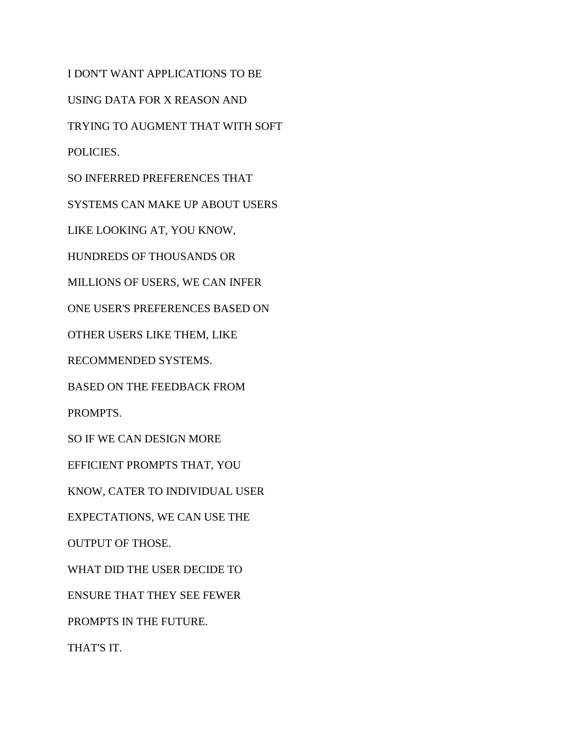I DON'T WANT APPLICATIONS TO BE

USING DATA FOR X REASON AND

TRYING TO AUGMENT THAT WITH SOFT

POLICIES.

SO INFERRED PREFERENCES THAT

SYSTEMS CAN MAKE UP ABOUT USERS

LIKE LOOKING AT, YOU KNOW,

HUNDREDS OF THOUSANDS OR

MILLIONS OF USERS, WE CAN INFER

ONE USER'S PREFERENCES BASED ON

OTHER USERS LIKE THEM, LIKE

RECOMMENDED SYSTEMS.

BASED ON THE FEEDBACK FROM

PROMPTS.

SO IF WE CAN DESIGN MORE

EFFICIENT PROMPTS THAT, YOU

KNOW, CATER TO INDIVIDUAL USER

EXPECTATIONS, WE CAN USE THE

OUTPUT OF THOSE.

WHAT DID THE USER DECIDE TO

ENSURE THAT THEY SEE FEWER

PROMPTS IN THE FUTURE.

THAT'S IT.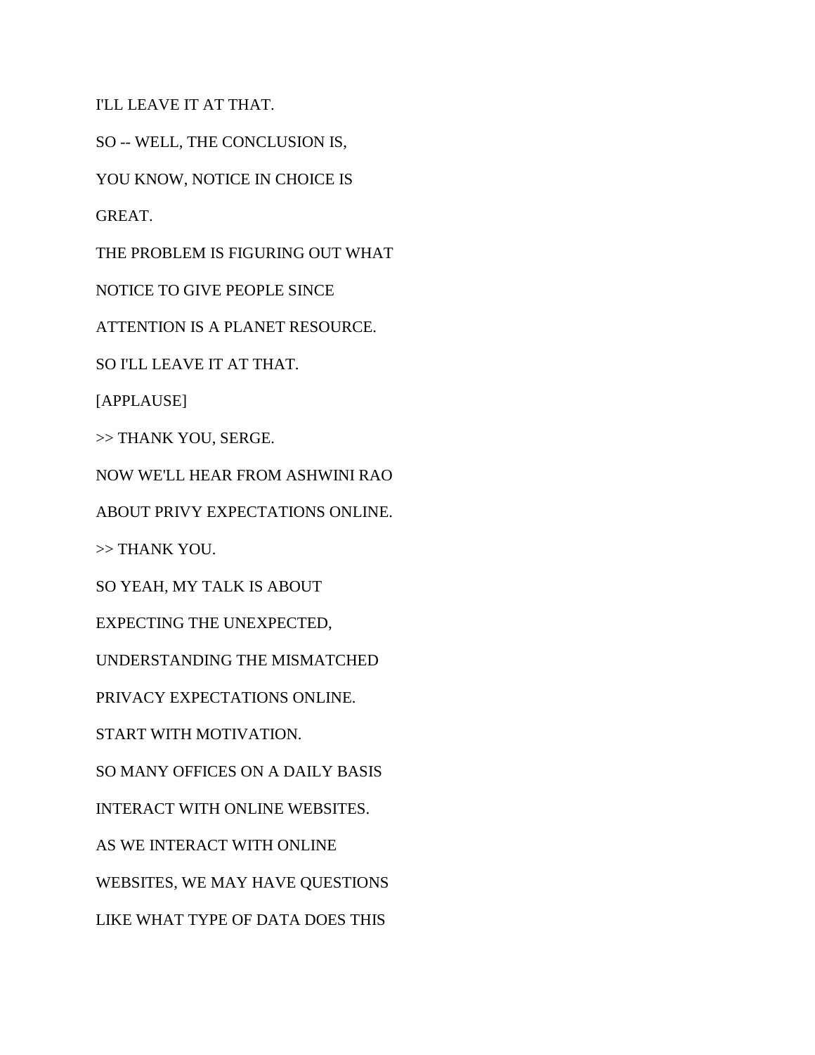I'LL LEAVE IT AT THAT.

SO -- WELL, THE CONCLUSION IS,

YOU KNOW, NOTICE IN CHOICE IS

GREAT.

THE PROBLEM IS FIGURING OUT WHAT

NOTICE TO GIVE PEOPLE SINCE

ATTENTION IS A PLANET RESOURCE.

SO I'LL LEAVE IT AT THAT.

[APPLAUSE]

>> THANK YOU, SERGE.

NOW WE'LL HEAR FROM ASHWINI RAO

ABOUT PRIVY EXPECTATIONS ONLINE.

>> THANK YOU.

SO YEAH, MY TALK IS ABOUT

EXPECTING THE UNEXPECTED,

UNDERSTANDING THE MISMATCHED

PRIVACY EXPECTATIONS ONLINE.

START WITH MOTIVATION.

SO MANY OFFICES ON A DAILY BASIS

INTERACT WITH ONLINE WEBSITES.

AS WE INTERACT WITH ONLINE

WEBSITES, WE MAY HAVE QUESTIONS

LIKE WHAT TYPE OF DATA DOES THIS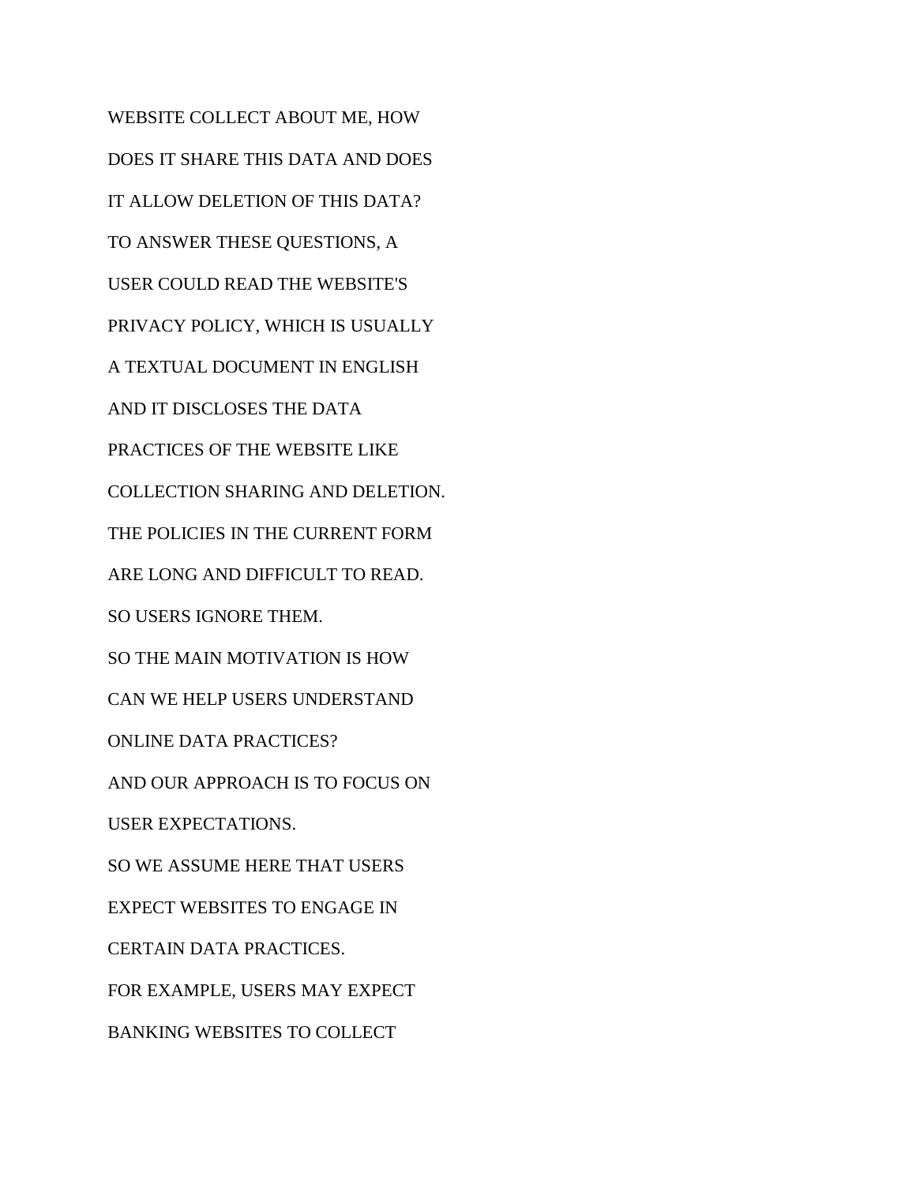WEBSITE COLLECT ABOUT ME, HOW

DOES IT SHARE THIS DATA AND DOES

IT ALLOW DELETION OF THIS DATA?

TO ANSWER THESE QUESTIONS, A

USER COULD READ THE WEBSITE'S

PRIVACY POLICY, WHICH IS USUALLY

A TEXTUAL DOCUMENT IN ENGLISH

AND IT DISCLOSES THE DATA

PRACTICES OF THE WEBSITE LIKE

COLLECTION SHARING AND DELETION.

THE POLICIES IN THE CURRENT FORM

ARE LONG AND DIFFICULT TO READ.

SO USERS IGNORE THEM.

SO THE MAIN MOTIVATION IS HOW

CAN WE HELP USERS UNDERSTAND

ONLINE DATA PRACTICES?

AND OUR APPROACH IS TO FOCUS ON

USER EXPECTATIONS.

SO WE ASSUME HERE THAT USERS

EXPECT WEBSITES TO ENGAGE IN

CERTAIN DATA PRACTICES.

FOR EXAMPLE, USERS MAY EXPECT

BANKING WEBSITES TO COLLECT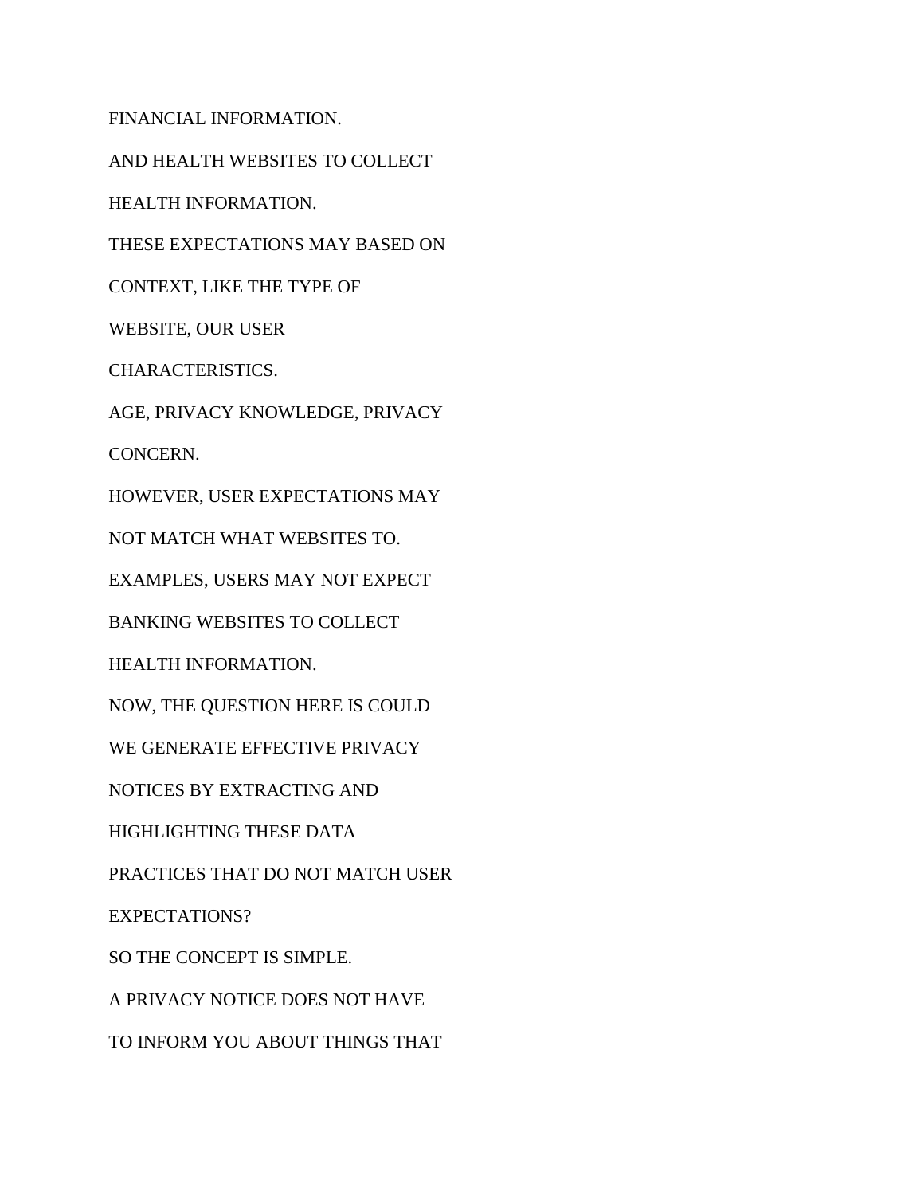FINANCIAL INFORMATION.

AND HEALTH WEBSITES TO COLLECT

HEALTH INFORMATION.

THESE EXPECTATIONS MAY BASED ON

CONTEXT, LIKE THE TYPE OF

WEBSITE, OUR USER

CHARACTERISTICS.

AGE, PRIVACY KNOWLEDGE, PRIVACY

CONCERN.

HOWEVER, USER EXPECTATIONS MAY

NOT MATCH WHAT WEBSITES TO.

EXAMPLES, USERS MAY NOT EXPECT

BANKING WEBSITES TO COLLECT

HEALTH INFORMATION.

NOW, THE QUESTION HERE IS COULD

WE GENERATE EFFECTIVE PRIVACY

NOTICES BY EXTRACTING AND

HIGHLIGHTING THESE DATA

PRACTICES THAT DO NOT MATCH USER

EXPECTATIONS?

SO THE CONCEPT IS SIMPLE.

A PRIVACY NOTICE DOES NOT HAVE

TO INFORM YOU ABOUT THINGS THAT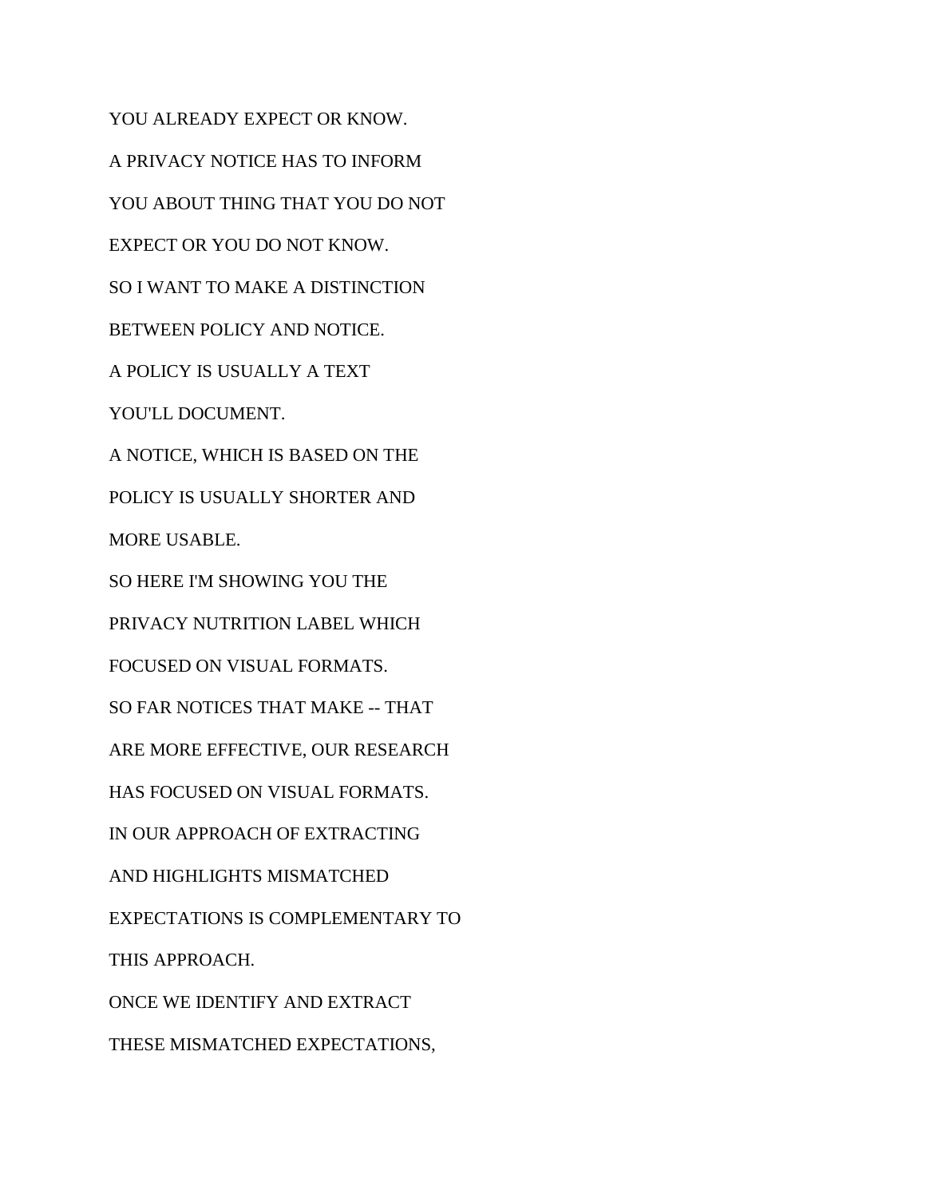YOU ALREADY EXPECT OR KNOW.

A PRIVACY NOTICE HAS TO INFORM

YOU ABOUT THING THAT YOU DO NOT

EXPECT OR YOU DO NOT KNOW.

SO I WANT TO MAKE A DISTINCTION

BETWEEN POLICY AND NOTICE.

A POLICY IS USUALLY A TEXT

YOU'LL DOCUMENT.

A NOTICE, WHICH IS BASED ON THE

POLICY IS USUALLY SHORTER AND

MORE USABLE.

SO HERE I'M SHOWING YOU THE

PRIVACY NUTRITION LABEL WHICH

FOCUSED ON VISUAL FORMATS.

SO FAR NOTICES THAT MAKE -- THAT

ARE MORE EFFECTIVE, OUR RESEARCH

HAS FOCUSED ON VISUAL FORMATS.

IN OUR APPROACH OF EXTRACTING

AND HIGHLIGHTS MISMATCHED

EXPECTATIONS IS COMPLEMENTARY TO

THIS APPROACH.

ONCE WE IDENTIFY AND EXTRACT

THESE MISMATCHED EXPECTATIONS,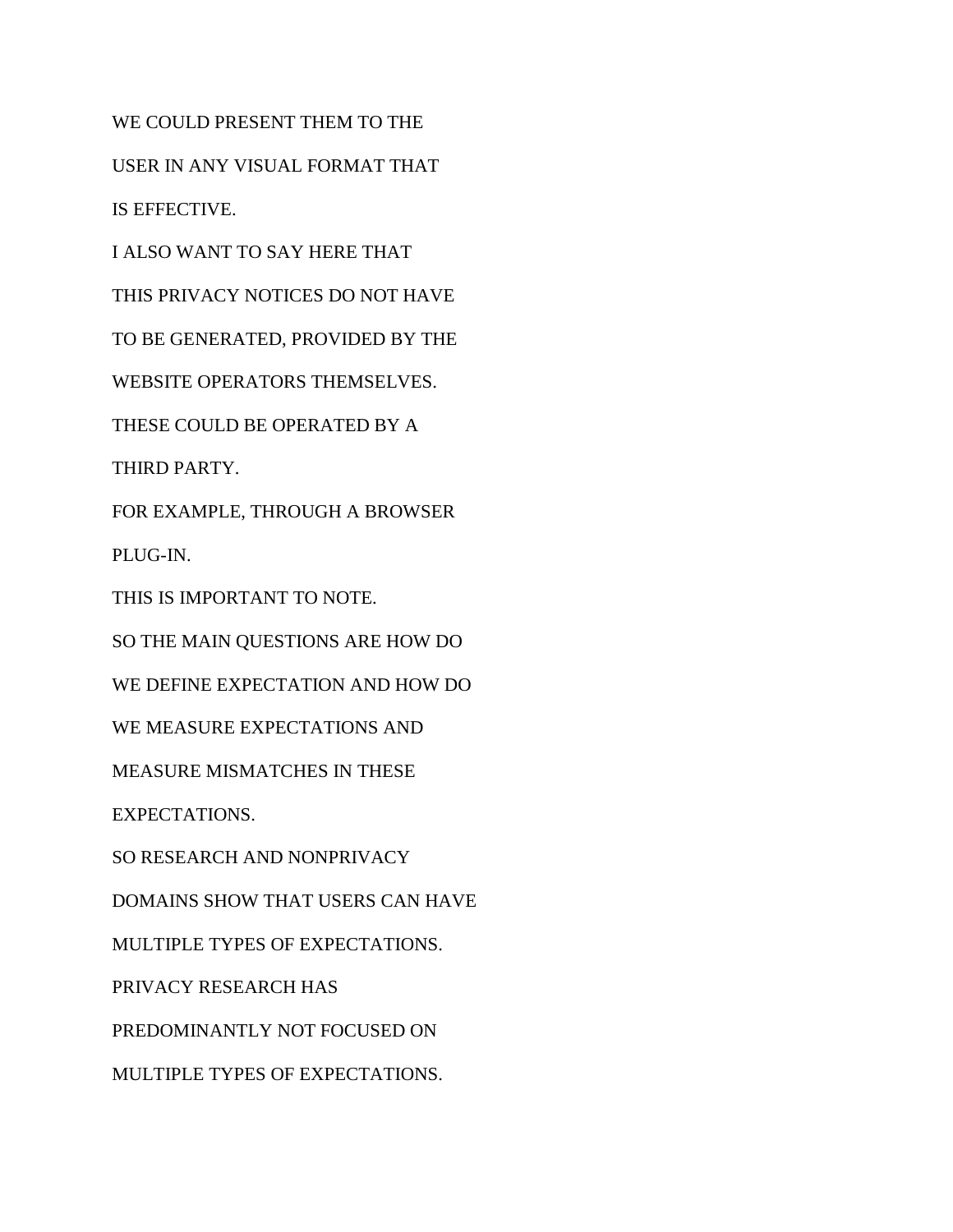WE COULD PRESENT THEM TO THE

USER IN ANY VISUAL FORMAT THAT

IS EFFECTIVE.

I ALSO WANT TO SAY HERE THAT

THIS PRIVACY NOTICES DO NOT HAVE

TO BE GENERATED, PROVIDED BY THE

WEBSITE OPERATORS THEMSELVES.

THESE COULD BE OPERATED BY A

THIRD PARTY.

FOR EXAMPLE, THROUGH A BROWSER

PLUG-IN.

THIS IS IMPORTANT TO NOTE.

SO THE MAIN QUESTIONS ARE HOW DO

WE DEFINE EXPECTATION AND HOW DO

WE MEASURE EXPECTATIONS AND

MEASURE MISMATCHES IN THESE

EXPECTATIONS.

SO RESEARCH AND NONPRIVACY

DOMAINS SHOW THAT USERS CAN HAVE

MULTIPLE TYPES OF EXPECTATIONS.

PRIVACY RESEARCH HAS

PREDOMINANTLY NOT FOCUSED ON

MULTIPLE TYPES OF EXPECTATIONS.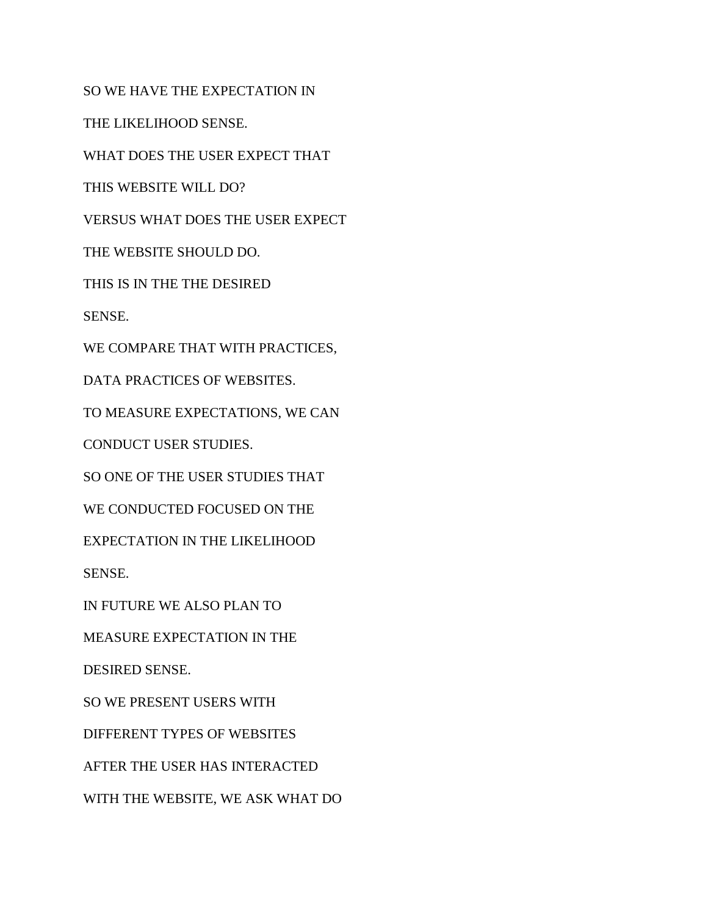SO WE HAVE THE EXPECTATION IN

THE LIKELIHOOD SENSE.

WHAT DOES THE USER EXPECT THAT

THIS WEBSITE WILL DO?

VERSUS WHAT DOES THE USER EXPECT

THE WEBSITE SHOULD DO.

THIS IS IN THE THE DESIRED

SENSE.

WE COMPARE THAT WITH PRACTICES,

DATA PRACTICES OF WEBSITES.

TO MEASURE EXPECTATIONS, WE CAN

CONDUCT USER STUDIES.

SO ONE OF THE USER STUDIES THAT

WE CONDUCTED FOCUSED ON THE

EXPECTATION IN THE LIKELIHOOD

SENSE.

IN FUTURE WE ALSO PLAN TO

MEASURE EXPECTATION IN THE

DESIRED SENSE.

SO WE PRESENT USERS WITH

DIFFERENT TYPES OF WEBSITES

AFTER THE USER HAS INTERACTED

WITH THE WEBSITE, WE ASK WHAT DO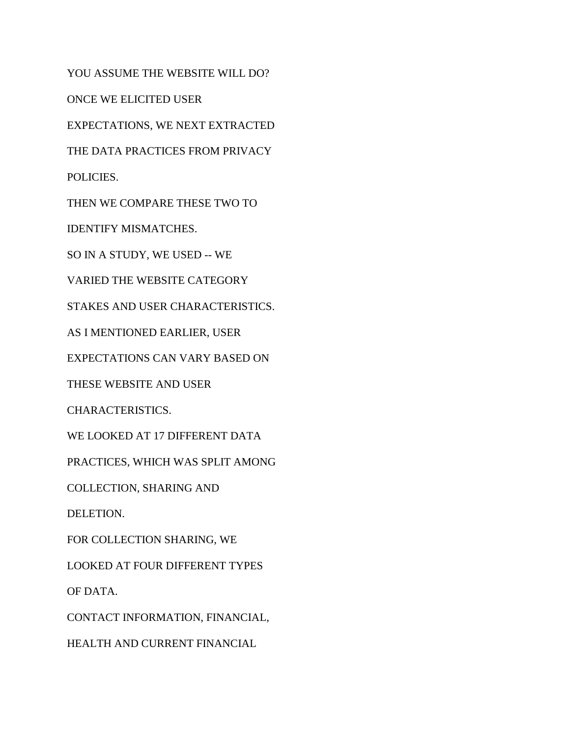YOU ASSUME THE WEBSITE WILL DO?

ONCE WE ELICITED USER

EXPECTATIONS, WE NEXT EXTRACTED

THE DATA PRACTICES FROM PRIVACY

POLICIES.

THEN WE COMPARE THESE TWO TO

IDENTIFY MISMATCHES.

SO IN A STUDY, WE USED -- WE

VARIED THE WEBSITE CATEGORY

STAKES AND USER CHARACTERISTICS.

AS I MENTIONED EARLIER, USER

EXPECTATIONS CAN VARY BASED ON

THESE WEBSITE AND USER

CHARACTERISTICS.

WE LOOKED AT 17 DIFFERENT DATA

PRACTICES, WHICH WAS SPLIT AMONG

COLLECTION, SHARING AND

DELETION.

FOR COLLECTION SHARING, WE

LOOKED AT FOUR DIFFERENT TYPES

OF DATA.

CONTACT INFORMATION, FINANCIAL,

HEALTH AND CURRENT FINANCIAL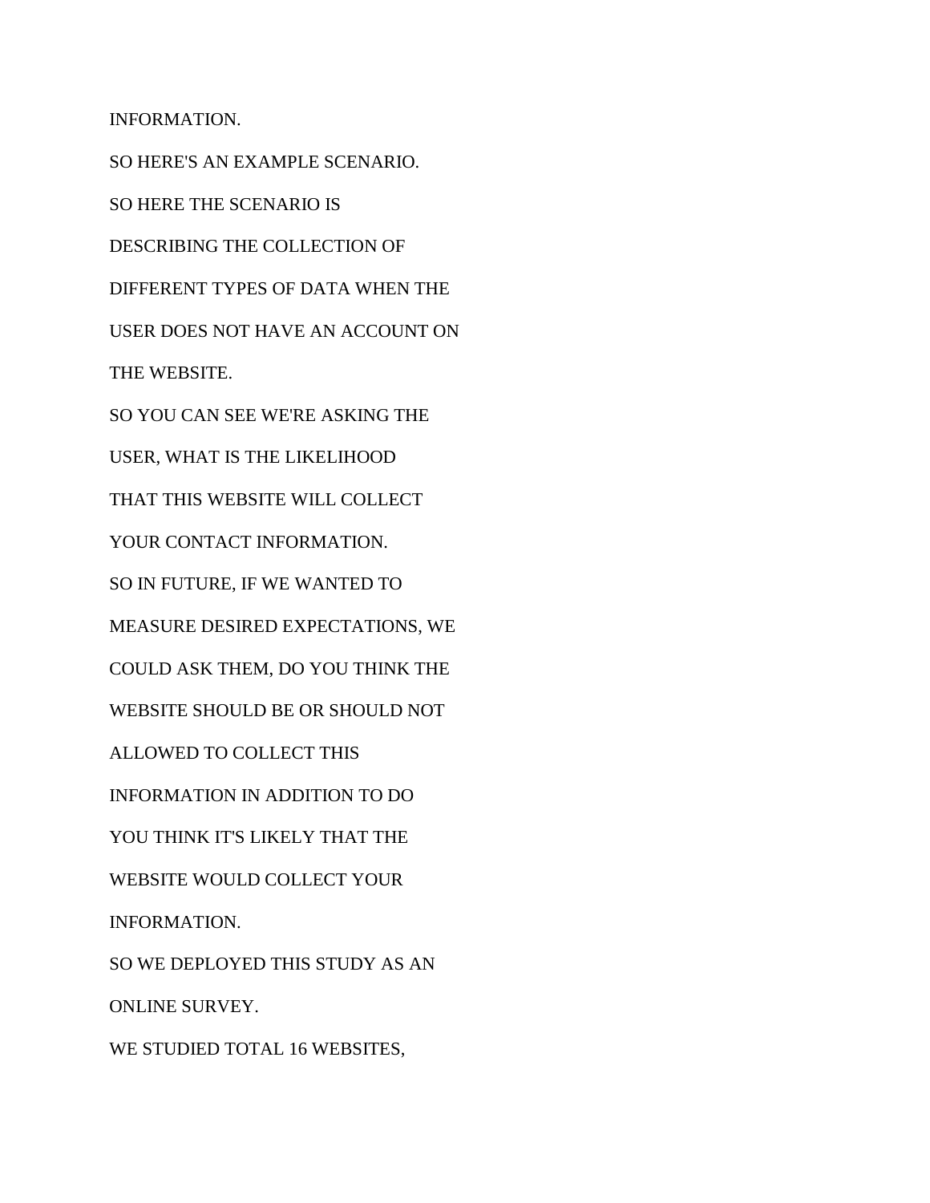INFORMATION.

SO HERE'S AN EXAMPLE SCENARIO.

SO HERE THE SCENARIO IS

DESCRIBING THE COLLECTION OF

DIFFERENT TYPES OF DATA WHEN THE

USER DOES NOT HAVE AN ACCOUNT ON

THE WEBSITE.

SO YOU CAN SEE WE'RE ASKING THE

USER, WHAT IS THE LIKELIHOOD

THAT THIS WEBSITE WILL COLLECT

YOUR CONTACT INFORMATION.

SO IN FUTURE, IF WE WANTED TO

MEASURE DESIRED EXPECTATIONS, WE

COULD ASK THEM, DO YOU THINK THE

WEBSITE SHOULD BE OR SHOULD NOT

ALLOWED TO COLLECT THIS

INFORMATION IN ADDITION TO DO

YOU THINK IT'S LIKELY THAT THE

WEBSITE WOULD COLLECT YOUR

INFORMATION.

SO WE DEPLOYED THIS STUDY AS AN

ONLINE SURVEY.

WE STUDIED TOTAL 16 WEBSITES,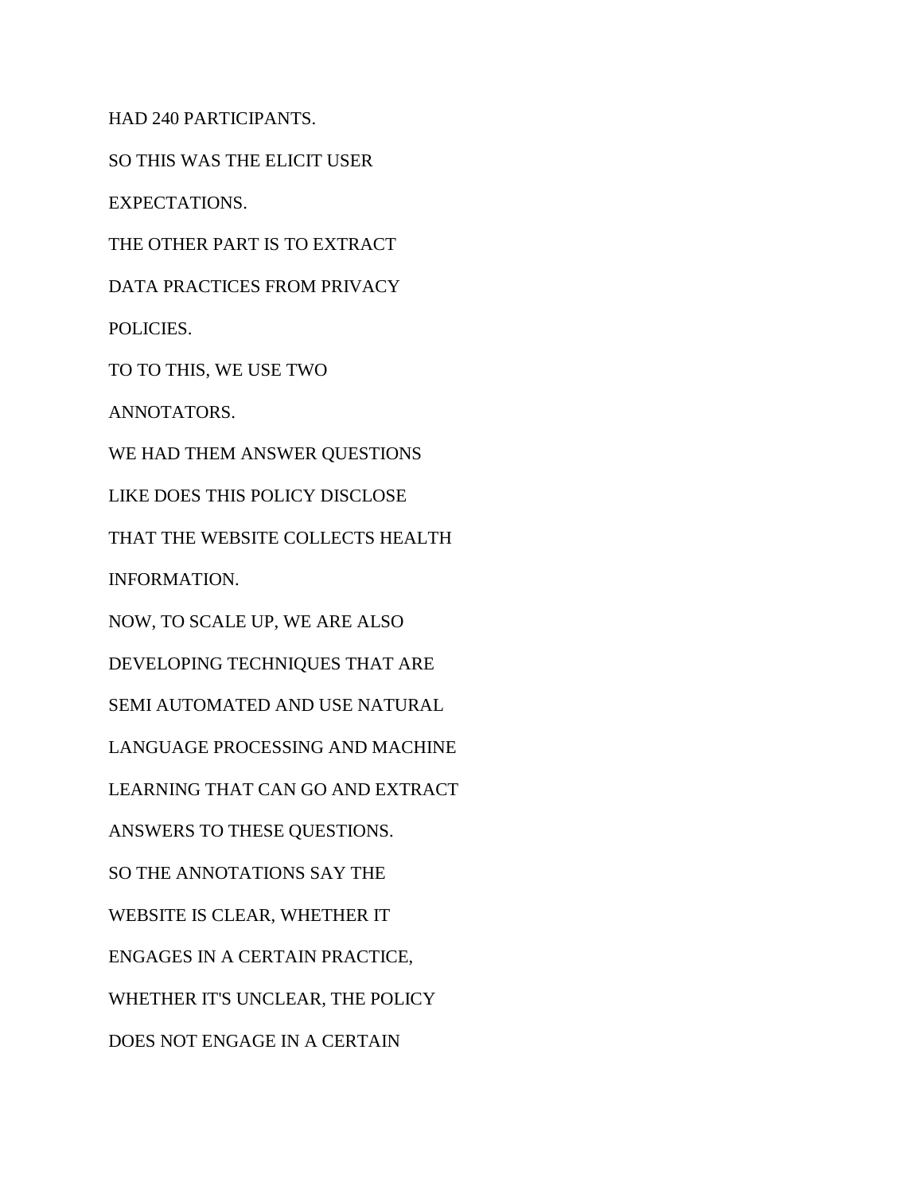HAD 240 PARTICIPANTS.

SO THIS WAS THE ELICIT USER

EXPECTATIONS.

THE OTHER PART IS TO EXTRACT

DATA PRACTICES FROM PRIVACY

POLICIES.

TO TO THIS, WE USE TWO

ANNOTATORS.

WE HAD THEM ANSWER QUESTIONS

LIKE DOES THIS POLICY DISCLOSE

THAT THE WEBSITE COLLECTS HEALTH

INFORMATION.

NOW, TO SCALE UP, WE ARE ALSO

DEVELOPING TECHNIQUES THAT ARE

SEMI AUTOMATED AND USE NATURAL

LANGUAGE PROCESSING AND MACHINE

LEARNING THAT CAN GO AND EXTRACT

ANSWERS TO THESE QUESTIONS.

SO THE ANNOTATIONS SAY THE

WEBSITE IS CLEAR, WHETHER IT

ENGAGES IN A CERTAIN PRACTICE,

WHETHER IT'S UNCLEAR, THE POLICY

DOES NOT ENGAGE IN A CERTAIN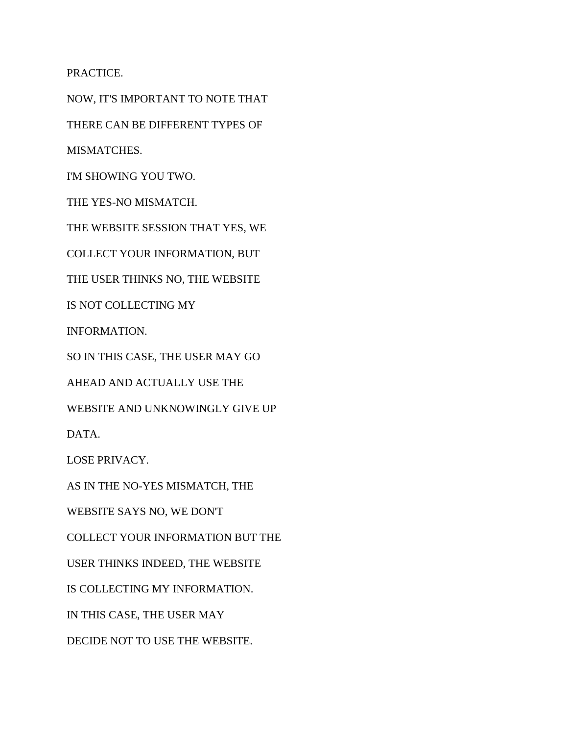PRACTICE.

NOW, IT'S IMPORTANT TO NOTE THAT

THERE CAN BE DIFFERENT TYPES OF

MISMATCHES.

I'M SHOWING YOU TWO.

THE YES-NO MISMATCH.

THE WEBSITE SESSION THAT YES, WE

COLLECT YOUR INFORMATION, BUT

THE USER THINKS NO, THE WEBSITE

IS NOT COLLECTING MY

INFORMATION.

SO IN THIS CASE, THE USER MAY GO

AHEAD AND ACTUALLY USE THE

WEBSITE AND UNKNOWINGLY GIVE UP

DATA.

LOSE PRIVACY.

AS IN THE NO-YES MISMATCH, THE

WEBSITE SAYS NO, WE DON'T

COLLECT YOUR INFORMATION BUT THE

USER THINKS INDEED, THE WEBSITE

IS COLLECTING MY INFORMATION.

IN THIS CASE, THE USER MAY

DECIDE NOT TO USE THE WEBSITE.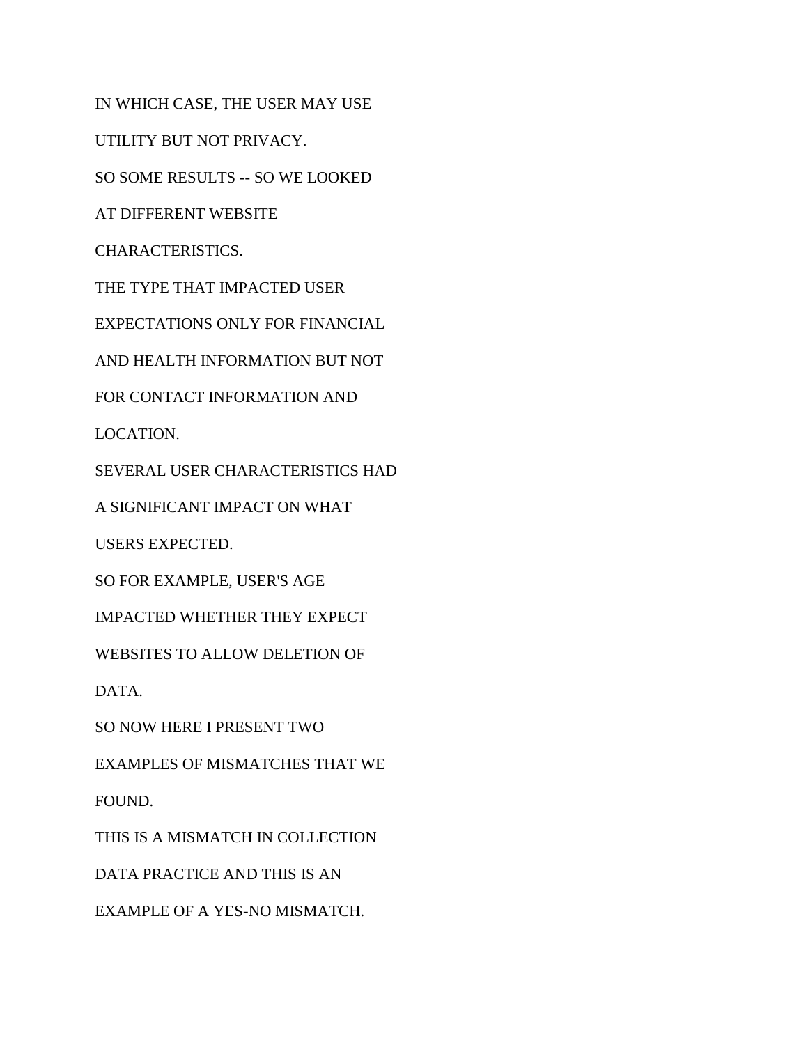IN WHICH CASE, THE USER MAY USE

UTILITY BUT NOT PRIVACY.

SO SOME RESULTS -- SO WE LOOKED

AT DIFFERENT WEBSITE

CHARACTERISTICS.

THE TYPE THAT IMPACTED USER

EXPECTATIONS ONLY FOR FINANCIAL

AND HEALTH INFORMATION BUT NOT

FOR CONTACT INFORMATION AND

LOCATION.

SEVERAL USER CHARACTERISTICS HAD

A SIGNIFICANT IMPACT ON WHAT

USERS EXPECTED.

SO FOR EXAMPLE, USER'S AGE

IMPACTED WHETHER THEY EXPECT

WEBSITES TO ALLOW DELETION OF

DATA.

SO NOW HERE I PRESENT TWO

EXAMPLES OF MISMATCHES THAT WE

FOUND.

THIS IS A MISMATCH IN COLLECTION

DATA PRACTICE AND THIS IS AN

EXAMPLE OF A YES-NO MISMATCH.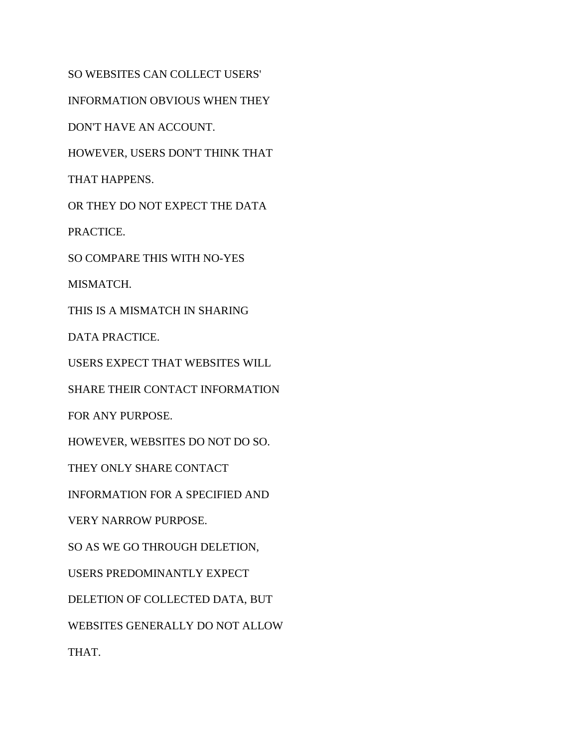SO WEBSITES CAN COLLECT USERS'

INFORMATION OBVIOUS WHEN THEY

DON'T HAVE AN ACCOUNT.

HOWEVER, USERS DON'T THINK THAT

THAT HAPPENS.

OR THEY DO NOT EXPECT THE DATA

PRACTICE.

SO COMPARE THIS WITH NO-YES

MISMATCH.

THIS IS A MISMATCH IN SHARING

DATA PRACTICE.

USERS EXPECT THAT WEBSITES WILL

SHARE THEIR CONTACT INFORMATION

FOR ANY PURPOSE.

HOWEVER, WEBSITES DO NOT DO SO.

THEY ONLY SHARE CONTACT

INFORMATION FOR A SPECIFIED AND

VERY NARROW PURPOSE.

SO AS WE GO THROUGH DELETION,

USERS PREDOMINANTLY EXPECT

DELETION OF COLLECTED DATA, BUT

WEBSITES GENERALLY DO NOT ALLOW

THAT.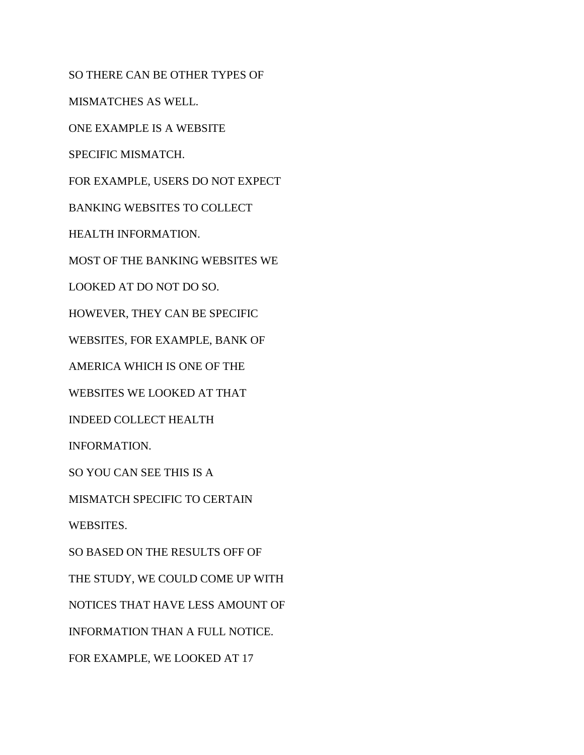SO THERE CAN BE OTHER TYPES OF

MISMATCHES AS WELL.

ONE EXAMPLE IS A WEBSITE

SPECIFIC MISMATCH.

FOR EXAMPLE, USERS DO NOT EXPECT

BANKING WEBSITES TO COLLECT

HEALTH INFORMATION.

MOST OF THE BANKING WEBSITES WE

LOOKED AT DO NOT DO SO.

HOWEVER, THEY CAN BE SPECIFIC

WEBSITES, FOR EXAMPLE, BANK OF

AMERICA WHICH IS ONE OF THE

WEBSITES WE LOOKED AT THAT

INDEED COLLECT HEALTH

INFORMATION.

SO YOU CAN SEE THIS IS A

MISMATCH SPECIFIC TO CERTAIN

WEBSITES.

SO BASED ON THE RESULTS OFF OF

THE STUDY, WE COULD COME UP WITH

NOTICES THAT HAVE LESS AMOUNT OF

INFORMATION THAN A FULL NOTICE.

FOR EXAMPLE, WE LOOKED AT 17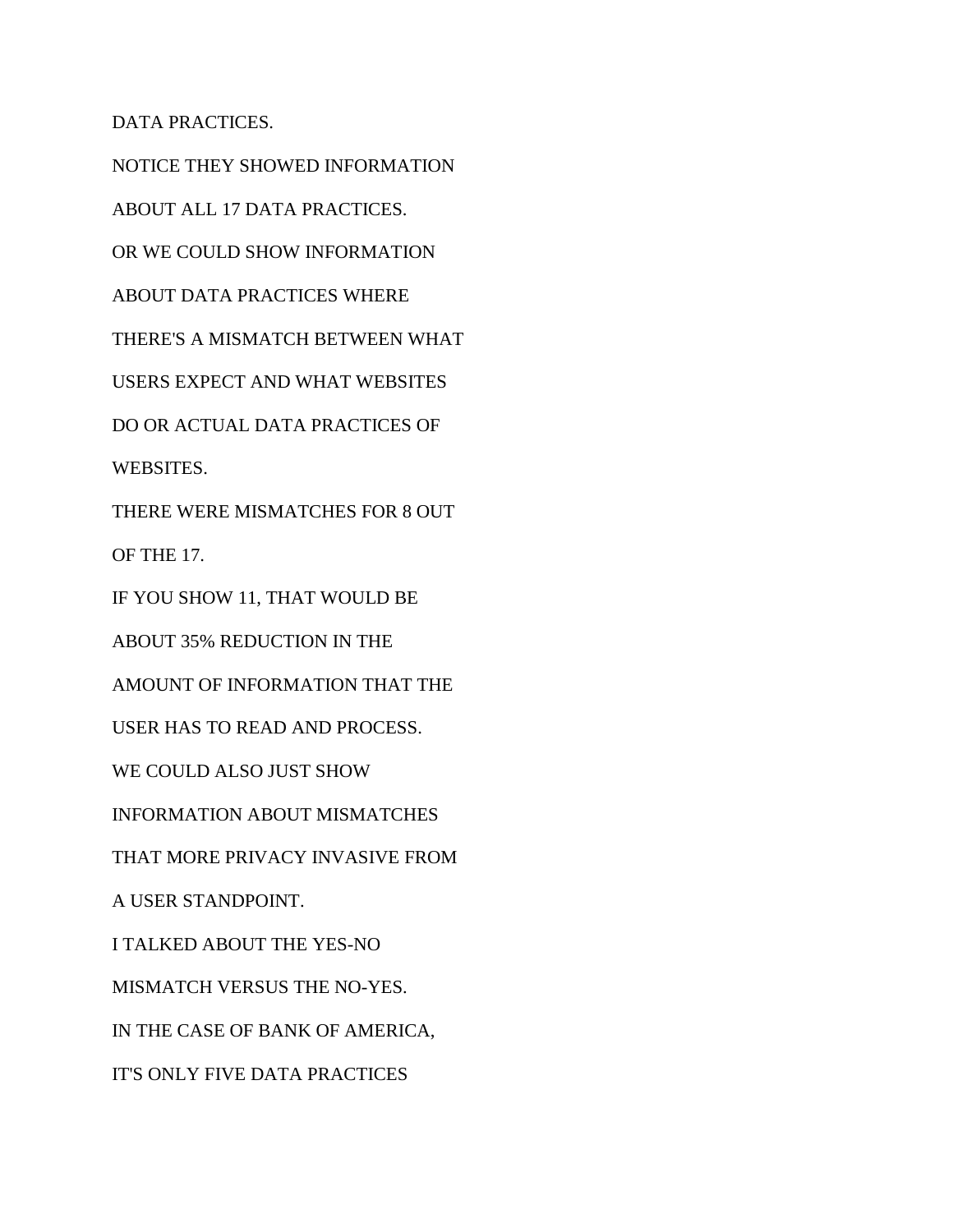DATA PRACTICES.

NOTICE THEY SHOWED INFORMATION

ABOUT ALL 17 DATA PRACTICES.

OR WE COULD SHOW INFORMATION

ABOUT DATA PRACTICES WHERE

THERE'S A MISMATCH BETWEEN WHAT

USERS EXPECT AND WHAT WEBSITES

DO OR ACTUAL DATA PRACTICES OF

WEBSITES.

THERE WERE MISMATCHES FOR 8 OUT

OF THE 17.

IF YOU SHOW 11, THAT WOULD BE

ABOUT 35% REDUCTION IN THE

AMOUNT OF INFORMATION THAT THE

USER HAS TO READ AND PROCESS.

WE COULD ALSO JUST SHOW

INFORMATION ABOUT MISMATCHES

THAT MORE PRIVACY INVASIVE FROM

A USER STANDPOINT.

I TALKED ABOUT THE YES-NO

MISMATCH VERSUS THE NO-YES.

IN THE CASE OF BANK OF AMERICA,

IT'S ONLY FIVE DATA PRACTICES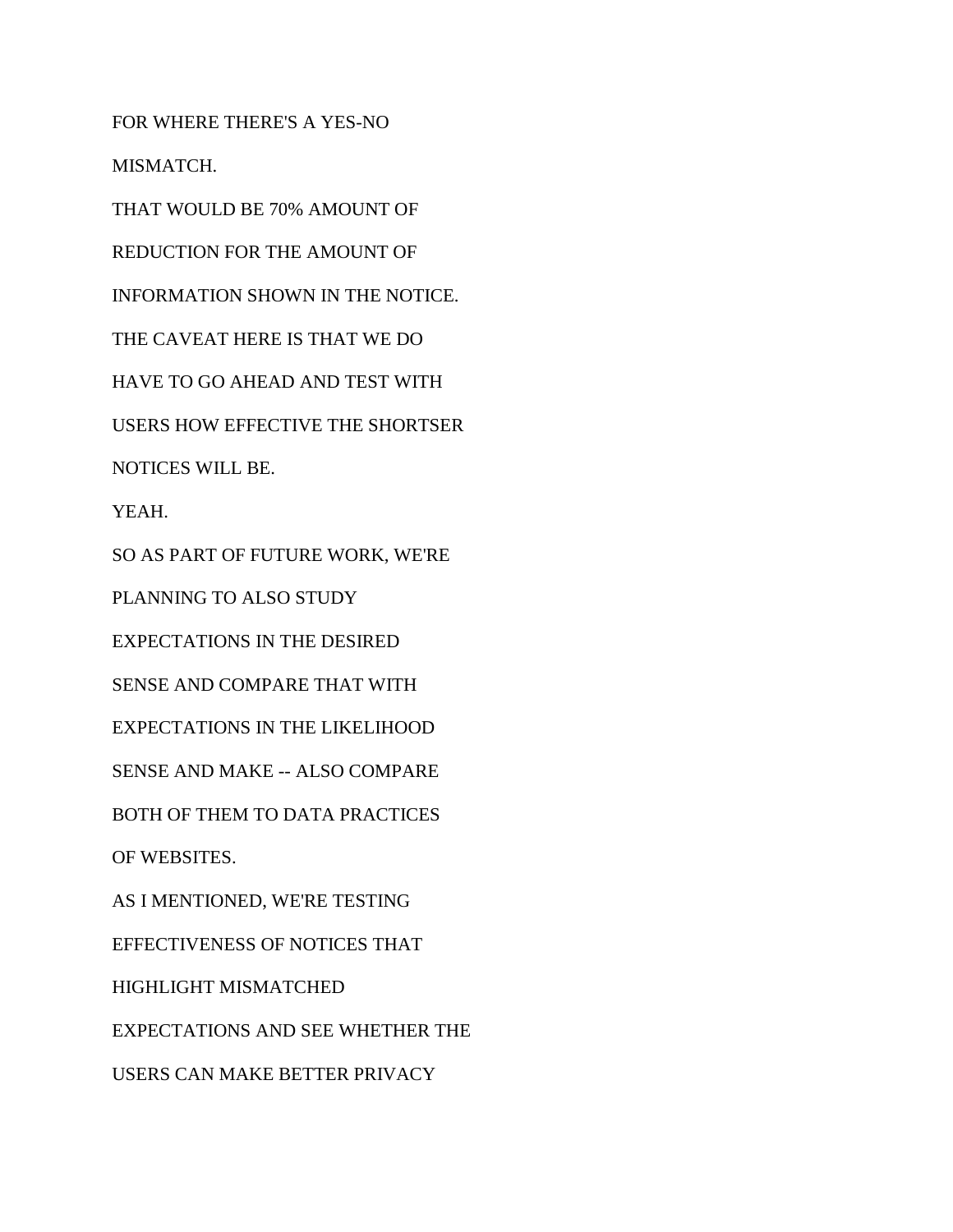FOR WHERE THERE'S A YES-NO

MISMATCH.

THAT WOULD BE 70% AMOUNT OF

REDUCTION FOR THE AMOUNT OF

INFORMATION SHOWN IN THE NOTICE.

THE CAVEAT HERE IS THAT WE DO

HAVE TO GO AHEAD AND TEST WITH

USERS HOW EFFECTIVE THE SHORTSER

NOTICES WILL BE.

YEAH.

SO AS PART OF FUTURE WORK, WE'RE

PLANNING TO ALSO STUDY

EXPECTATIONS IN THE DESIRED

SENSE AND COMPARE THAT WITH

EXPECTATIONS IN THE LIKELIHOOD

SENSE AND MAKE -- ALSO COMPARE

BOTH OF THEM TO DATA PRACTICES

OF WEBSITES.

AS I MENTIONED, WE'RE TESTING

EFFECTIVENESS OF NOTICES THAT

HIGHLIGHT MISMATCHED

EXPECTATIONS AND SEE WHETHER THE

USERS CAN MAKE BETTER PRIVACY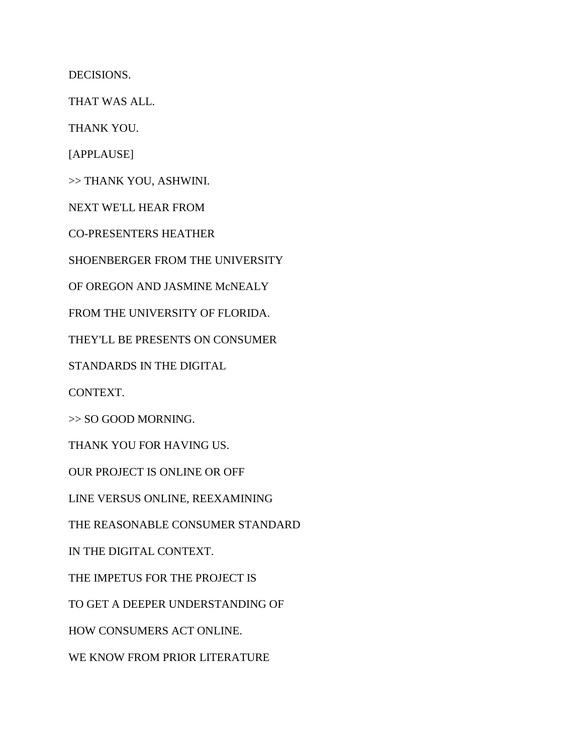DECISIONS.

THAT WAS ALL.

THANK YOU.

[APPLAUSE]

>> THANK YOU, ASHWINI.

NEXT WE'LL HEAR FROM

CO-PRESENTERS HEATHER

SHOENBERGER FROM THE UNIVERSITY

OF OREGON AND JASMINE McNEALY

FROM THE UNIVERSITY OF FLORIDA.

THEY'LL BE PRESENTS ON CONSUMER

STANDARDS IN THE DIGITAL

CONTEXT.

>> SO GOOD MORNING.

THANK YOU FOR HAVING US.

OUR PROJECT IS ONLINE OR OFF

LINE VERSUS ONLINE, REEXAMINING

THE REASONABLE CONSUMER STANDARD

IN THE DIGITAL CONTEXT.

THE IMPETUS FOR THE PROJECT IS

TO GET A DEEPER UNDERSTANDING OF

HOW CONSUMERS ACT ONLINE.

WE KNOW FROM PRIOR LITERATURE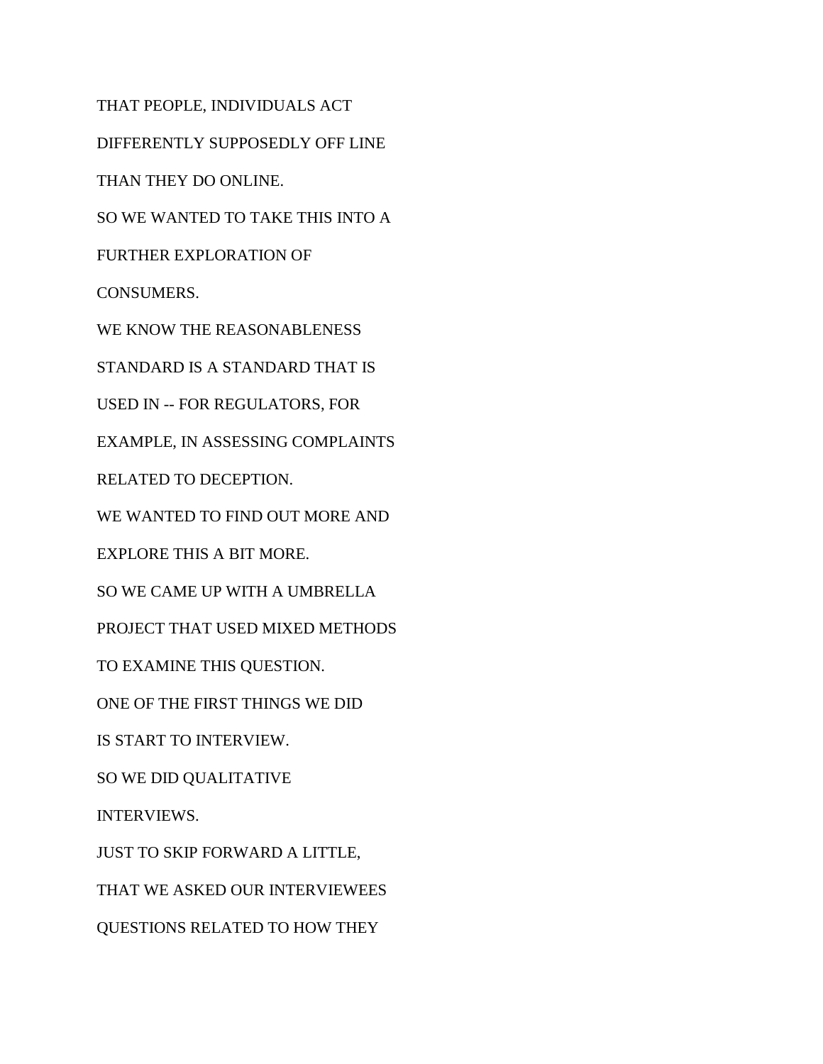THAT PEOPLE, INDIVIDUALS ACT

DIFFERENTLY SUPPOSEDLY OFF LINE

THAN THEY DO ONLINE.

SO WE WANTED TO TAKE THIS INTO A

FURTHER EXPLORATION OF

CONSUMERS.

WE KNOW THE REASONABLENESS

STANDARD IS A STANDARD THAT IS

USED IN -- FOR REGULATORS, FOR

EXAMPLE, IN ASSESSING COMPLAINTS

RELATED TO DECEPTION.

WE WANTED TO FIND OUT MORE AND

EXPLORE THIS A BIT MORE.

SO WE CAME UP WITH A UMBRELLA

PROJECT THAT USED MIXED METHODS

TO EXAMINE THIS QUESTION.

ONE OF THE FIRST THINGS WE DID

IS START TO INTERVIEW.

SO WE DID QUALITATIVE

INTERVIEWS.

JUST TO SKIP FORWARD A LITTLE,

THAT WE ASKED OUR INTERVIEWEES

QUESTIONS RELATED TO HOW THEY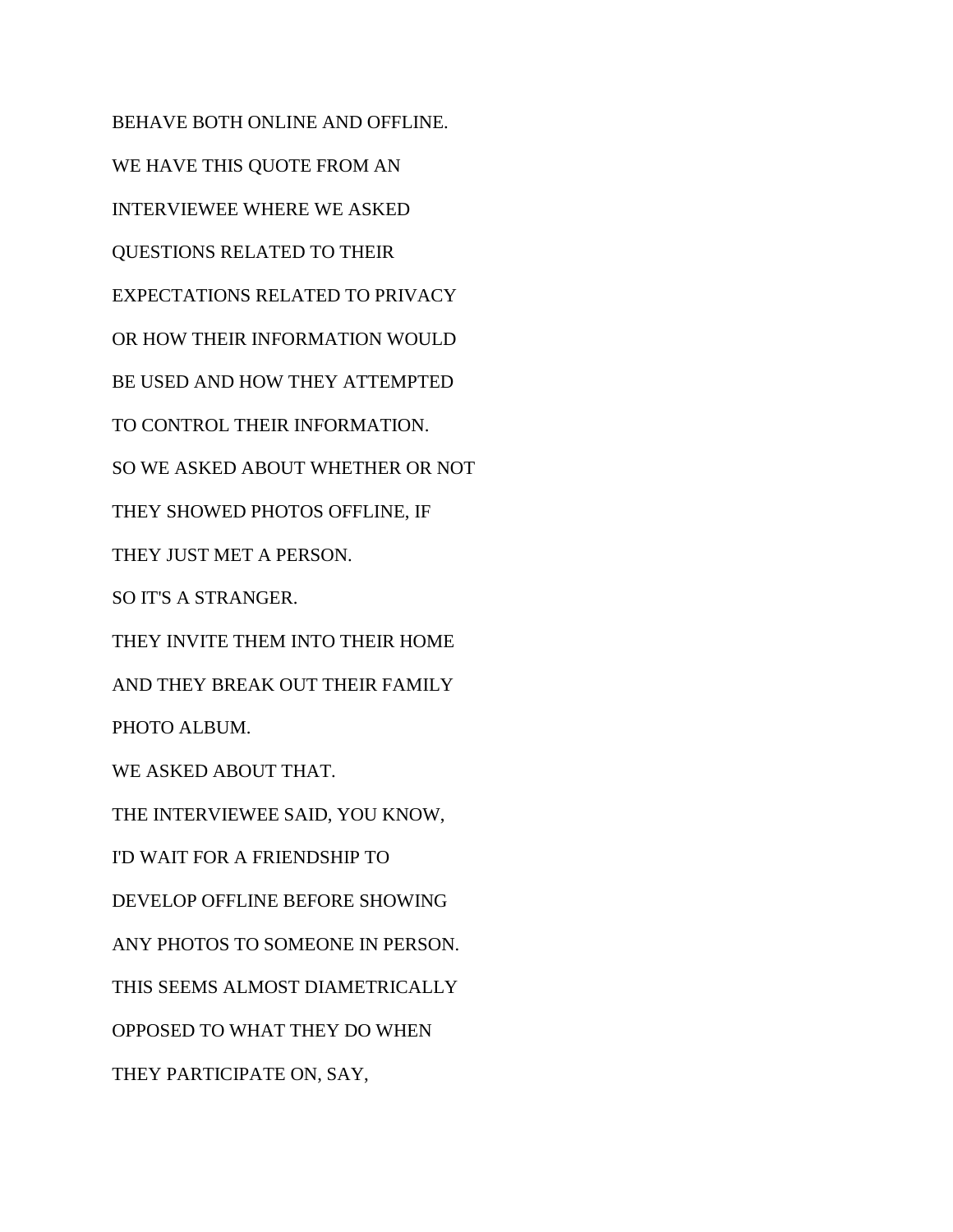BEHAVE BOTH ONLINE AND OFFLINE.

WE HAVE THIS QUOTE FROM AN

INTERVIEWEE WHERE WE ASKED

QUESTIONS RELATED TO THEIR

EXPECTATIONS RELATED TO PRIVACY

OR HOW THEIR INFORMATION WOULD

BE USED AND HOW THEY ATTEMPTED

TO CONTROL THEIR INFORMATION.

SO WE ASKED ABOUT WHETHER OR NOT

THEY SHOWED PHOTOS OFFLINE, IF

THEY JUST MET A PERSON.

SO IT'S A STRANGER.

THEY INVITE THEM INTO THEIR HOME

AND THEY BREAK OUT THEIR FAMILY

PHOTO ALBUM.

WE ASKED ABOUT THAT.

THE INTERVIEWEE SAID, YOU KNOW,

I'D WAIT FOR A FRIENDSHIP TO

DEVELOP OFFLINE BEFORE SHOWING

ANY PHOTOS TO SOMEONE IN PERSON.

THIS SEEMS ALMOST DIAMETRICALLY

OPPOSED TO WHAT THEY DO WHEN

THEY PARTICIPATE ON, SAY,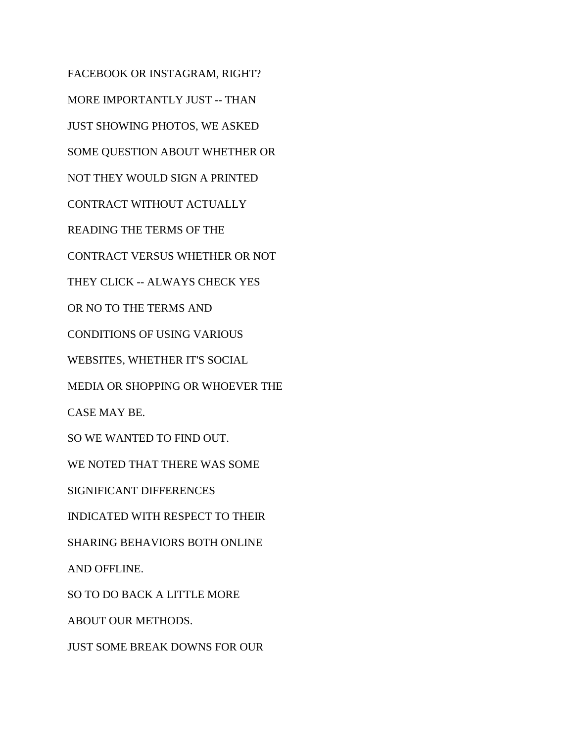FACEBOOK OR INSTAGRAM, RIGHT?

MORE IMPORTANTLY JUST -- THAN

JUST SHOWING PHOTOS, WE ASKED

SOME QUESTION ABOUT WHETHER OR

NOT THEY WOULD SIGN A PRINTED

CONTRACT WITHOUT ACTUALLY

READING THE TERMS OF THE

CONTRACT VERSUS WHETHER OR NOT

THEY CLICK -- ALWAYS CHECK YES

OR NO TO THE TERMS AND

CONDITIONS OF USING VARIOUS

WEBSITES, WHETHER IT'S SOCIAL

MEDIA OR SHOPPING OR WHOEVER THE

CASE MAY BE.

SO WE WANTED TO FIND OUT.

WE NOTED THAT THERE WAS SOME

SIGNIFICANT DIFFERENCES

INDICATED WITH RESPECT TO THEIR

SHARING BEHAVIORS BOTH ONLINE

AND OFFLINE.

SO TO DO BACK A LITTLE MORE

ABOUT OUR METHODS.

JUST SOME BREAK DOWNS FOR OUR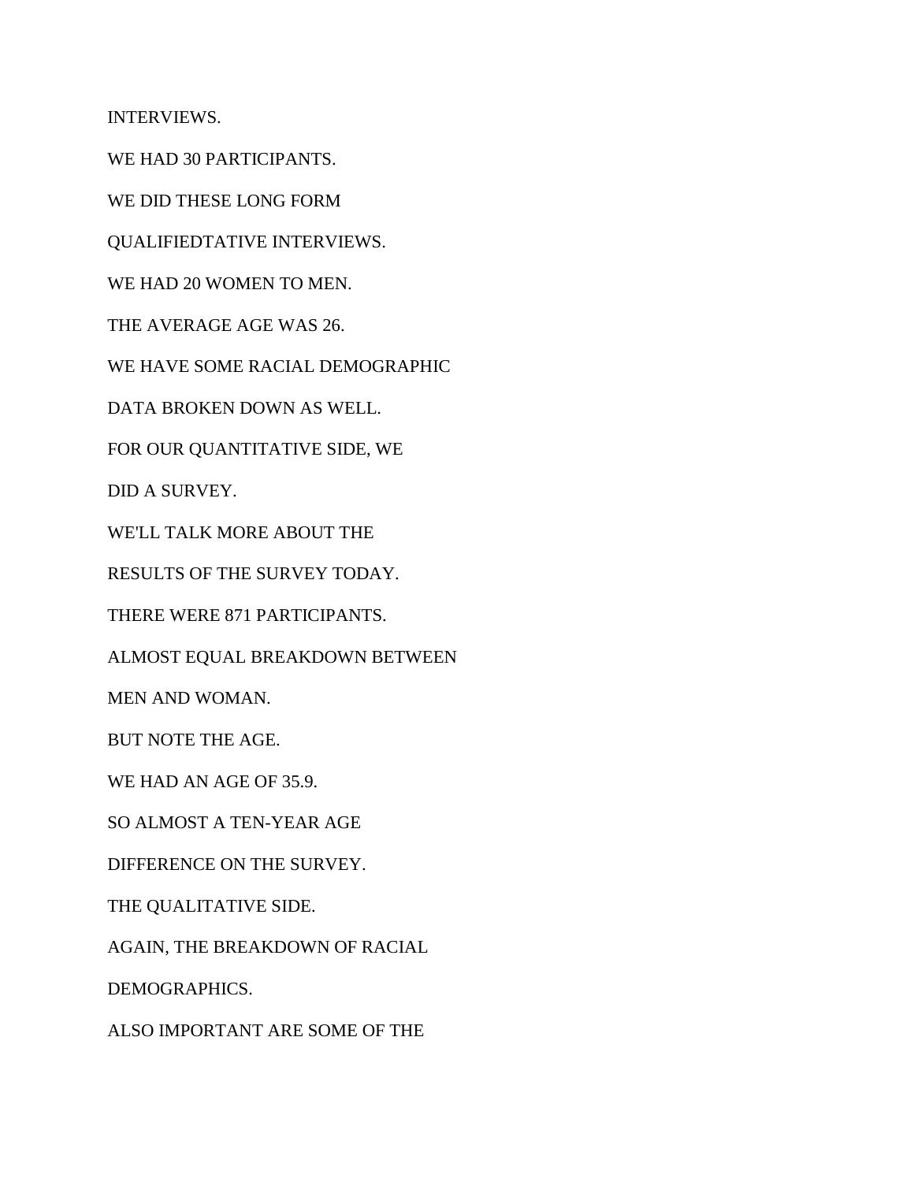INTERVIEWS.

WE HAD 30 PARTICIPANTS.

WE DID THESE LONG FORM

QUALIFIEDTATIVE INTERVIEWS.

WE HAD 20 WOMEN TO MEN.

THE AVERAGE AGE WAS 26.

WE HAVE SOME RACIAL DEMOGRAPHIC

DATA BROKEN DOWN AS WELL.

FOR OUR QUANTITATIVE SIDE, WE

DID A SURVEY.

WE'LL TALK MORE ABOUT THE

RESULTS OF THE SURVEY TODAY.

THERE WERE 871 PARTICIPANTS.

ALMOST EQUAL BREAKDOWN BETWEEN

MEN AND WOMAN.

BUT NOTE THE AGE.

WE HAD AN AGE OF 35.9.

SO ALMOST A TEN-YEAR AGE

DIFFERENCE ON THE SURVEY.

THE QUALITATIVE SIDE.

AGAIN, THE BREAKDOWN OF RACIAL

DEMOGRAPHICS.

ALSO IMPORTANT ARE SOME OF THE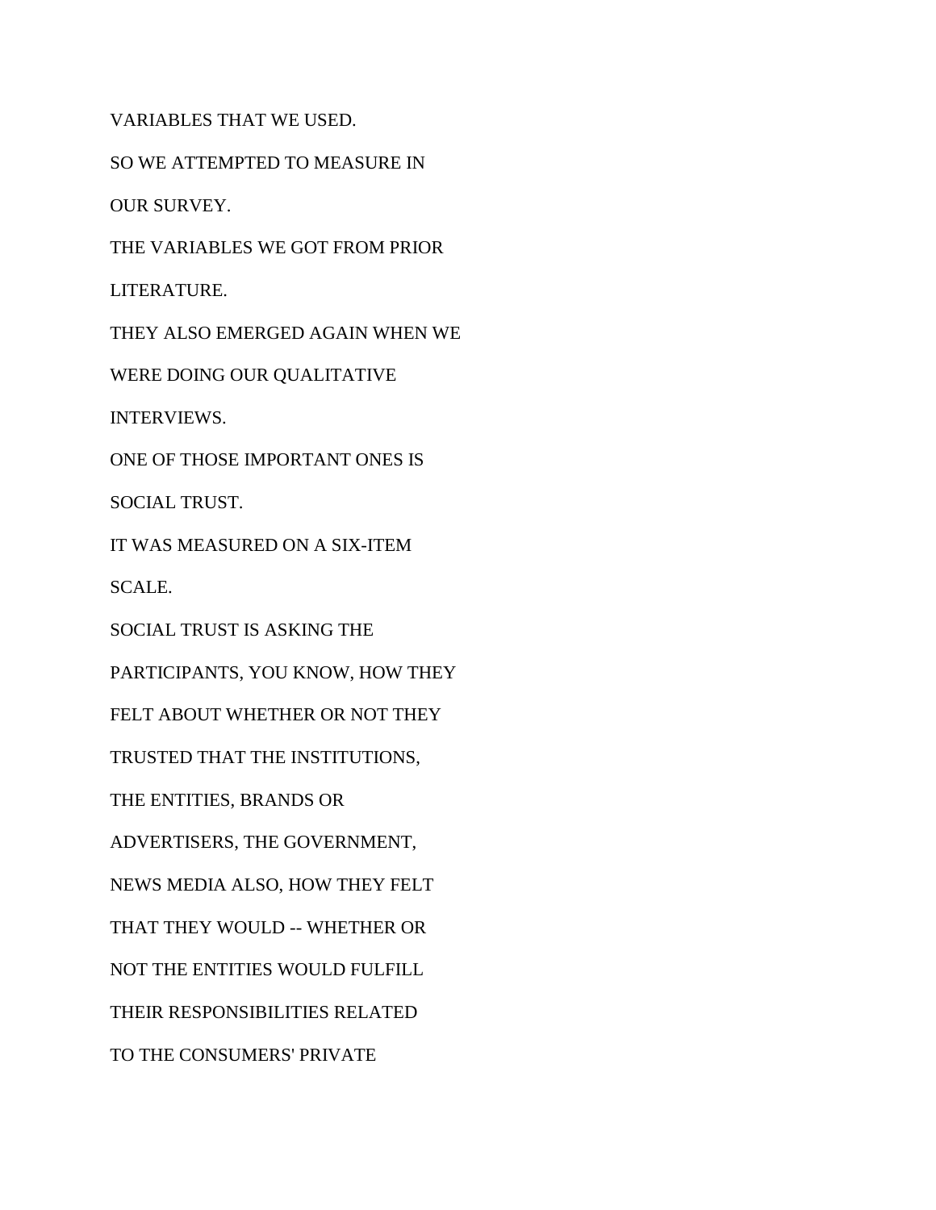VARIABLES THAT WE USED.

SO WE ATTEMPTED TO MEASURE IN

OUR SURVEY.

THE VARIABLES WE GOT FROM PRIOR

LITERATURE.

THEY ALSO EMERGED AGAIN WHEN WE

WERE DOING OUR QUALITATIVE

INTERVIEWS.

ONE OF THOSE IMPORTANT ONES IS

SOCIAL TRUST.

IT WAS MEASURED ON A SIX-ITEM

SCALE.

SOCIAL TRUST IS ASKING THE

PARTICIPANTS, YOU KNOW, HOW THEY

FELT ABOUT WHETHER OR NOT THEY

TRUSTED THAT THE INSTITUTIONS,

THE ENTITIES, BRANDS OR

ADVERTISERS, THE GOVERNMENT,

NEWS MEDIA ALSO, HOW THEY FELT

THAT THEY WOULD -- WHETHER OR

NOT THE ENTITIES WOULD FULFILL

THEIR RESPONSIBILITIES RELATED

TO THE CONSUMERS' PRIVATE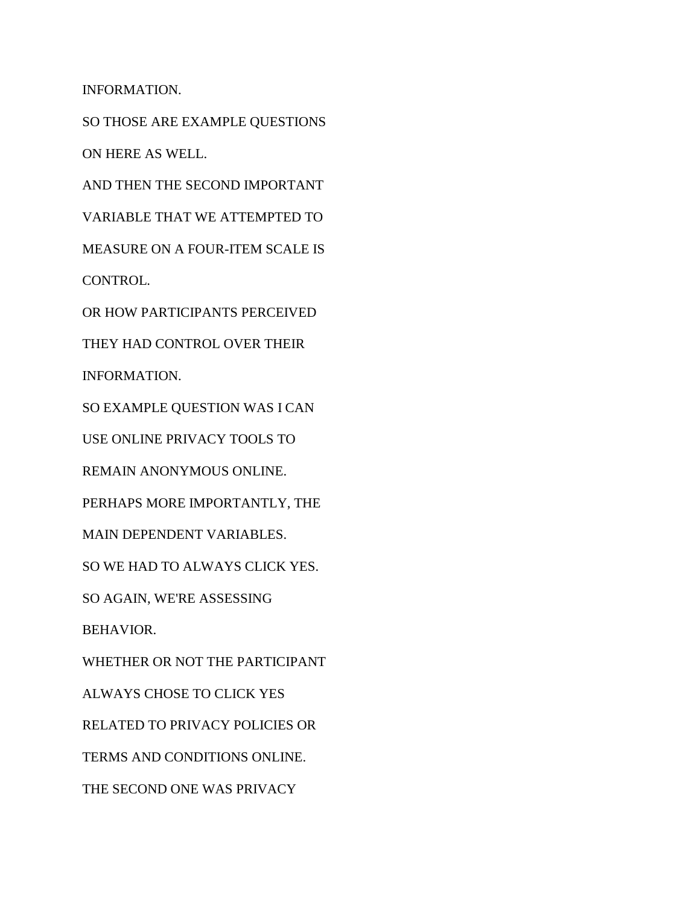INFORMATION.

SO THOSE ARE EXAMPLE QUESTIONS

ON HERE AS WELL.

AND THEN THE SECOND IMPORTANT

VARIABLE THAT WE ATTEMPTED TO

MEASURE ON A FOUR-ITEM SCALE IS

CONTROL.

OR HOW PARTICIPANTS PERCEIVED

THEY HAD CONTROL OVER THEIR

INFORMATION.

SO EXAMPLE QUESTION WAS I CAN

USE ONLINE PRIVACY TOOLS TO

REMAIN ANONYMOUS ONLINE.

PERHAPS MORE IMPORTANTLY, THE

MAIN DEPENDENT VARIABLES.

SO WE HAD TO ALWAYS CLICK YES.

SO AGAIN, WE'RE ASSESSING

BEHAVIOR.

WHETHER OR NOT THE PARTICIPANT

ALWAYS CHOSE TO CLICK YES

RELATED TO PRIVACY POLICIES OR

TERMS AND CONDITIONS ONLINE.

THE SECOND ONE WAS PRIVACY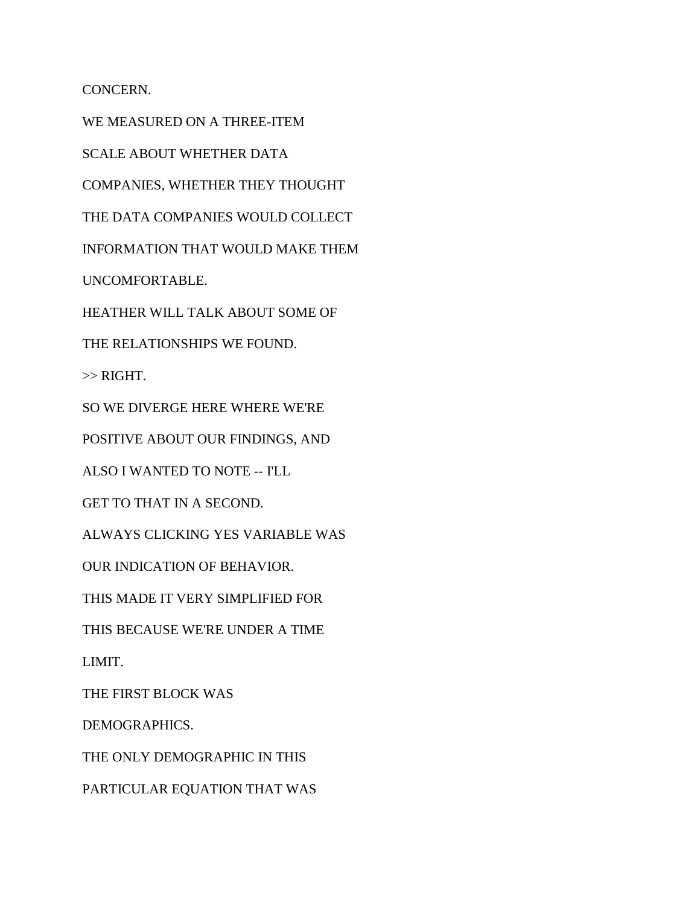CONCERN.

WE MEASURED ON A THREE-ITEM

SCALE ABOUT WHETHER DATA

COMPANIES, WHETHER THEY THOUGHT

THE DATA COMPANIES WOULD COLLECT

INFORMATION THAT WOULD MAKE THEM

UNCOMFORTABLE.

HEATHER WILL TALK ABOUT SOME OF

THE RELATIONSHIPS WE FOUND.

>> RIGHT.

SO WE DIVERGE HERE WHERE WE'RE

POSITIVE ABOUT OUR FINDINGS, AND

ALSO I WANTED TO NOTE -- I'LL

GET TO THAT IN A SECOND.

ALWAYS CLICKING YES VARIABLE WAS

OUR INDICATION OF BEHAVIOR.

THIS MADE IT VERY SIMPLIFIED FOR

THIS BECAUSE WE'RE UNDER A TIME

LIMIT.

THE FIRST BLOCK WAS

DEMOGRAPHICS.

THE ONLY DEMOGRAPHIC IN THIS

PARTICULAR EQUATION THAT WAS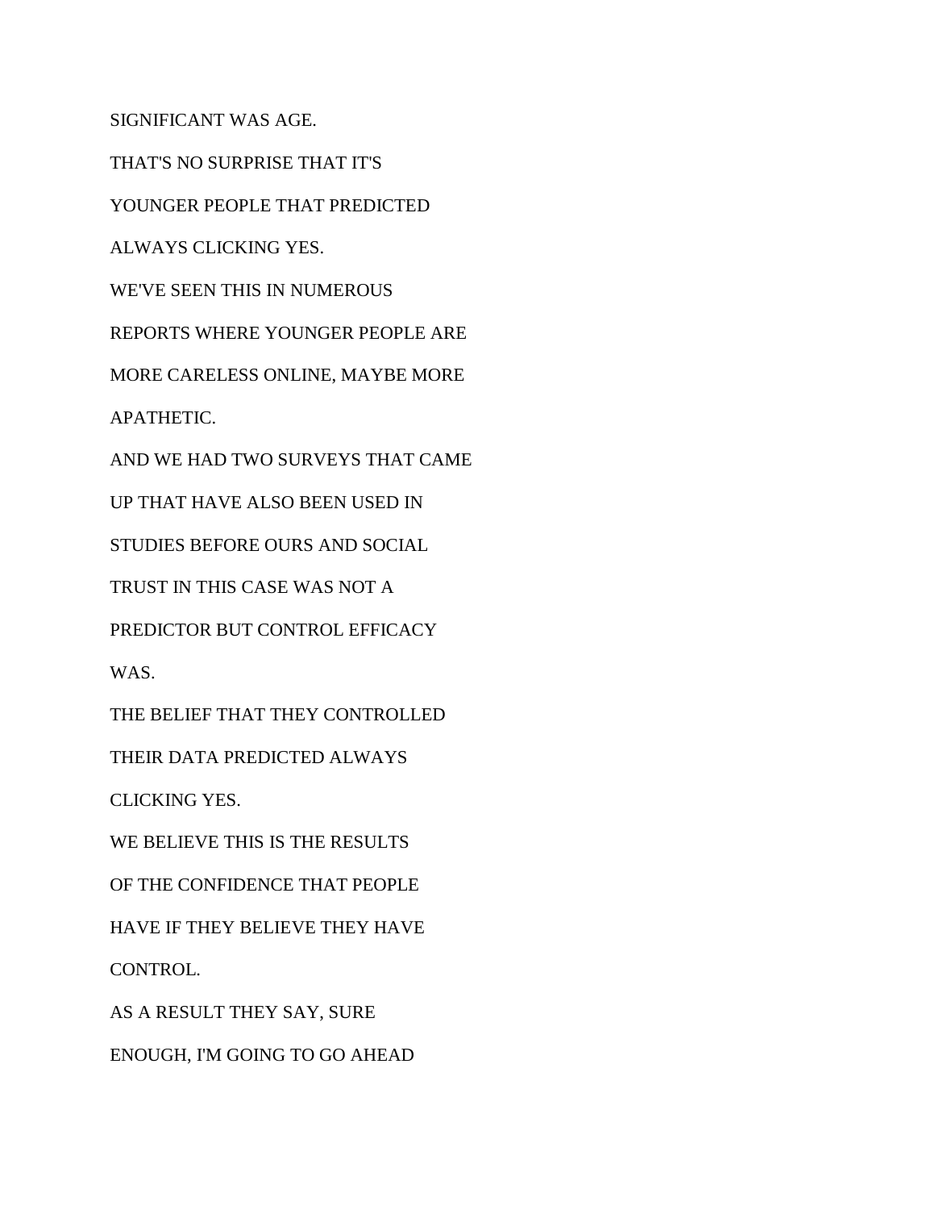SIGNIFICANT WAS AGE.

THAT'S NO SURPRISE THAT IT'S

YOUNGER PEOPLE THAT PREDICTED

ALWAYS CLICKING YES.

WE'VE SEEN THIS IN NUMEROUS

REPORTS WHERE YOUNGER PEOPLE ARE

MORE CARELESS ONLINE, MAYBE MORE

APATHETIC.

AND WE HAD TWO SURVEYS THAT CAME

UP THAT HAVE ALSO BEEN USED IN

STUDIES BEFORE OURS AND SOCIAL

TRUST IN THIS CASE WAS NOT A

PREDICTOR BUT CONTROL EFFICACY

WAS.

THE BELIEF THAT THEY CONTROLLED

THEIR DATA PREDICTED ALWAYS

CLICKING YES.

WE BELIEVE THIS IS THE RESULTS

OF THE CONFIDENCE THAT PEOPLE

HAVE IF THEY BELIEVE THEY HAVE

CONTROL.

AS A RESULT THEY SAY, SURE

ENOUGH, I'M GOING TO GO AHEAD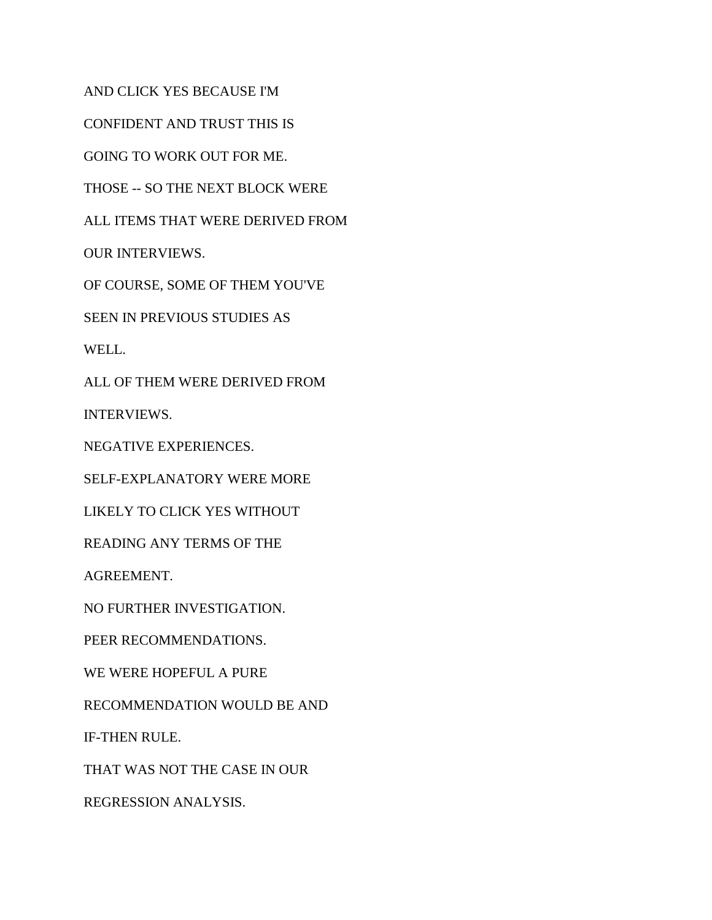AND CLICK YES BECAUSE I'M

CONFIDENT AND TRUST THIS IS

GOING TO WORK OUT FOR ME.

THOSE -- SO THE NEXT BLOCK WERE

ALL ITEMS THAT WERE DERIVED FROM

OUR INTERVIEWS.

OF COURSE, SOME OF THEM YOU'VE

SEEN IN PREVIOUS STUDIES AS

WELL.

ALL OF THEM WERE DERIVED FROM

INTERVIEWS.

NEGATIVE EXPERIENCES.

SELF-EXPLANATORY WERE MORE

LIKELY TO CLICK YES WITHOUT

READING ANY TERMS OF THE

AGREEMENT.

NO FURTHER INVESTIGATION.

PEER RECOMMENDATIONS.

WE WERE HOPEFUL A PURE

RECOMMENDATION WOULD BE AND

IF-THEN RULE.

THAT WAS NOT THE CASE IN OUR

REGRESSION ANALYSIS.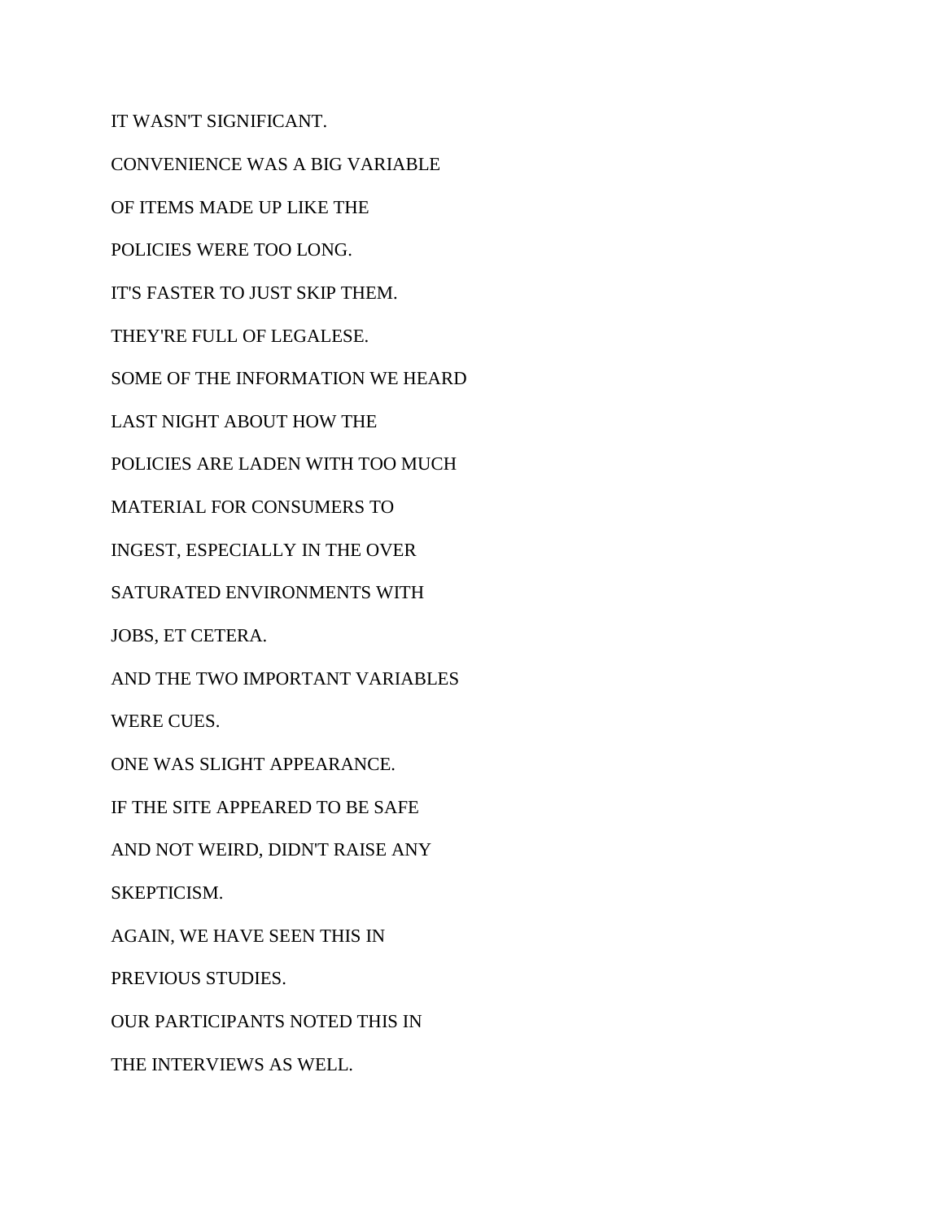IT WASN'T SIGNIFICANT.

CONVENIENCE WAS A BIG VARIABLE

OF ITEMS MADE UP LIKE THE

POLICIES WERE TOO LONG.

IT'S FASTER TO JUST SKIP THEM.

THEY'RE FULL OF LEGALESE.

SOME OF THE INFORMATION WE HEARD

LAST NIGHT ABOUT HOW THE

POLICIES ARE LADEN WITH TOO MUCH

MATERIAL FOR CONSUMERS TO

INGEST, ESPECIALLY IN THE OVER

SATURATED ENVIRONMENTS WITH

JOBS, ET CETERA.

AND THE TWO IMPORTANT VARIABLES

WERE CUES.

ONE WAS SLIGHT APPEARANCE.

IF THE SITE APPEARED TO BE SAFE

AND NOT WEIRD, DIDN'T RAISE ANY

SKEPTICISM.

AGAIN, WE HAVE SEEN THIS IN

PREVIOUS STUDIES.

OUR PARTICIPANTS NOTED THIS IN

THE INTERVIEWS AS WELL.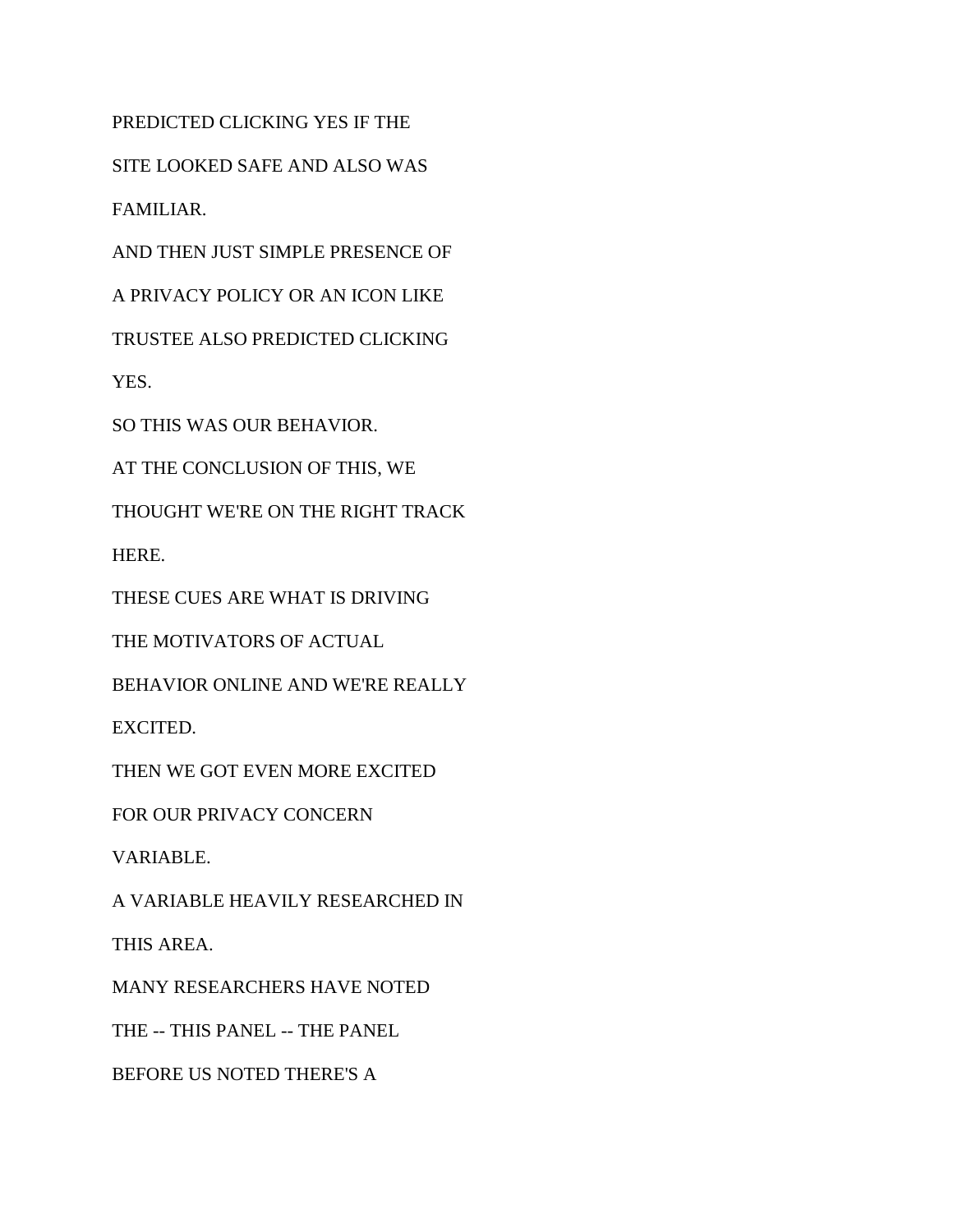PREDICTED CLICKING YES IF THE

SITE LOOKED SAFE AND ALSO WAS

FAMILIAR.

AND THEN JUST SIMPLE PRESENCE OF

A PRIVACY POLICY OR AN ICON LIKE

TRUSTEE ALSO PREDICTED CLICKING

YES.

SO THIS WAS OUR BEHAVIOR.

AT THE CONCLUSION OF THIS, WE

THOUGHT WE'RE ON THE RIGHT TRACK

HERE.

THESE CUES ARE WHAT IS DRIVING

THE MOTIVATORS OF ACTUAL

BEHAVIOR ONLINE AND WE'RE REALLY

EXCITED.

THEN WE GOT EVEN MORE EXCITED

FOR OUR PRIVACY CONCERN

VARIABLE.

A VARIABLE HEAVILY RESEARCHED IN

THIS AREA.

MANY RESEARCHERS HAVE NOTED

THE -- THIS PANEL -- THE PANEL

BEFORE US NOTED THERE'S A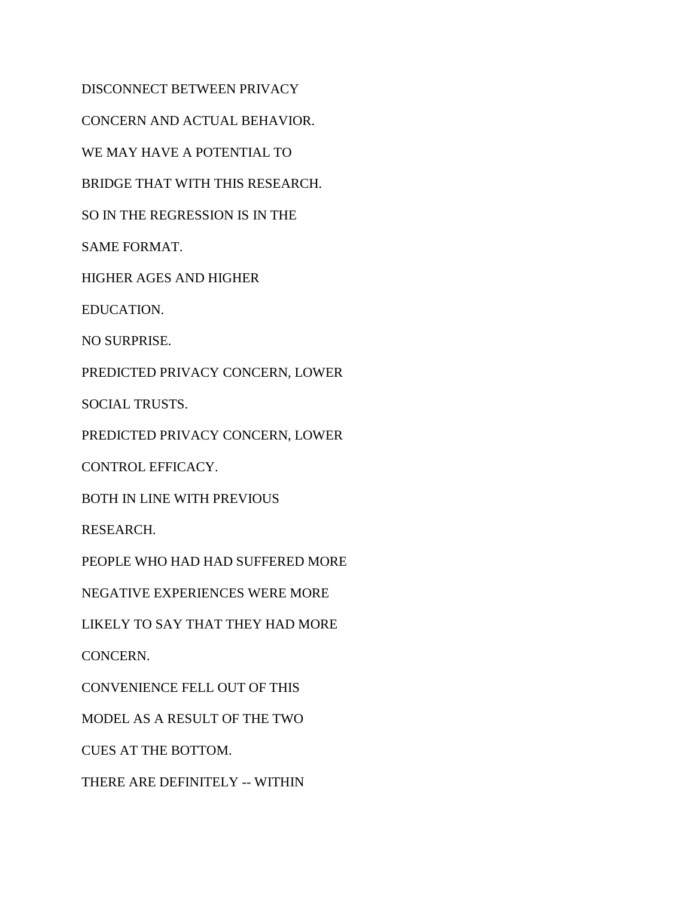DISCONNECT BETWEEN PRIVACY

CONCERN AND ACTUAL BEHAVIOR.

WE MAY HAVE A POTENTIAL TO

BRIDGE THAT WITH THIS RESEARCH.

SO IN THE REGRESSION IS IN THE

SAME FORMAT.

HIGHER AGES AND HIGHER

EDUCATION.

NO SURPRISE.

PREDICTED PRIVACY CONCERN, LOWER

SOCIAL TRUSTS.

PREDICTED PRIVACY CONCERN, LOWER

CONTROL EFFICACY.

BOTH IN LINE WITH PREVIOUS

RESEARCH.

PEOPLE WHO HAD HAD SUFFERED MORE

NEGATIVE EXPERIENCES WERE MORE

LIKELY TO SAY THAT THEY HAD MORE

CONCERN.

CONVENIENCE FELL OUT OF THIS

MODEL AS A RESULT OF THE TWO

CUES AT THE BOTTOM.

THERE ARE DEFINITELY -- WITHIN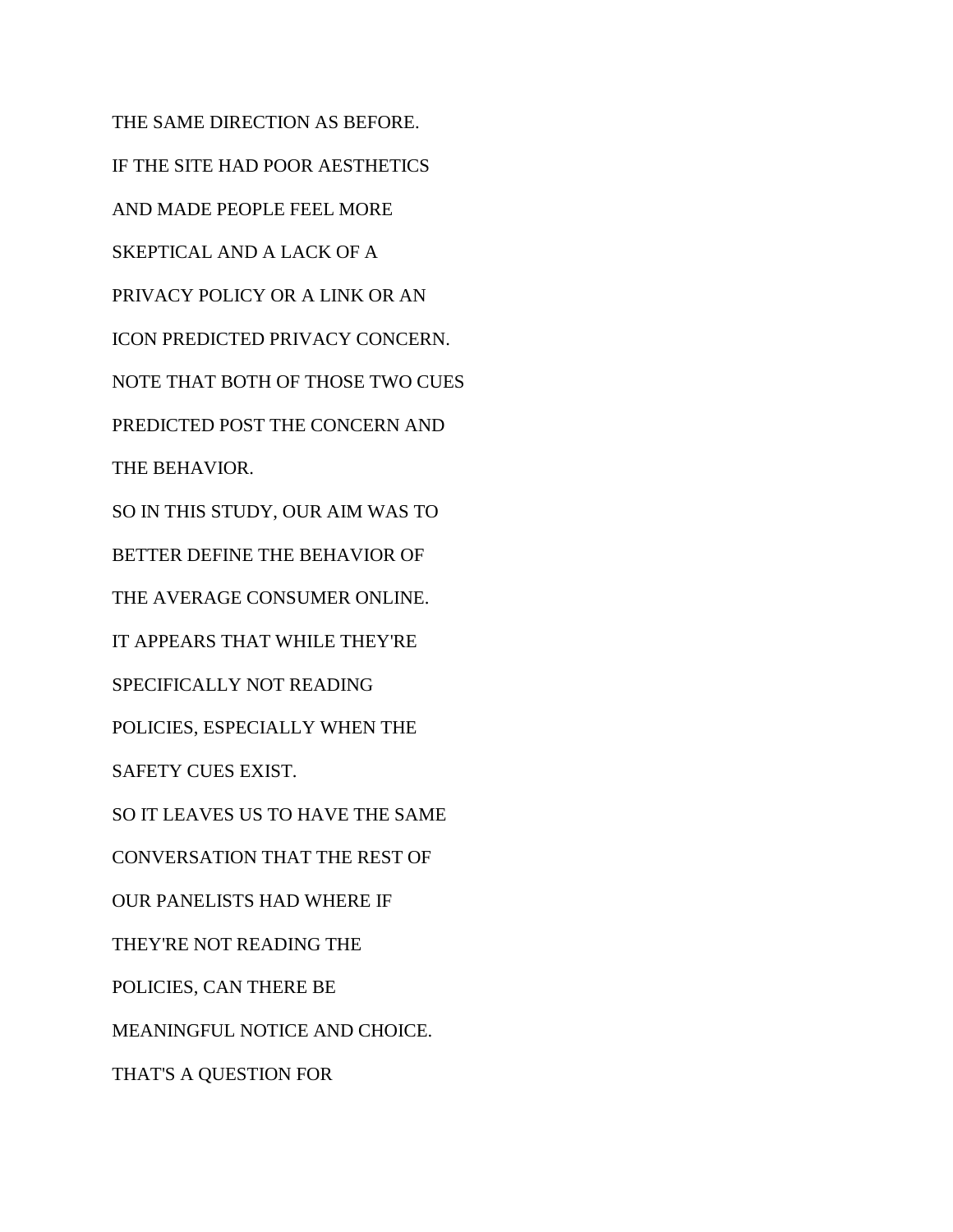THE SAME DIRECTION AS BEFORE.

IF THE SITE HAD POOR AESTHETICS

AND MADE PEOPLE FEEL MORE

SKEPTICAL AND A LACK OF A

PRIVACY POLICY OR A LINK OR AN

ICON PREDICTED PRIVACY CONCERN.

NOTE THAT BOTH OF THOSE TWO CUES

PREDICTED POST THE CONCERN AND

THE BEHAVIOR.

SO IN THIS STUDY, OUR AIM WAS TO

BETTER DEFINE THE BEHAVIOR OF

THE AVERAGE CONSUMER ONLINE.

IT APPEARS THAT WHILE THEY'RE

SPECIFICALLY NOT READING

POLICIES, ESPECIALLY WHEN THE

SAFETY CUES EXIST.

SO IT LEAVES US TO HAVE THE SAME

CONVERSATION THAT THE REST OF

OUR PANELISTS HAD WHERE IF

THEY'RE NOT READING THE

POLICIES, CAN THERE BE

MEANINGFUL NOTICE AND CHOICE.

THAT'S A QUESTION FOR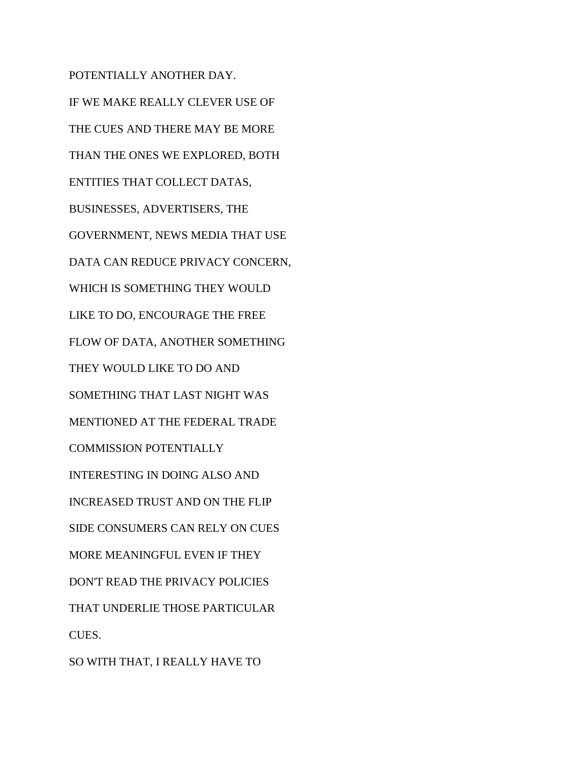POTENTIALLY ANOTHER DAY.

IF WE MAKE REALLY CLEVER USE OF

THE CUES AND THERE MAY BE MORE

THAN THE ONES WE EXPLORED, BOTH

ENTITIES THAT COLLECT DATAS,

BUSINESSES, ADVERTISERS, THE

GOVERNMENT, NEWS MEDIA THAT USE

DATA CAN REDUCE PRIVACY CONCERN,

WHICH IS SOMETHING THEY WOULD

LIKE TO DO, ENCOURAGE THE FREE

FLOW OF DATA, ANOTHER SOMETHING

THEY WOULD LIKE TO DO AND

SOMETHING THAT LAST NIGHT WAS

MENTIONED AT THE FEDERAL TRADE

COMMISSION POTENTIALLY

INTERESTING IN DOING ALSO AND

INCREASED TRUST AND ON THE FLIP

SIDE CONSUMERS CAN RELY ON CUES

MORE MEANINGFUL EVEN IF THEY

DON'T READ THE PRIVACY POLICIES

THAT UNDERLIE THOSE PARTICULAR

CUES.

SO WITH THAT, I REALLY HAVE TO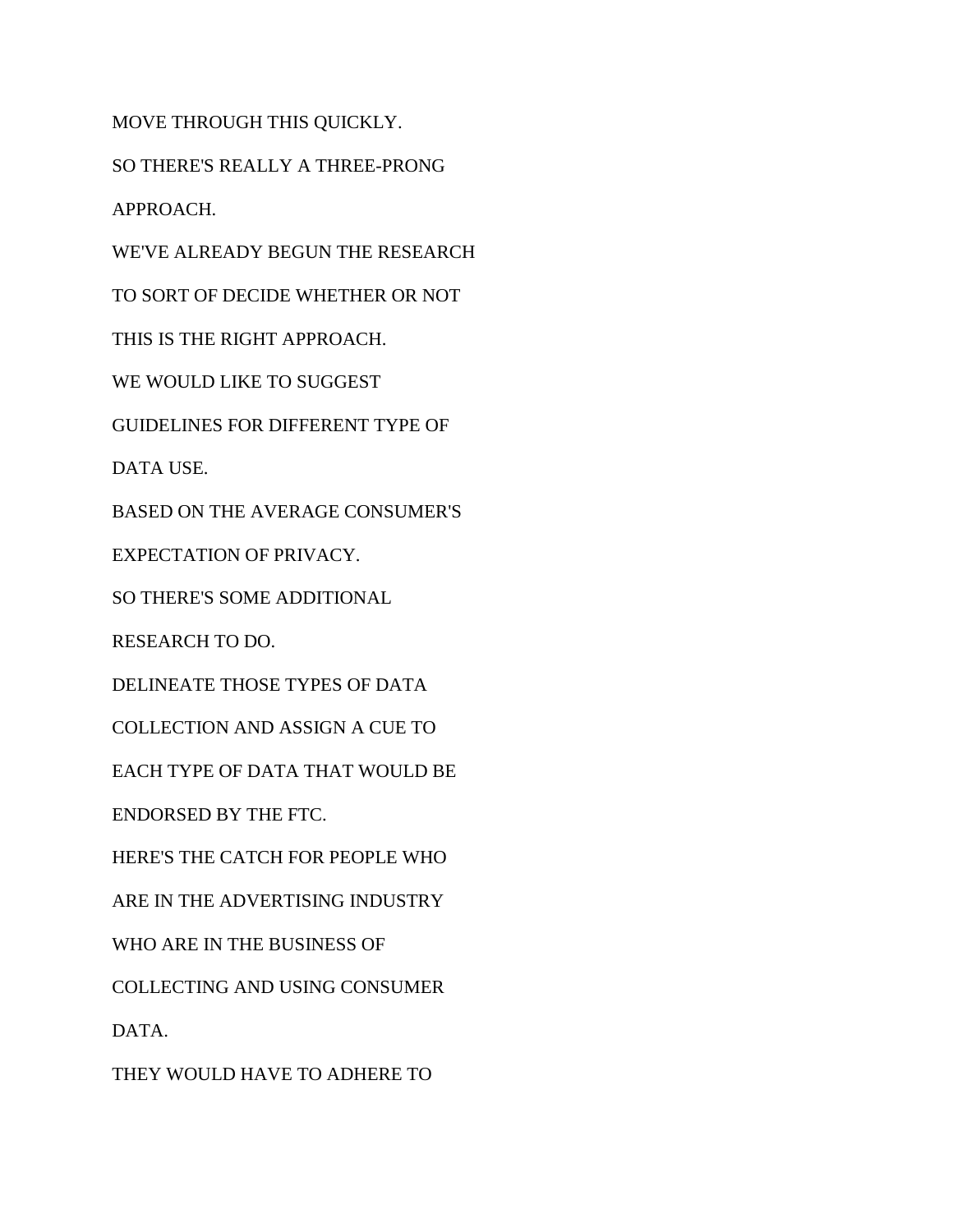MOVE THROUGH THIS QUICKLY.

SO THERE'S REALLY A THREE-PRONG

APPROACH.

WE'VE ALREADY BEGUN THE RESEARCH

TO SORT OF DECIDE WHETHER OR NOT

THIS IS THE RIGHT APPROACH.

WE WOULD LIKE TO SUGGEST

GUIDELINES FOR DIFFERENT TYPE OF

DATA USE.

BASED ON THE AVERAGE CONSUMER'S

EXPECTATION OF PRIVACY.

SO THERE'S SOME ADDITIONAL

RESEARCH TO DO.

DELINEATE THOSE TYPES OF DATA

COLLECTION AND ASSIGN A CUE TO

EACH TYPE OF DATA THAT WOULD BE

ENDORSED BY THE FTC.

HERE'S THE CATCH FOR PEOPLE WHO

ARE IN THE ADVERTISING INDUSTRY

WHO ARE IN THE BUSINESS OF

COLLECTING AND USING CONSUMER

DATA.

THEY WOULD HAVE TO ADHERE TO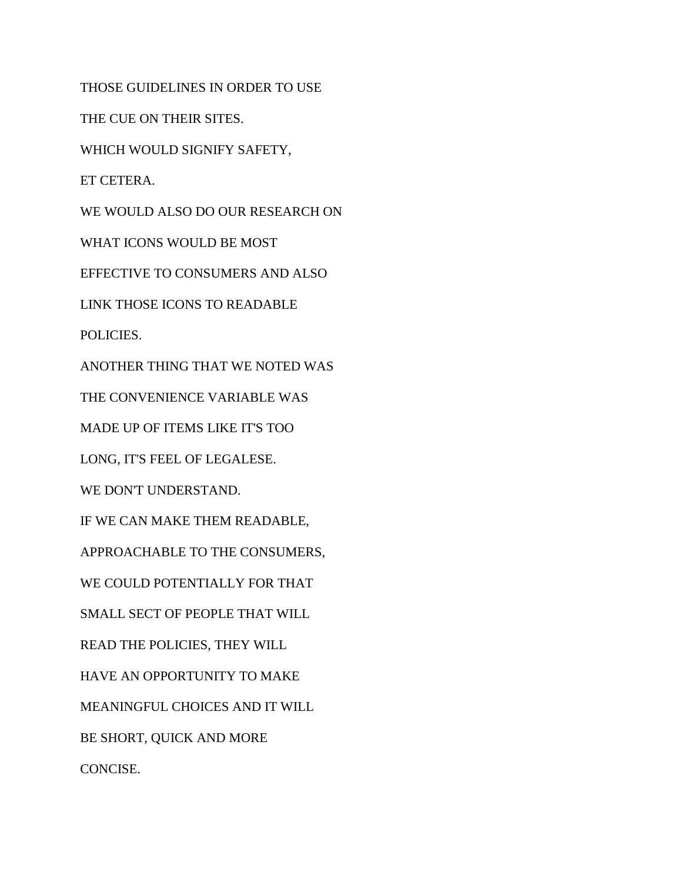THOSE GUIDELINES IN ORDER TO USE

THE CUE ON THEIR SITES.

WHICH WOULD SIGNIFY SAFETY,

ET CETERA.

WE WOULD ALSO DO OUR RESEARCH ON

WHAT ICONS WOULD BE MOST

EFFECTIVE TO CONSUMERS AND ALSO

LINK THOSE ICONS TO READABLE

POLICIES.

ANOTHER THING THAT WE NOTED WAS

THE CONVENIENCE VARIABLE WAS

MADE UP OF ITEMS LIKE IT'S TOO

LONG, IT'S FEEL OF LEGALESE.

WE DON'T UNDERSTAND.

IF WE CAN MAKE THEM READABLE,

APPROACHABLE TO THE CONSUMERS,

WE COULD POTENTIALLY FOR THAT

SMALL SECT OF PEOPLE THAT WILL

READ THE POLICIES, THEY WILL

HAVE AN OPPORTUNITY TO MAKE

MEANINGFUL CHOICES AND IT WILL

BE SHORT, QUICK AND MORE

CONCISE.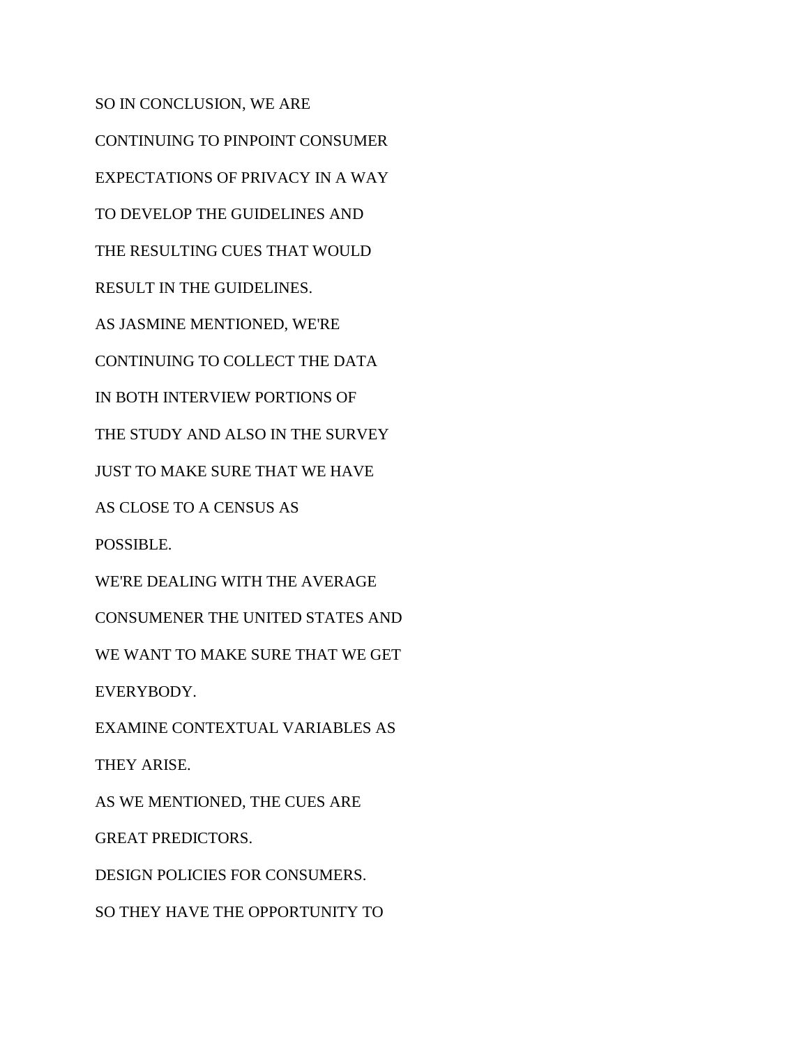SO IN CONCLUSION, WE ARE

CONTINUING TO PINPOINT CONSUMER

EXPECTATIONS OF PRIVACY IN A WAY

TO DEVELOP THE GUIDELINES AND

THE RESULTING CUES THAT WOULD

RESULT IN THE GUIDELINES.

AS JASMINE MENTIONED, WE'RE

CONTINUING TO COLLECT THE DATA

IN BOTH INTERVIEW PORTIONS OF

THE STUDY AND ALSO IN THE SURVEY

JUST TO MAKE SURE THAT WE HAVE

AS CLOSE TO A CENSUS AS

POSSIBLE.

WE'RE DEALING WITH THE AVERAGE

CONSUMENER THE UNITED STATES AND

WE WANT TO MAKE SURE THAT WE GET

EVERYBODY.

EXAMINE CONTEXTUAL VARIABLES AS

THEY ARISE.

AS WE MENTIONED, THE CUES ARE

GREAT PREDICTORS.

DESIGN POLICIES FOR CONSUMERS.

SO THEY HAVE THE OPPORTUNITY TO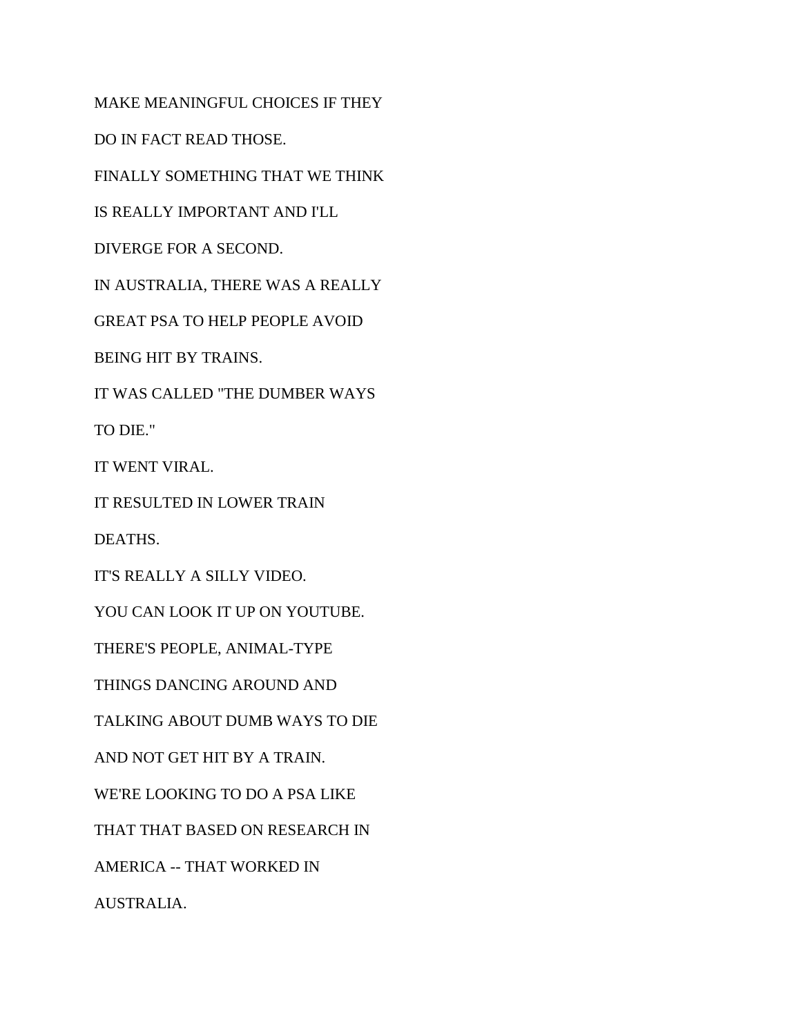MAKE MEANINGFUL CHOICES IF THEY

DO IN FACT READ THOSE.

FINALLY SOMETHING THAT WE THINK

IS REALLY IMPORTANT AND I'LL

DIVERGE FOR A SECOND.

IN AUSTRALIA, THERE WAS A REALLY

GREAT PSA TO HELP PEOPLE AVOID

BEING HIT BY TRAINS.

IT WAS CALLED "THE DUMBER WAYS

TO DIE."

IT WENT VIRAL.

IT RESULTED IN LOWER TRAIN

DEATHS.

IT'S REALLY A SILLY VIDEO.

YOU CAN LOOK IT UP ON YOUTUBE.

THERE'S PEOPLE, ANIMAL-TYPE

THINGS DANCING AROUND AND

TALKING ABOUT DUMB WAYS TO DIE

AND NOT GET HIT BY A TRAIN.

WE'RE LOOKING TO DO A PSA LIKE

THAT THAT BASED ON RESEARCH IN

AMERICA -- THAT WORKED IN

AUSTRALIA.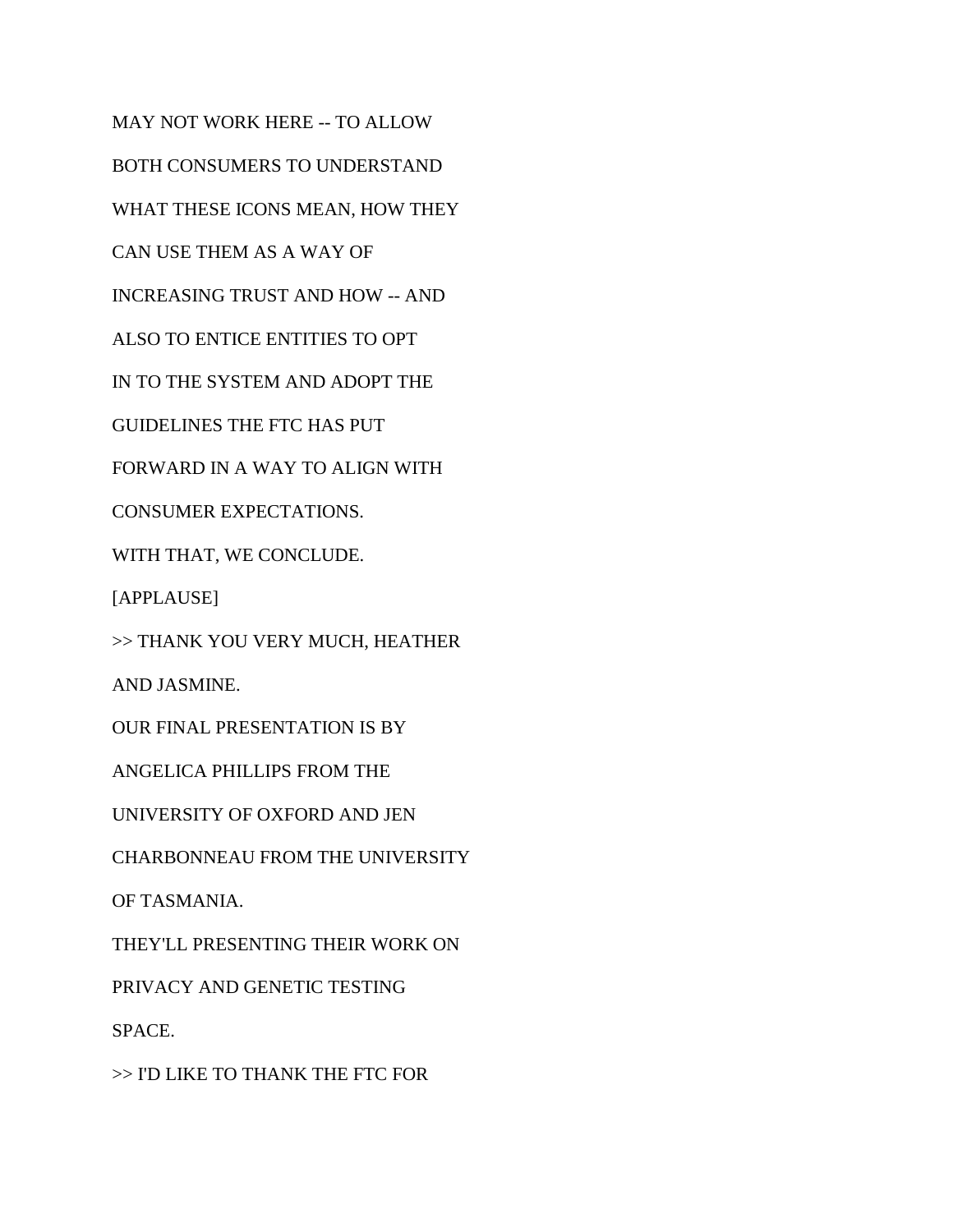MAY NOT WORK HERE -- TO ALLOW

BOTH CONSUMERS TO UNDERSTAND

WHAT THESE ICONS MEAN, HOW THEY

CAN USE THEM AS A WAY OF

INCREASING TRUST AND HOW -- AND

ALSO TO ENTICE ENTITIES TO OPT

IN TO THE SYSTEM AND ADOPT THE

GUIDELINES THE FTC HAS PUT

FORWARD IN A WAY TO ALIGN WITH

CONSUMER EXPECTATIONS.

WITH THAT, WE CONCLUDE.

[APPLAUSE]

>> THANK YOU VERY MUCH, HEATHER

AND JASMINE.

OUR FINAL PRESENTATION IS BY

ANGELICA PHILLIPS FROM THE

UNIVERSITY OF OXFORD AND JEN

CHARBONNEAU FROM THE UNIVERSITY

OF TASMANIA.

THEY'LL PRESENTING THEIR WORK ON

PRIVACY AND GENETIC TESTING

SPACE.

>> I'D LIKE TO THANK THE FTC FOR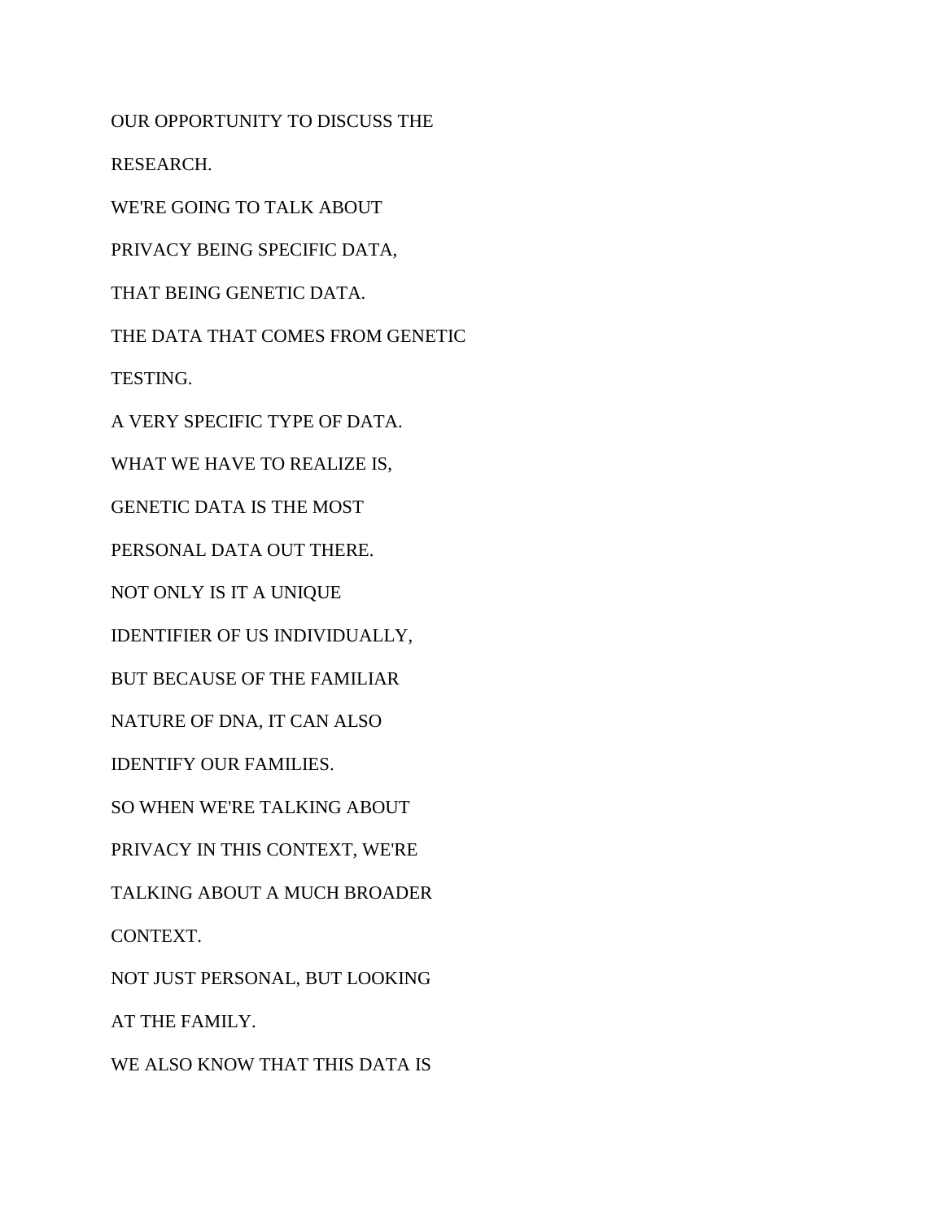OUR OPPORTUNITY TO DISCUSS THE

RESEARCH.

WE'RE GOING TO TALK ABOUT

PRIVACY BEING SPECIFIC DATA,

THAT BEING GENETIC DATA.

THE DATA THAT COMES FROM GENETIC

TESTING.

A VERY SPECIFIC TYPE OF DATA.

WHAT WE HAVE TO REALIZE IS,

GENETIC DATA IS THE MOST

PERSONAL DATA OUT THERE.

NOT ONLY IS IT A UNIQUE

IDENTIFIER OF US INDIVIDUALLY,

BUT BECAUSE OF THE FAMILIAR

NATURE OF DNA, IT CAN ALSO

IDENTIFY OUR FAMILIES.

SO WHEN WE'RE TALKING ABOUT

PRIVACY IN THIS CONTEXT, WE'RE

TALKING ABOUT A MUCH BROADER

CONTEXT.

NOT JUST PERSONAL, BUT LOOKING

AT THE FAMILY.

WE ALSO KNOW THAT THIS DATA IS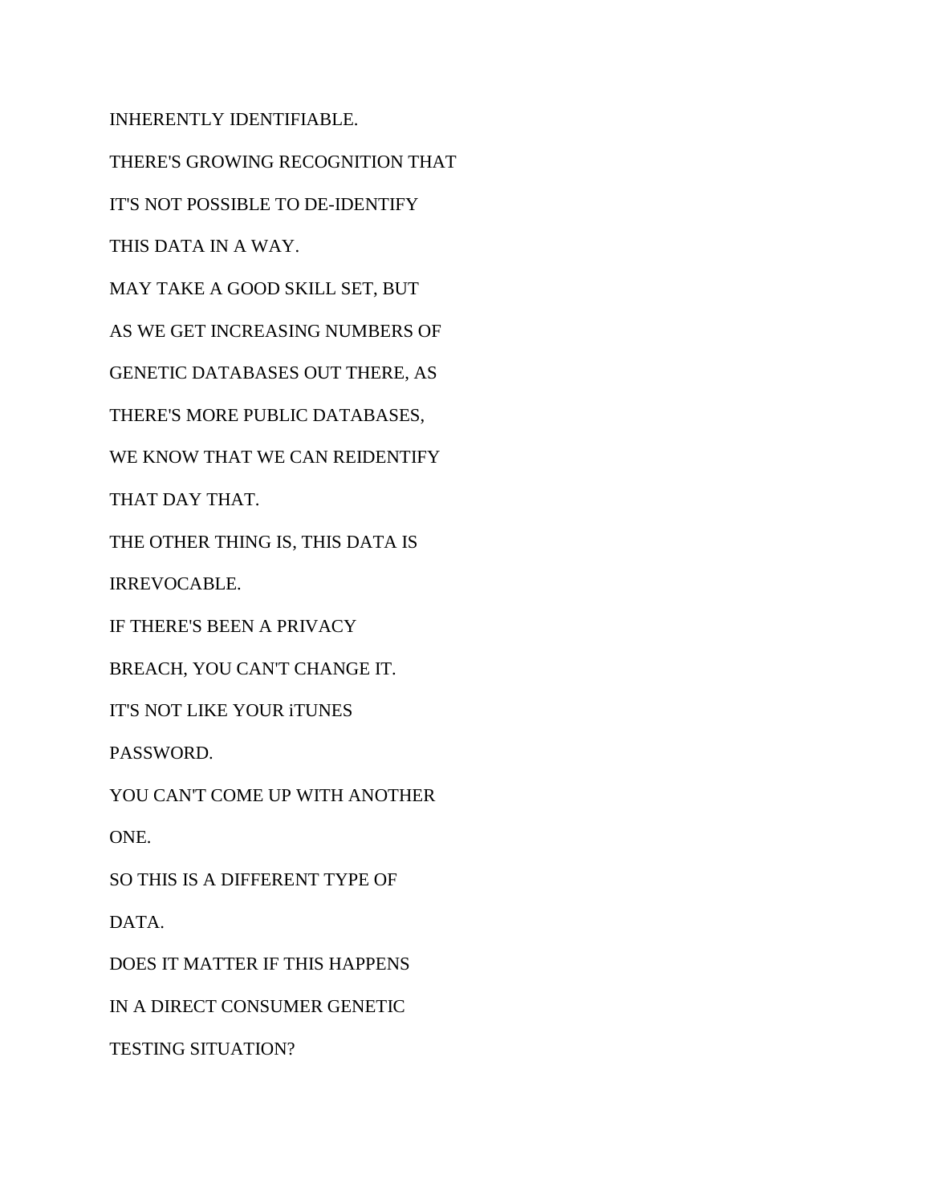INHERENTLY IDENTIFIABLE.

THERE'S GROWING RECOGNITION THAT

IT'S NOT POSSIBLE TO DE-IDENTIFY

THIS DATA IN A WAY.

MAY TAKE A GOOD SKILL SET, BUT

AS WE GET INCREASING NUMBERS OF

GENETIC DATABASES OUT THERE, AS

THERE'S MORE PUBLIC DATABASES,

WE KNOW THAT WE CAN REIDENTIFY

THAT DAY THAT.

THE OTHER THING IS, THIS DATA IS

IRREVOCABLE.

IF THERE'S BEEN A PRIVACY

BREACH, YOU CAN'T CHANGE IT.

IT'S NOT LIKE YOUR iTUNES

PASSWORD.

YOU CAN'T COME UP WITH ANOTHER

ONE.

SO THIS IS A DIFFERENT TYPE OF

DATA.

DOES IT MATTER IF THIS HAPPENS

IN A DIRECT CONSUMER GENETIC

TESTING SITUATION?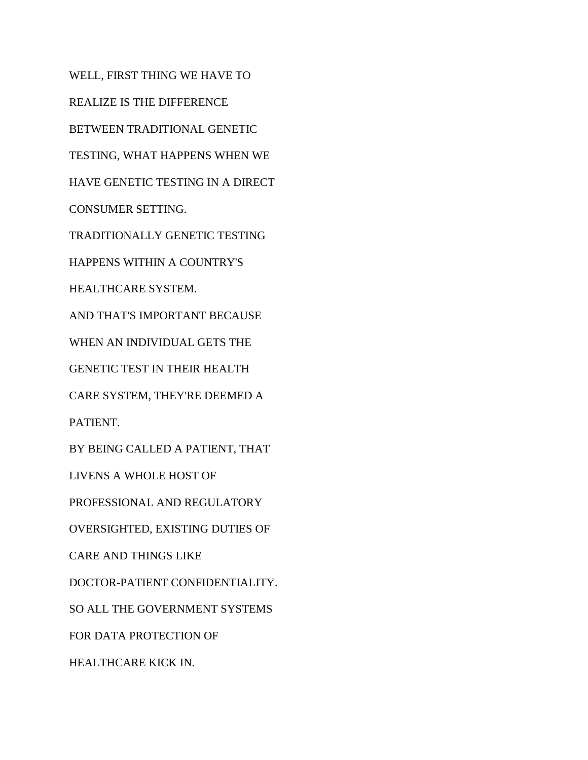WELL, FIRST THING WE HAVE TO

REALIZE IS THE DIFFERENCE

BETWEEN TRADITIONAL GENETIC

TESTING, WHAT HAPPENS WHEN WE

HAVE GENETIC TESTING IN A DIRECT

CONSUMER SETTING.

TRADITIONALLY GENETIC TESTING

HAPPENS WITHIN A COUNTRY'S

HEALTHCARE SYSTEM.

AND THAT'S IMPORTANT BECAUSE

WHEN AN INDIVIDUAL GETS THE

GENETIC TEST IN THEIR HEALTH

CARE SYSTEM, THEY'RE DEEMED A

PATIENT.

BY BEING CALLED A PATIENT, THAT

LIVENS A WHOLE HOST OF

PROFESSIONAL AND REGULATORY

OVERSIGHTED, EXISTING DUTIES OF

CARE AND THINGS LIKE

DOCTOR-PATIENT CONFIDENTIALITY.

SO ALL THE GOVERNMENT SYSTEMS

FOR DATA PROTECTION OF

HEALTHCARE KICK IN.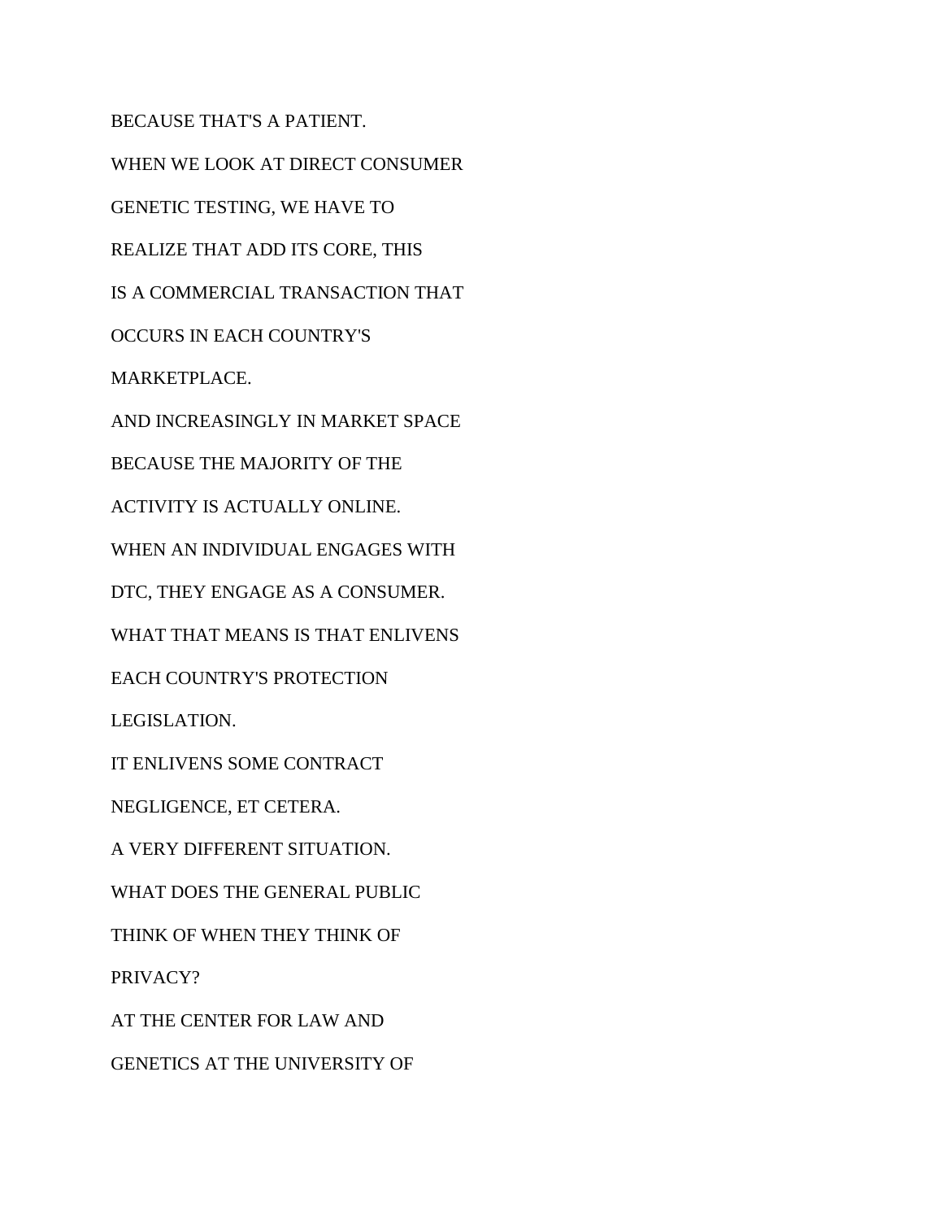BECAUSE THAT'S A PATIENT.

WHEN WE LOOK AT DIRECT CONSUMER

GENETIC TESTING, WE HAVE TO

REALIZE THAT ADD ITS CORE, THIS

IS A COMMERCIAL TRANSACTION THAT

OCCURS IN EACH COUNTRY'S

MARKETPLACE.

AND INCREASINGLY IN MARKET SPACE

BECAUSE THE MAJORITY OF THE

ACTIVITY IS ACTUALLY ONLINE.

WHEN AN INDIVIDUAL ENGAGES WITH

DTC, THEY ENGAGE AS A CONSUMER.

WHAT THAT MEANS IS THAT ENLIVENS

EACH COUNTRY'S PROTECTION

LEGISLATION.

IT ENLIVENS SOME CONTRACT

NEGLIGENCE, ET CETERA.

A VERY DIFFERENT SITUATION.

WHAT DOES THE GENERAL PUBLIC

THINK OF WHEN THEY THINK OF

PRIVACY?

AT THE CENTER FOR LAW AND

GENETICS AT THE UNIVERSITY OF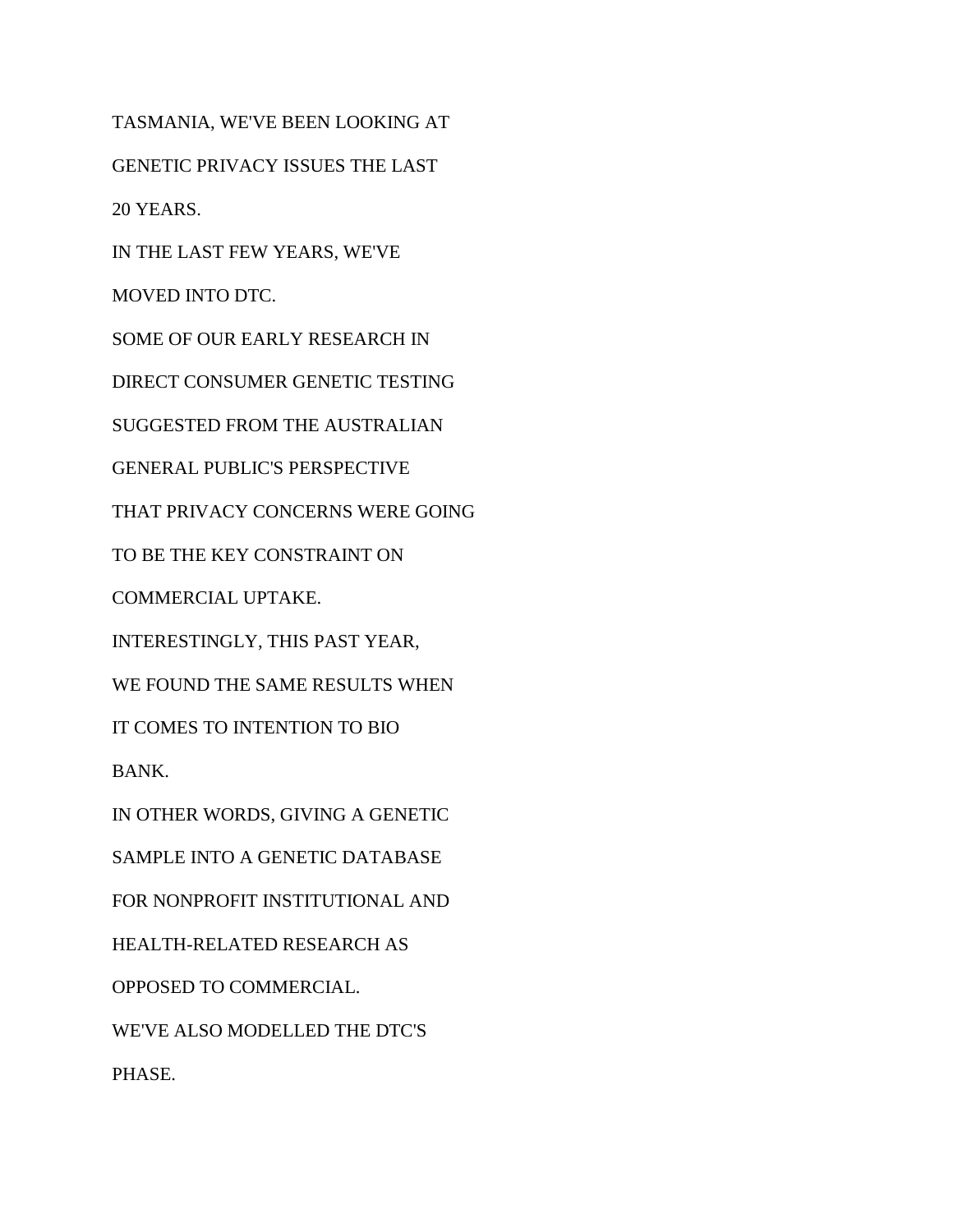TASMANIA, WE'VE BEEN LOOKING AT

GENETIC PRIVACY ISSUES THE LAST

20 YEARS.

IN THE LAST FEW YEARS, WE'VE

MOVED INTO DTC.

SOME OF OUR EARLY RESEARCH IN

DIRECT CONSUMER GENETIC TESTING

SUGGESTED FROM THE AUSTRALIAN

GENERAL PUBLIC'S PERSPECTIVE

THAT PRIVACY CONCERNS WERE GOING

TO BE THE KEY CONSTRAINT ON

COMMERCIAL UPTAKE.

INTERESTINGLY, THIS PAST YEAR,

WE FOUND THE SAME RESULTS WHEN

IT COMES TO INTENTION TO BIO

BANK.

IN OTHER WORDS, GIVING A GENETIC

SAMPLE INTO A GENETIC DATABASE

FOR NONPROFIT INSTITUTIONAL AND

HEALTH-RELATED RESEARCH AS

OPPOSED TO COMMERCIAL.

WE'VE ALSO MODELLED THE DTC'S

PHASE.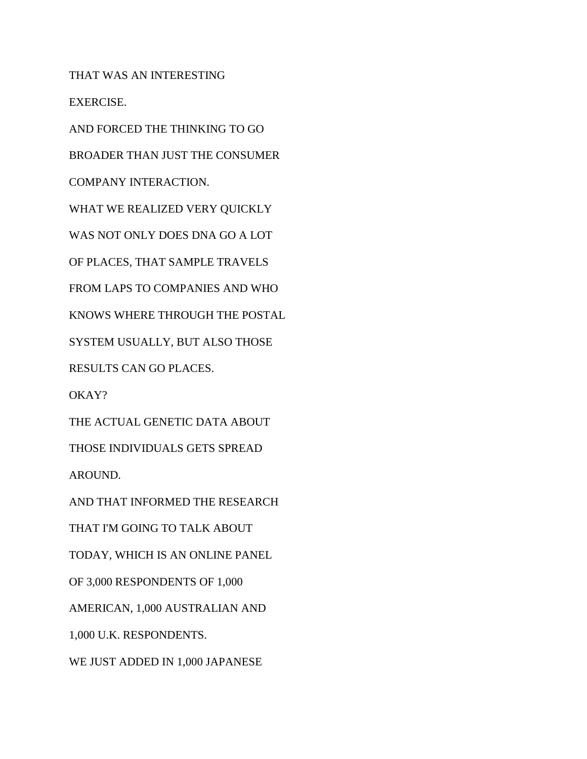THAT WAS AN INTERESTING

EXERCISE.

AND FORCED THE THINKING TO GO

BROADER THAN JUST THE CONSUMER

COMPANY INTERACTION.

WHAT WE REALIZED VERY QUICKLY

WAS NOT ONLY DOES DNA GO A LOT

OF PLACES, THAT SAMPLE TRAVELS

FROM LAPS TO COMPANIES AND WHO

KNOWS WHERE THROUGH THE POSTAL

SYSTEM USUALLY, BUT ALSO THOSE

RESULTS CAN GO PLACES.

OKAY?

THE ACTUAL GENETIC DATA ABOUT

THOSE INDIVIDUALS GETS SPREAD

AROUND.

AND THAT INFORMED THE RESEARCH

THAT I'M GOING TO TALK ABOUT

TODAY, WHICH IS AN ONLINE PANEL

OF 3,000 RESPONDENTS OF 1,000

AMERICAN, 1,000 AUSTRALIAN AND

1,000 U.K. RESPONDENTS.

WE JUST ADDED IN 1,000 JAPANESE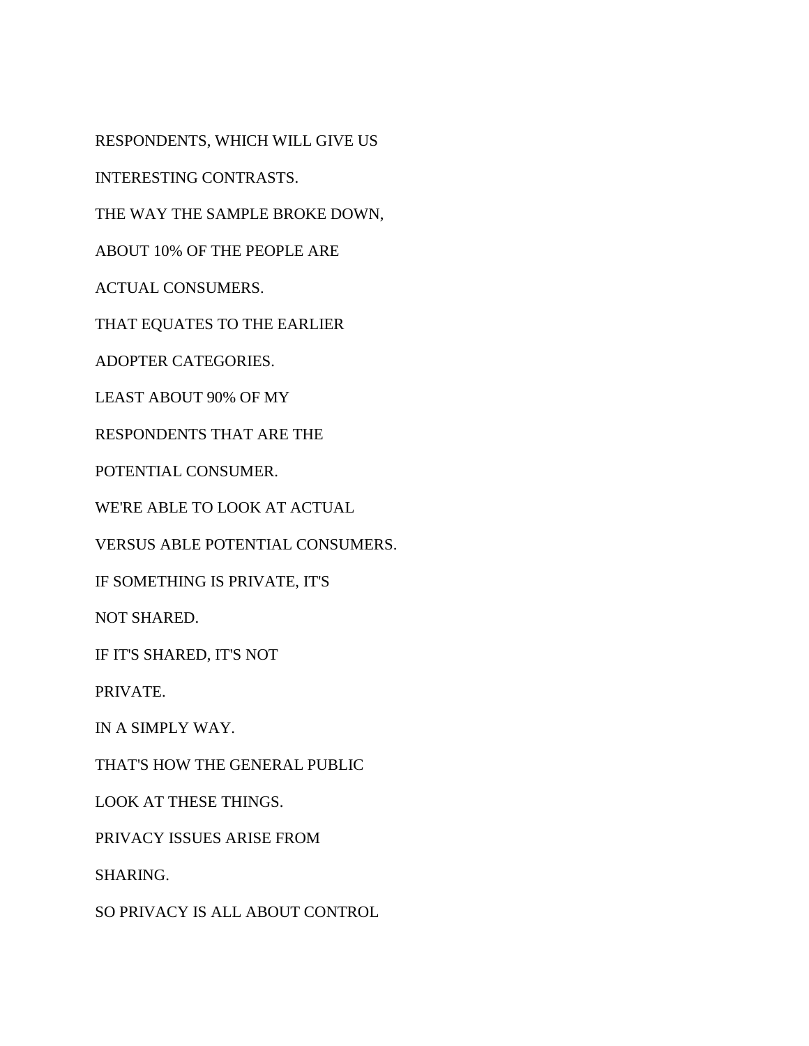RESPONDENTS, WHICH WILL GIVE US

INTERESTING CONTRASTS.

THE WAY THE SAMPLE BROKE DOWN,

ABOUT 10% OF THE PEOPLE ARE

ACTUAL CONSUMERS.

THAT EQUATES TO THE EARLIER

ADOPTER CATEGORIES.

LEAST ABOUT 90% OF MY

RESPONDENTS THAT ARE THE

POTENTIAL CONSUMER.

WE'RE ABLE TO LOOK AT ACTUAL

VERSUS ABLE POTENTIAL CONSUMERS.

IF SOMETHING IS PRIVATE, IT'S

NOT SHARED.

IF IT'S SHARED, IT'S NOT

PRIVATE.

IN A SIMPLY WAY.

THAT'S HOW THE GENERAL PUBLIC

LOOK AT THESE THINGS.

PRIVACY ISSUES ARISE FROM

SHARING.

SO PRIVACY IS ALL ABOUT CONTROL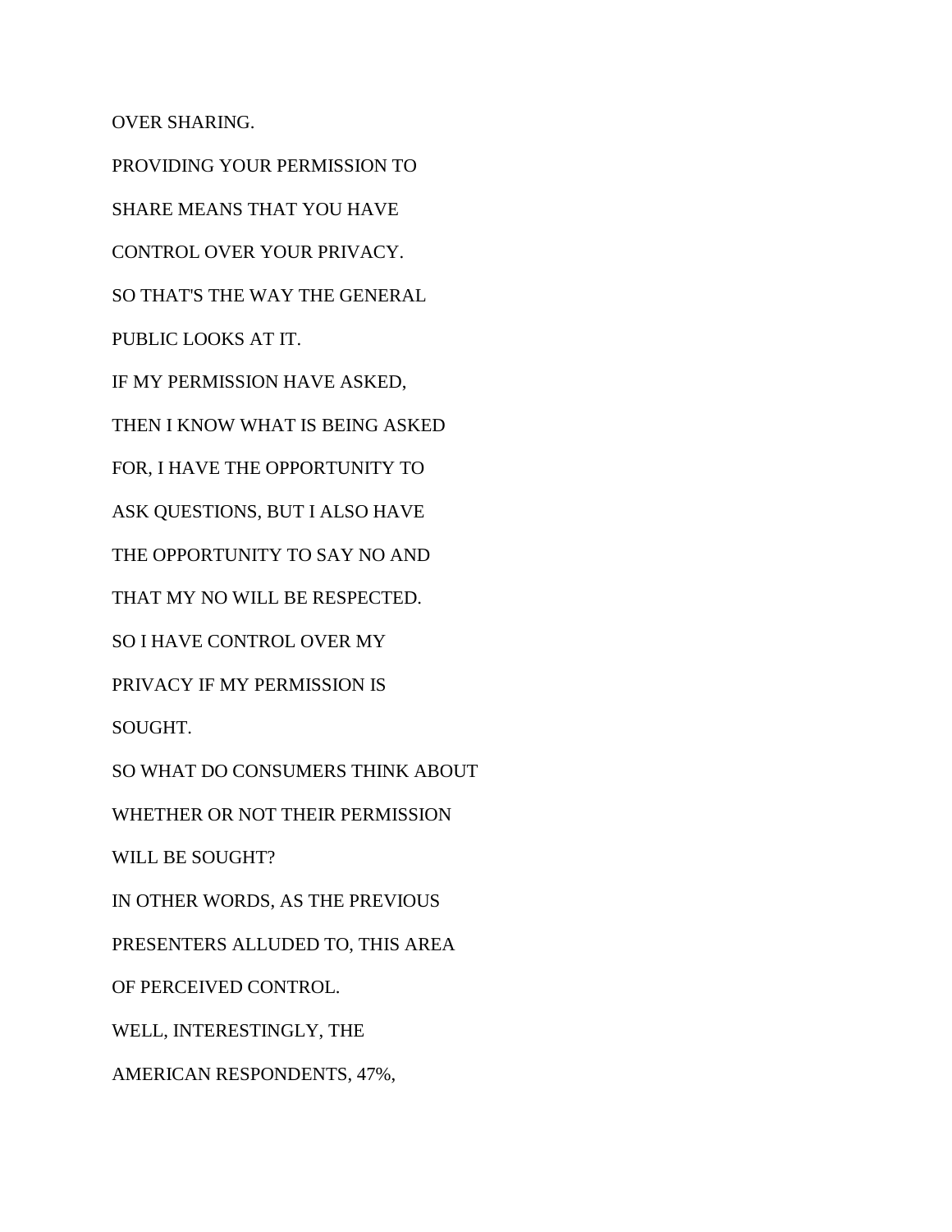OVER SHARING.

PROVIDING YOUR PERMISSION TO

SHARE MEANS THAT YOU HAVE

CONTROL OVER YOUR PRIVACY.

SO THAT'S THE WAY THE GENERAL

PUBLIC LOOKS AT IT.

IF MY PERMISSION HAVE ASKED,

THEN I KNOW WHAT IS BEING ASKED

FOR, I HAVE THE OPPORTUNITY TO

ASK QUESTIONS, BUT I ALSO HAVE

THE OPPORTUNITY TO SAY NO AND

THAT MY NO WILL BE RESPECTED.

SO I HAVE CONTROL OVER MY

PRIVACY IF MY PERMISSION IS

SOUGHT.

SO WHAT DO CONSUMERS THINK ABOUT

WHETHER OR NOT THEIR PERMISSION

WILL BE SOUGHT?

IN OTHER WORDS, AS THE PREVIOUS

PRESENTERS ALLUDED TO, THIS AREA

OF PERCEIVED CONTROL.

WELL, INTERESTINGLY, THE

AMERICAN RESPONDENTS, 47%,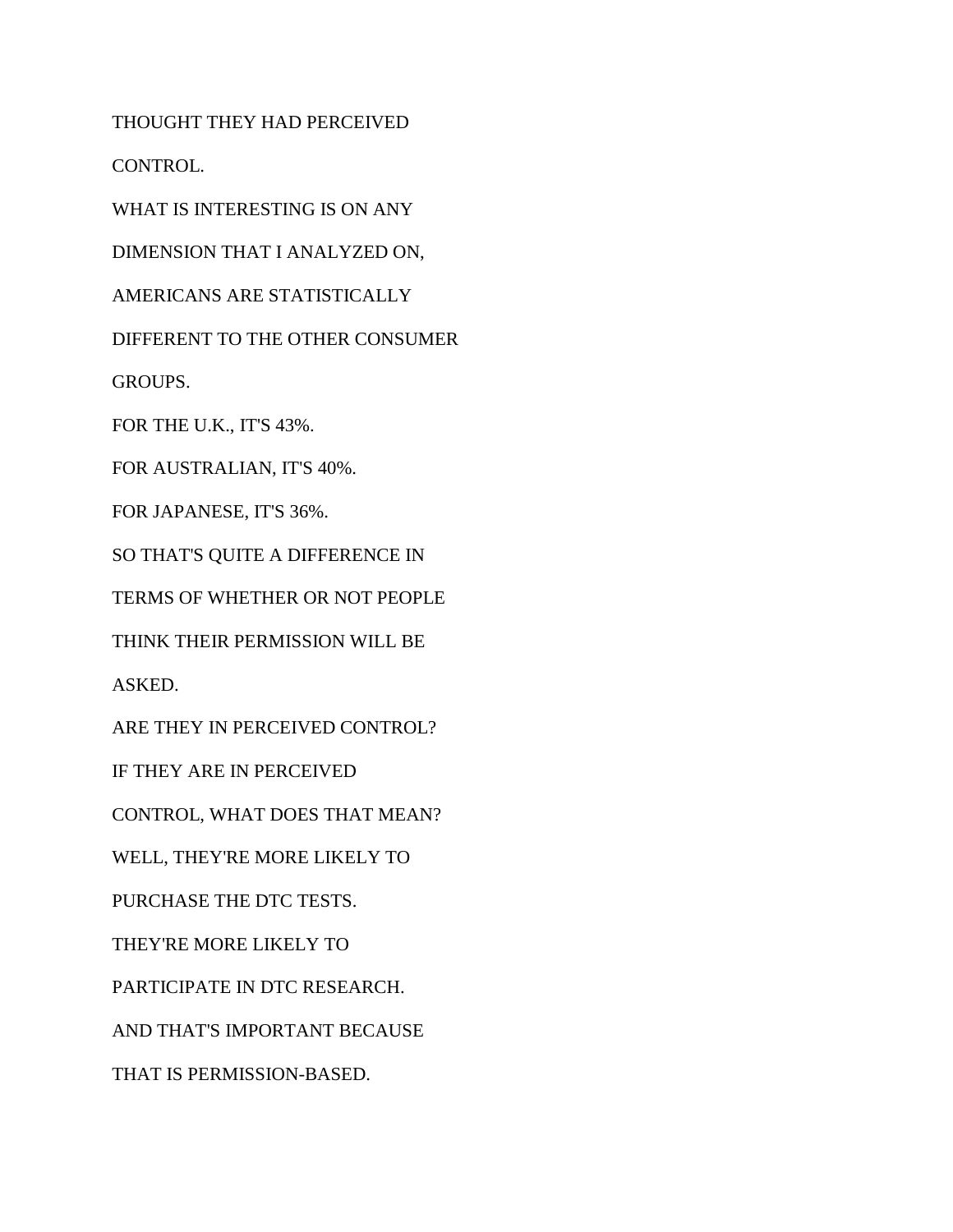THOUGHT THEY HAD PERCEIVED

CONTROL.

WHAT IS INTERESTING IS ON ANY

DIMENSION THAT I ANALYZED ON,

AMERICANS ARE STATISTICALLY

DIFFERENT TO THE OTHER CONSUMER

GROUPS.

FOR THE U.K., IT'S 43%.

FOR AUSTRALIAN, IT'S 40%.

FOR JAPANESE, IT'S 36%.

SO THAT'S QUITE A DIFFERENCE IN

TERMS OF WHETHER OR NOT PEOPLE

THINK THEIR PERMISSION WILL BE

ASKED.

ARE THEY IN PERCEIVED CONTROL?

IF THEY ARE IN PERCEIVED

CONTROL, WHAT DOES THAT MEAN?

WELL, THEY'RE MORE LIKELY TO

PURCHASE THE DTC TESTS.

THEY'RE MORE LIKELY TO

PARTICIPATE IN DTC RESEARCH.

AND THAT'S IMPORTANT BECAUSE

THAT IS PERMISSION-BASED.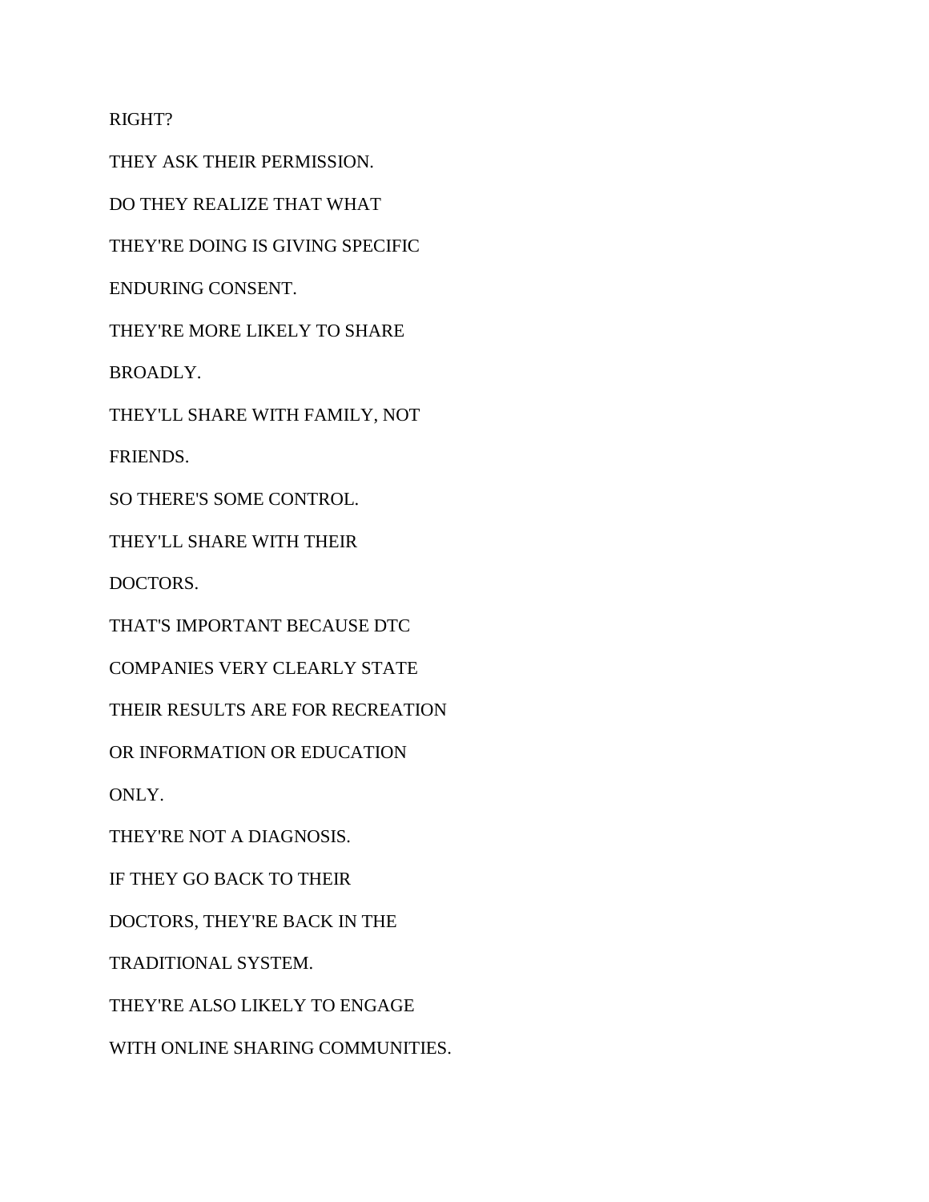RIGHT?

THEY ASK THEIR PERMISSION.

DO THEY REALIZE THAT WHAT

THEY'RE DOING IS GIVING SPECIFIC

ENDURING CONSENT.

THEY'RE MORE LIKELY TO SHARE

BROADLY.

THEY'LL SHARE WITH FAMILY, NOT

FRIENDS.

SO THERE'S SOME CONTROL.

THEY'LL SHARE WITH THEIR

DOCTORS.

THAT'S IMPORTANT BECAUSE DTC

COMPANIES VERY CLEARLY STATE

THEIR RESULTS ARE FOR RECREATION

OR INFORMATION OR EDUCATION

ONLY.

THEY'RE NOT A DIAGNOSIS.

IF THEY GO BACK TO THEIR

DOCTORS, THEY'RE BACK IN THE

TRADITIONAL SYSTEM.

THEY'RE ALSO LIKELY TO ENGAGE

WITH ONLINE SHARING COMMUNITIES.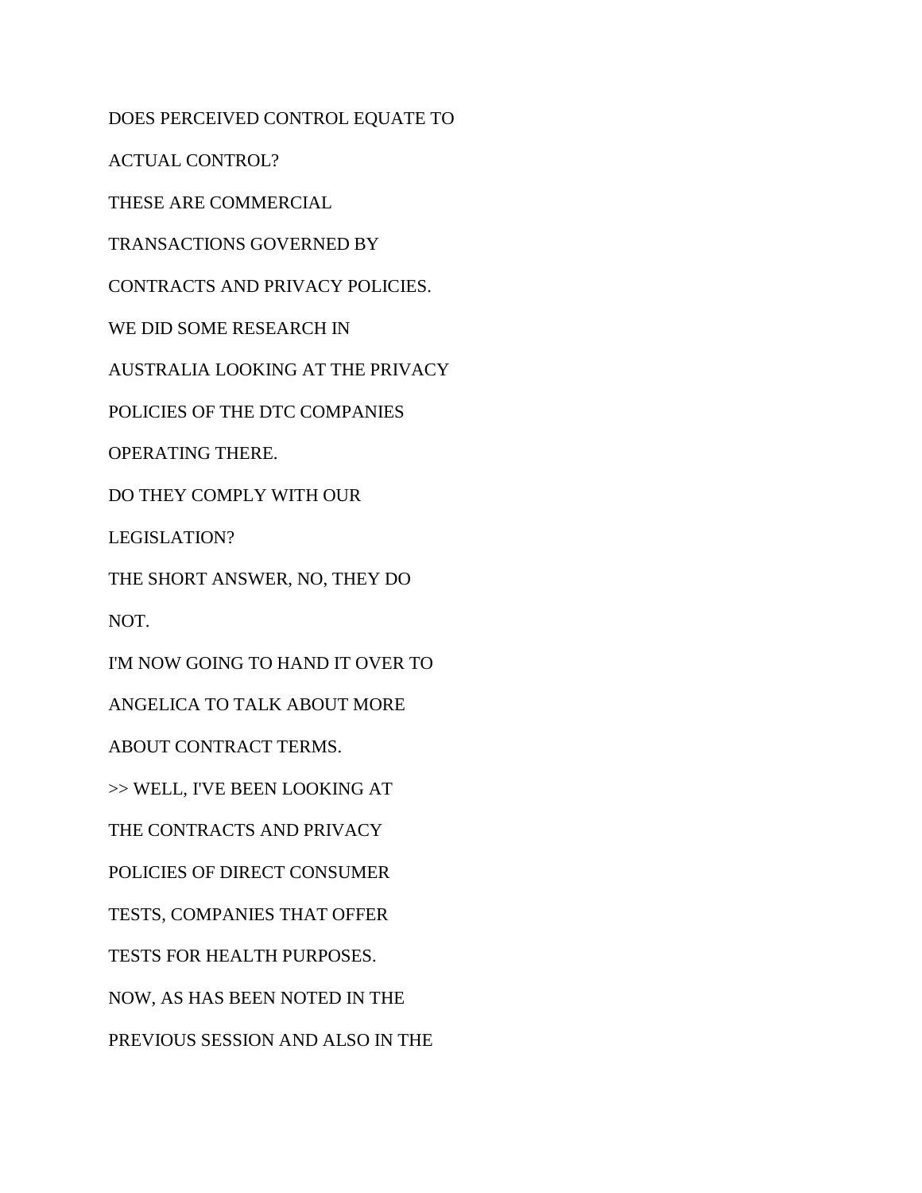DOES PERCEIVED CONTROL EQUATE TO

ACTUAL CONTROL?

THESE ARE COMMERCIAL

TRANSACTIONS GOVERNED BY

CONTRACTS AND PRIVACY POLICIES.

WE DID SOME RESEARCH IN

AUSTRALIA LOOKING AT THE PRIVACY

POLICIES OF THE DTC COMPANIES

OPERATING THERE.

DO THEY COMPLY WITH OUR

LEGISLATION?

THE SHORT ANSWER, NO, THEY DO

NOT.

I'M NOW GOING TO HAND IT OVER TO

ANGELICA TO TALK ABOUT MORE

ABOUT CONTRACT TERMS.

>> WELL, I'VE BEEN LOOKING AT

THE CONTRACTS AND PRIVACY

POLICIES OF DIRECT CONSUMER

TESTS, COMPANIES THAT OFFER

TESTS FOR HEALTH PURPOSES.

NOW, AS HAS BEEN NOTED IN THE

PREVIOUS SESSION AND ALSO IN THE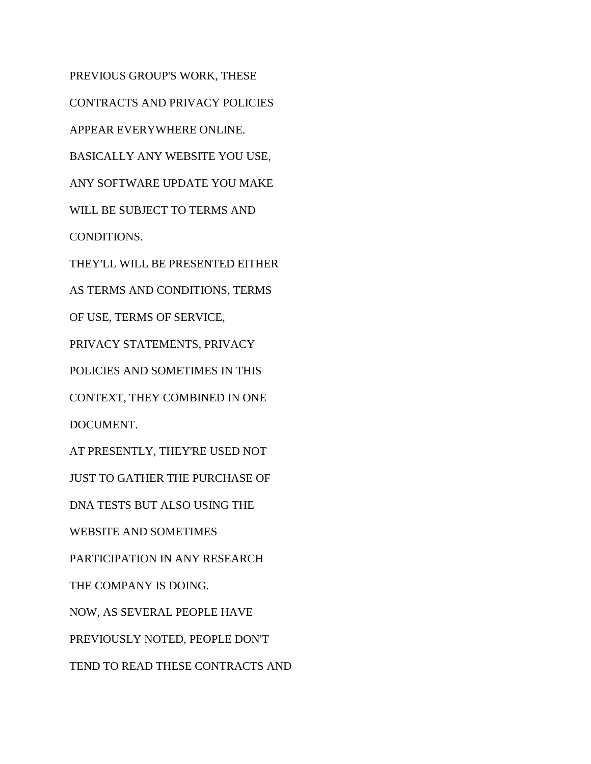PREVIOUS GROUP'S WORK, THESE

CONTRACTS AND PRIVACY POLICIES

APPEAR EVERYWHERE ONLINE.

BASICALLY ANY WEBSITE YOU USE,

ANY SOFTWARE UPDATE YOU MAKE

WILL BE SUBJECT TO TERMS AND

CONDITIONS.

THEY'LL WILL BE PRESENTED EITHER

AS TERMS AND CONDITIONS, TERMS

OF USE, TERMS OF SERVICE,

PRIVACY STATEMENTS, PRIVACY

POLICIES AND SOMETIMES IN THIS

CONTEXT, THEY COMBINED IN ONE

DOCUMENT.

AT PRESENTLY, THEY'RE USED NOT

JUST TO GATHER THE PURCHASE OF

DNA TESTS BUT ALSO USING THE

WEBSITE AND SOMETIMES

PARTICIPATION IN ANY RESEARCH

THE COMPANY IS DOING.

NOW, AS SEVERAL PEOPLE HAVE

PREVIOUSLY NOTED, PEOPLE DON'T

TEND TO READ THESE CONTRACTS AND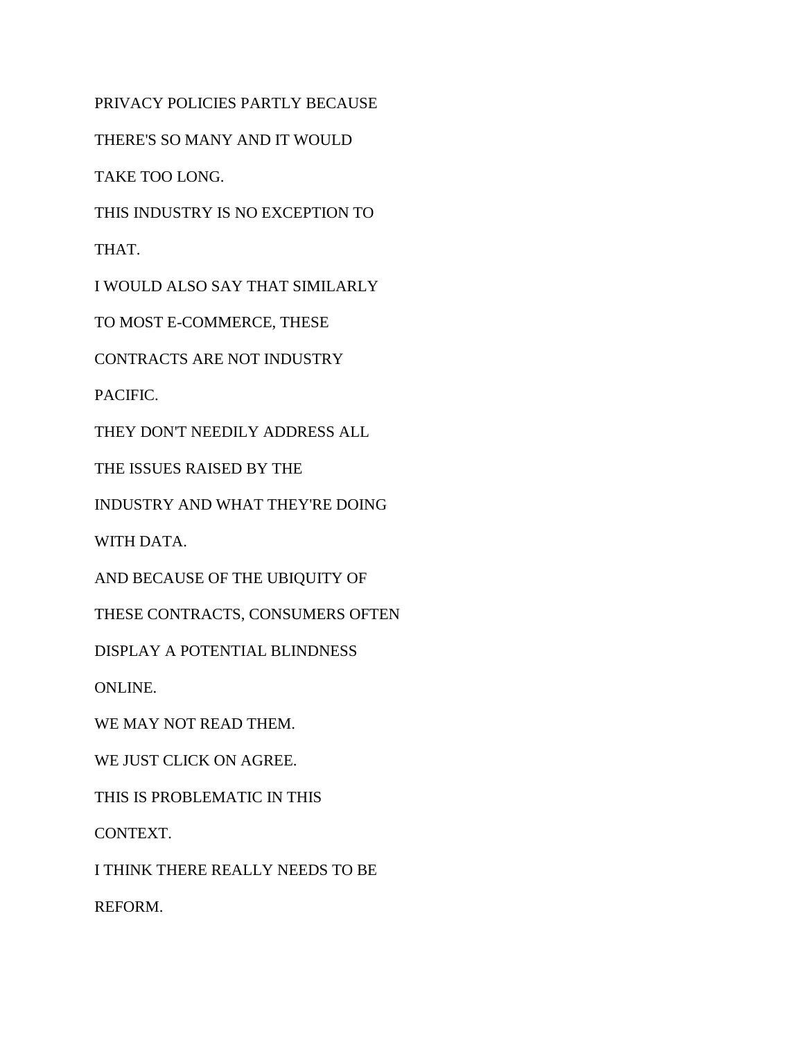PRIVACY POLICIES PARTLY BECAUSE

THERE'S SO MANY AND IT WOULD

TAKE TOO LONG.

THIS INDUSTRY IS NO EXCEPTION TO

THAT.

I WOULD ALSO SAY THAT SIMILARLY

TO MOST E-COMMERCE, THESE

CONTRACTS ARE NOT INDUSTRY

PACIFIC.

THEY DON'T NEEDILY ADDRESS ALL

THE ISSUES RAISED BY THE

INDUSTRY AND WHAT THEY'RE DOING

WITH DATA.

AND BECAUSE OF THE UBIQUITY OF

THESE CONTRACTS, CONSUMERS OFTEN

DISPLAY A POTENTIAL BLINDNESS

ONLINE.

WE MAY NOT READ THEM.

WE JUST CLICK ON AGREE.

THIS IS PROBLEMATIC IN THIS

CONTEXT.

I THINK THERE REALLY NEEDS TO BE

REFORM.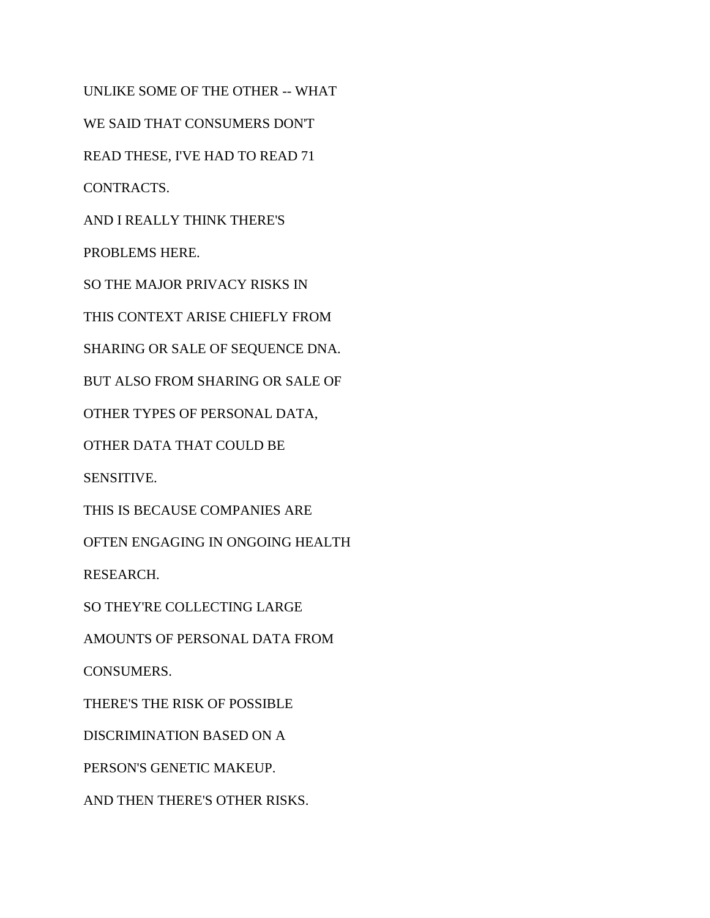UNLIKE SOME OF THE OTHER -- WHAT

WE SAID THAT CONSUMERS DON'T

READ THESE, I'VE HAD TO READ 71

CONTRACTS.

AND I REALLY THINK THERE'S

PROBLEMS HERE.

SO THE MAJOR PRIVACY RISKS IN

THIS CONTEXT ARISE CHIEFLY FROM

SHARING OR SALE OF SEQUENCE DNA.

BUT ALSO FROM SHARING OR SALE OF

OTHER TYPES OF PERSONAL DATA,

OTHER DATA THAT COULD BE

SENSITIVE.

THIS IS BECAUSE COMPANIES ARE

OFTEN ENGAGING IN ONGOING HEALTH

RESEARCH.

SO THEY'RE COLLECTING LARGE

AMOUNTS OF PERSONAL DATA FROM

CONSUMERS.

THERE'S THE RISK OF POSSIBLE

DISCRIMINATION BASED ON A

PERSON'S GENETIC MAKEUP.

AND THEN THERE'S OTHER RISKS.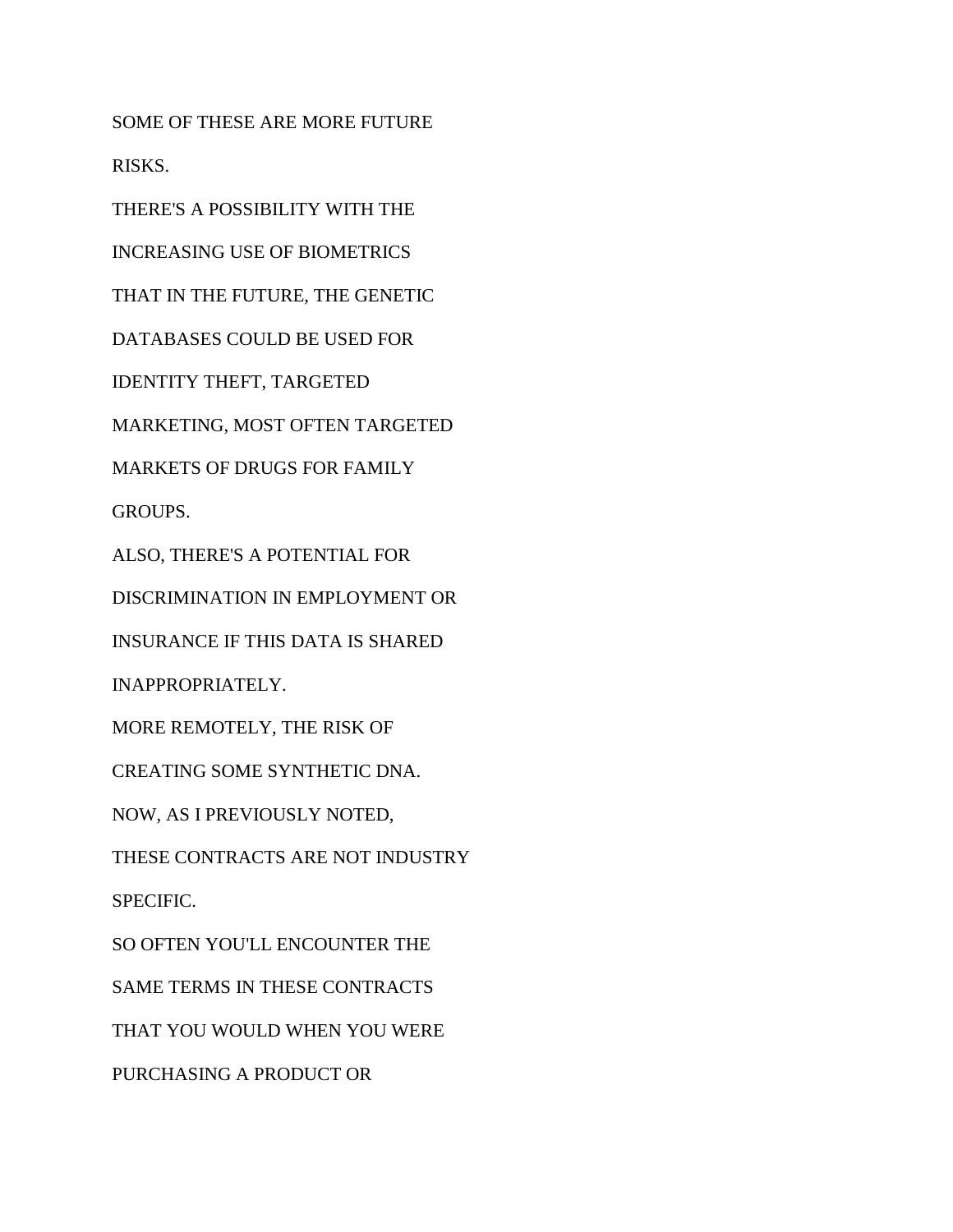SOME OF THESE ARE MORE FUTURE

RISKS.

THERE'S A POSSIBILITY WITH THE

INCREASING USE OF BIOMETRICS

THAT IN THE FUTURE, THE GENETIC

DATABASES COULD BE USED FOR

IDENTITY THEFT, TARGETED

MARKETING, MOST OFTEN TARGETED

MARKETS OF DRUGS FOR FAMILY

GROUPS.

ALSO, THERE'S A POTENTIAL FOR

DISCRIMINATION IN EMPLOYMENT OR

INSURANCE IF THIS DATA IS SHARED

INAPPROPRIATELY.

MORE REMOTELY, THE RISK OF

CREATING SOME SYNTHETIC DNA.

NOW, AS I PREVIOUSLY NOTED,

THESE CONTRACTS ARE NOT INDUSTRY

SPECIFIC.

SO OFTEN YOU'LL ENCOUNTER THE

SAME TERMS IN THESE CONTRACTS

THAT YOU WOULD WHEN YOU WERE

PURCHASING A PRODUCT OR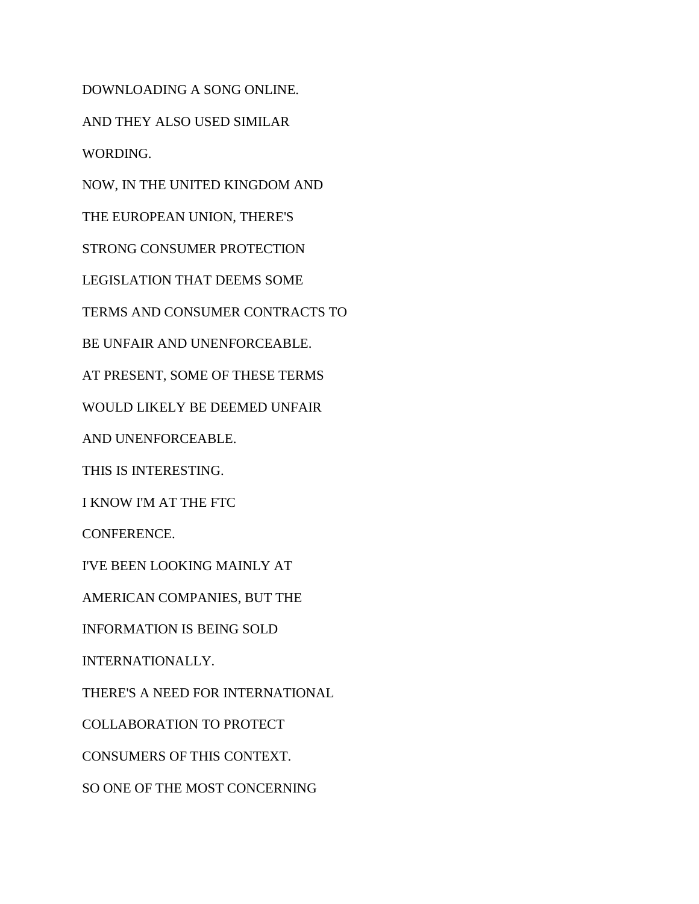DOWNLOADING A SONG ONLINE.

AND THEY ALSO USED SIMILAR

WORDING.

NOW, IN THE UNITED KINGDOM AND

THE EUROPEAN UNION, THERE'S

STRONG CONSUMER PROTECTION

LEGISLATION THAT DEEMS SOME

TERMS AND CONSUMER CONTRACTS TO

BE UNFAIR AND UNENFORCEABLE.

AT PRESENT, SOME OF THESE TERMS

WOULD LIKELY BE DEEMED UNFAIR

AND UNENFORCEABLE.

THIS IS INTERESTING.

I KNOW I'M AT THE FTC

CONFERENCE.

I'VE BEEN LOOKING MAINLY AT

AMERICAN COMPANIES, BUT THE

INFORMATION IS BEING SOLD

INTERNATIONALLY.

THERE'S A NEED FOR INTERNATIONAL

COLLABORATION TO PROTECT

CONSUMERS OF THIS CONTEXT.

SO ONE OF THE MOST CONCERNING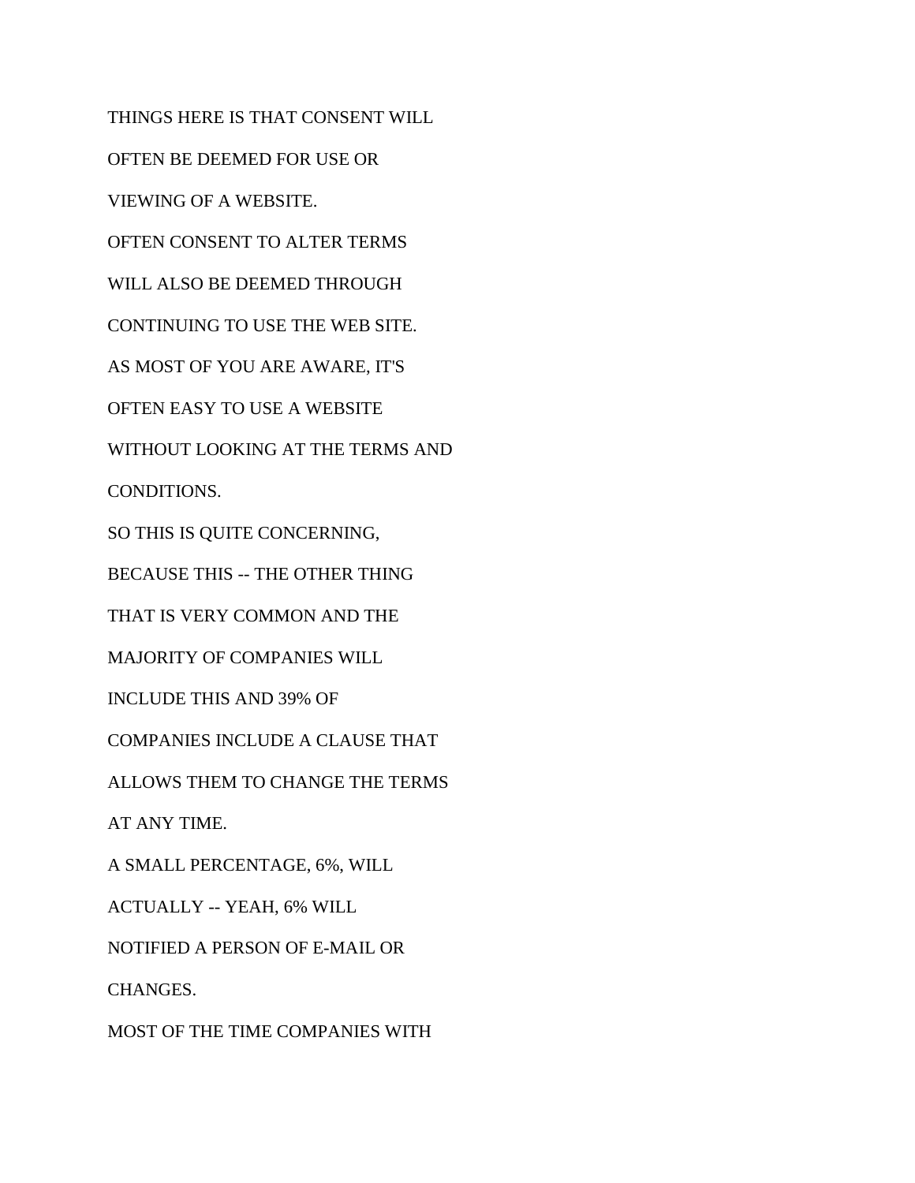THINGS HERE IS THAT CONSENT WILL

OFTEN BE DEEMED FOR USE OR

VIEWING OF A WEBSITE.

OFTEN CONSENT TO ALTER TERMS

WILL ALSO BE DEEMED THROUGH

CONTINUING TO USE THE WEB SITE.

AS MOST OF YOU ARE AWARE, IT'S

OFTEN EASY TO USE A WEBSITE

WITHOUT LOOKING AT THE TERMS AND

CONDITIONS.

SO THIS IS QUITE CONCERNING,

BECAUSE THIS -- THE OTHER THING

THAT IS VERY COMMON AND THE

MAJORITY OF COMPANIES WILL

INCLUDE THIS AND 39% OF

COMPANIES INCLUDE A CLAUSE THAT

ALLOWS THEM TO CHANGE THE TERMS

AT ANY TIME.

A SMALL PERCENTAGE, 6%, WILL

ACTUALLY -- YEAH, 6% WILL

NOTIFIED A PERSON OF E-MAIL OR

CHANGES.

MOST OF THE TIME COMPANIES WITH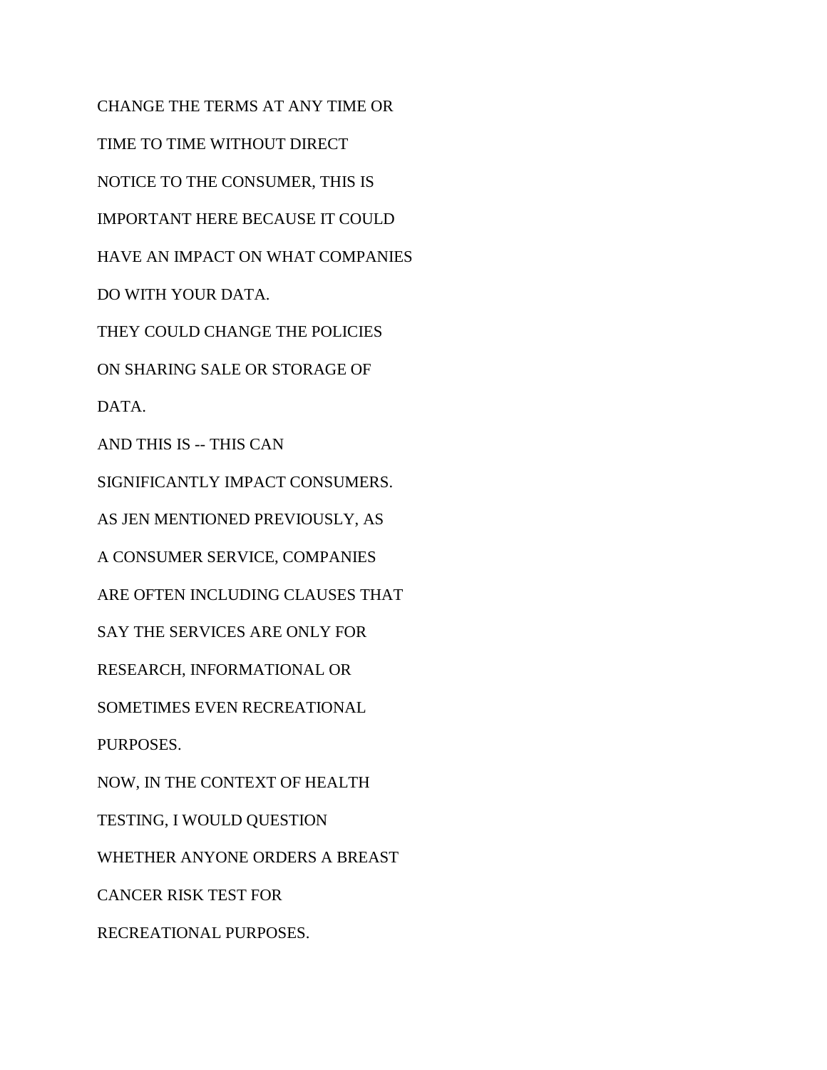CHANGE THE TERMS AT ANY TIME OR

TIME TO TIME WITHOUT DIRECT

NOTICE TO THE CONSUMER, THIS IS

IMPORTANT HERE BECAUSE IT COULD

HAVE AN IMPACT ON WHAT COMPANIES

DO WITH YOUR DATA.

THEY COULD CHANGE THE POLICIES

ON SHARING SALE OR STORAGE OF

DATA.

AND THIS IS -- THIS CAN

SIGNIFICANTLY IMPACT CONSUMERS.

AS JEN MENTIONED PREVIOUSLY, AS

A CONSUMER SERVICE, COMPANIES

ARE OFTEN INCLUDING CLAUSES THAT

SAY THE SERVICES ARE ONLY FOR

RESEARCH, INFORMATIONAL OR

SOMETIMES EVEN RECREATIONAL

PURPOSES.

NOW, IN THE CONTEXT OF HEALTH

TESTING, I WOULD QUESTION

WHETHER ANYONE ORDERS A BREAST

CANCER RISK TEST FOR

RECREATIONAL PURPOSES.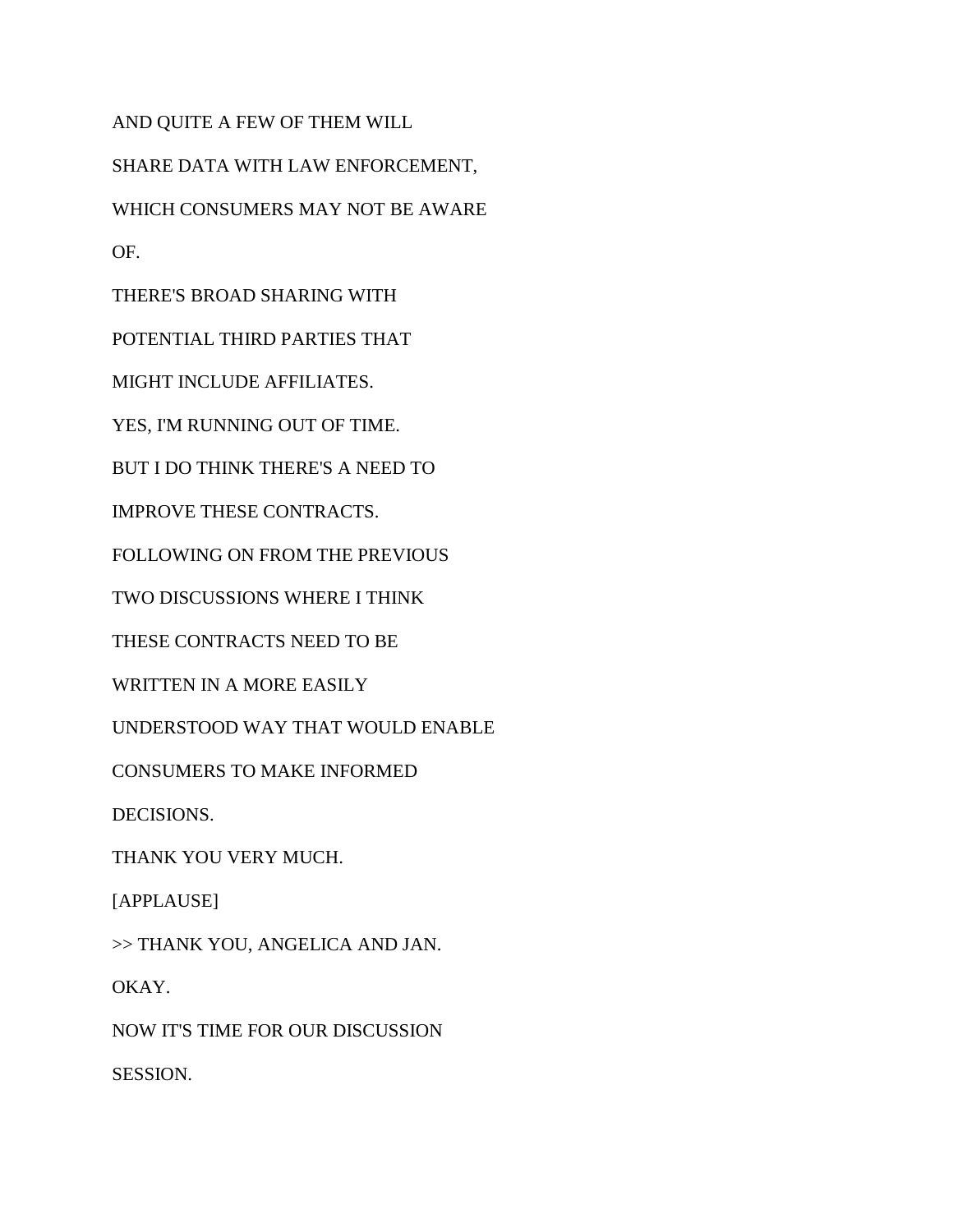AND QUITE A FEW OF THEM WILL

SHARE DATA WITH LAW ENFORCEMENT,

WHICH CONSUMERS MAY NOT BE AWARE

OF.

THERE'S BROAD SHARING WITH

POTENTIAL THIRD PARTIES THAT

MIGHT INCLUDE AFFILIATES.

YES, I'M RUNNING OUT OF TIME.

BUT I DO THINK THERE'S A NEED TO

IMPROVE THESE CONTRACTS.

FOLLOWING ON FROM THE PREVIOUS

TWO DISCUSSIONS WHERE I THINK

THESE CONTRACTS NEED TO BE

WRITTEN IN A MORE EASILY

UNDERSTOOD WAY THAT WOULD ENABLE

CONSUMERS TO MAKE INFORMED

DECISIONS.

THANK YOU VERY MUCH.

[APPLAUSE]

>> THANK YOU, ANGELICA AND JAN.

OKAY.

NOW IT'S TIME FOR OUR DISCUSSION

SESSION.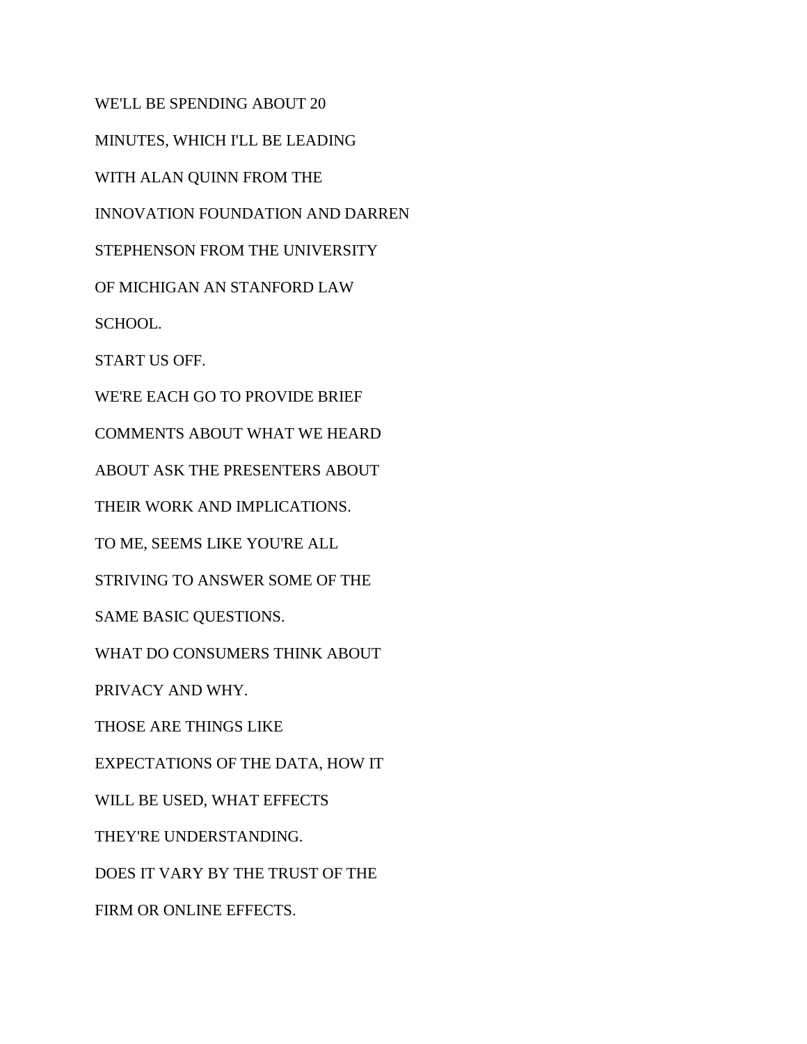WE'LL BE SPENDING ABOUT 20

MINUTES, WHICH I'LL BE LEADING

WITH ALAN QUINN FROM THE

INNOVATION FOUNDATION AND DARREN

STEPHENSON FROM THE UNIVERSITY

OF MICHIGAN AN STANFORD LAW

SCHOOL.

START US OFF.

WE'RE EACH GO TO PROVIDE BRIEF

COMMENTS ABOUT WHAT WE HEARD

ABOUT ASK THE PRESENTERS ABOUT

THEIR WORK AND IMPLICATIONS.

TO ME, SEEMS LIKE YOU'RE ALL

STRIVING TO ANSWER SOME OF THE

SAME BASIC QUESTIONS.

WHAT DO CONSUMERS THINK ABOUT

PRIVACY AND WHY.

THOSE ARE THINGS LIKE

EXPECTATIONS OF THE DATA, HOW IT

WILL BE USED, WHAT EFFECTS

THEY'RE UNDERSTANDING.

DOES IT VARY BY THE TRUST OF THE

FIRM OR ONLINE EFFECTS.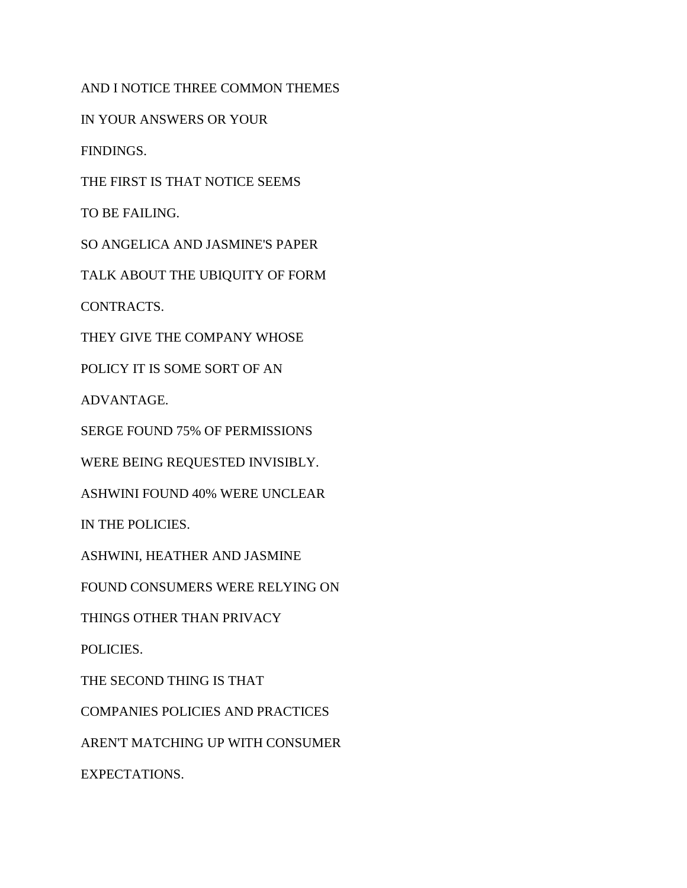AND I NOTICE THREE COMMON THEMES

IN YOUR ANSWERS OR YOUR

FINDINGS.

THE FIRST IS THAT NOTICE SEEMS

TO BE FAILING.

SO ANGELICA AND JASMINE'S PAPER

TALK ABOUT THE UBIQUITY OF FORM

CONTRACTS.

THEY GIVE THE COMPANY WHOSE

POLICY IT IS SOME SORT OF AN

ADVANTAGE.

SERGE FOUND 75% OF PERMISSIONS

WERE BEING REQUESTED INVISIBLY.

ASHWINI FOUND 40% WERE UNCLEAR

IN THE POLICIES.

ASHWINI, HEATHER AND JASMINE

FOUND CONSUMERS WERE RELYING ON

THINGS OTHER THAN PRIVACY

POLICIES.

THE SECOND THING IS THAT

COMPANIES POLICIES AND PRACTICES

AREN'T MATCHING UP WITH CONSUMER

EXPECTATIONS.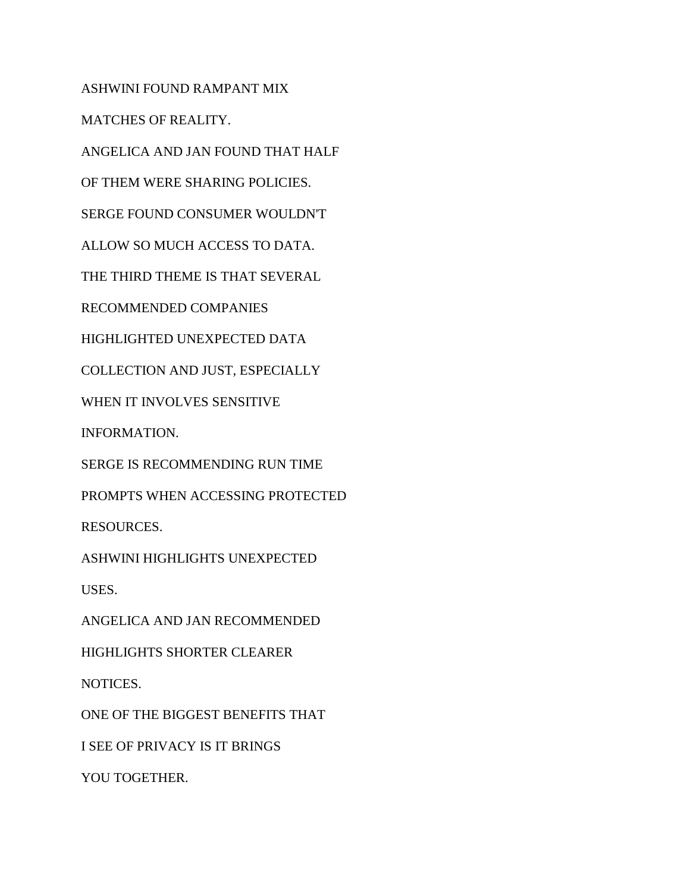ASHWINI FOUND RAMPANT MIX

MATCHES OF REALITY.

ANGELICA AND JAN FOUND THAT HALF

OF THEM WERE SHARING POLICIES.

SERGE FOUND CONSUMER WOULDN'T

ALLOW SO MUCH ACCESS TO DATA.

THE THIRD THEME IS THAT SEVERAL

RECOMMENDED COMPANIES

HIGHLIGHTED UNEXPECTED DATA

COLLECTION AND JUST, ESPECIALLY

WHEN IT INVOLVES SENSITIVE

INFORMATION.

SERGE IS RECOMMENDING RUN TIME

PROMPTS WHEN ACCESSING PROTECTED

RESOURCES.

ASHWINI HIGHLIGHTS UNEXPECTED

USES.

ANGELICA AND JAN RECOMMENDED

HIGHLIGHTS SHORTER CLEARER

NOTICES.

ONE OF THE BIGGEST BENEFITS THAT

I SEE OF PRIVACY IS IT BRINGS

YOU TOGETHER.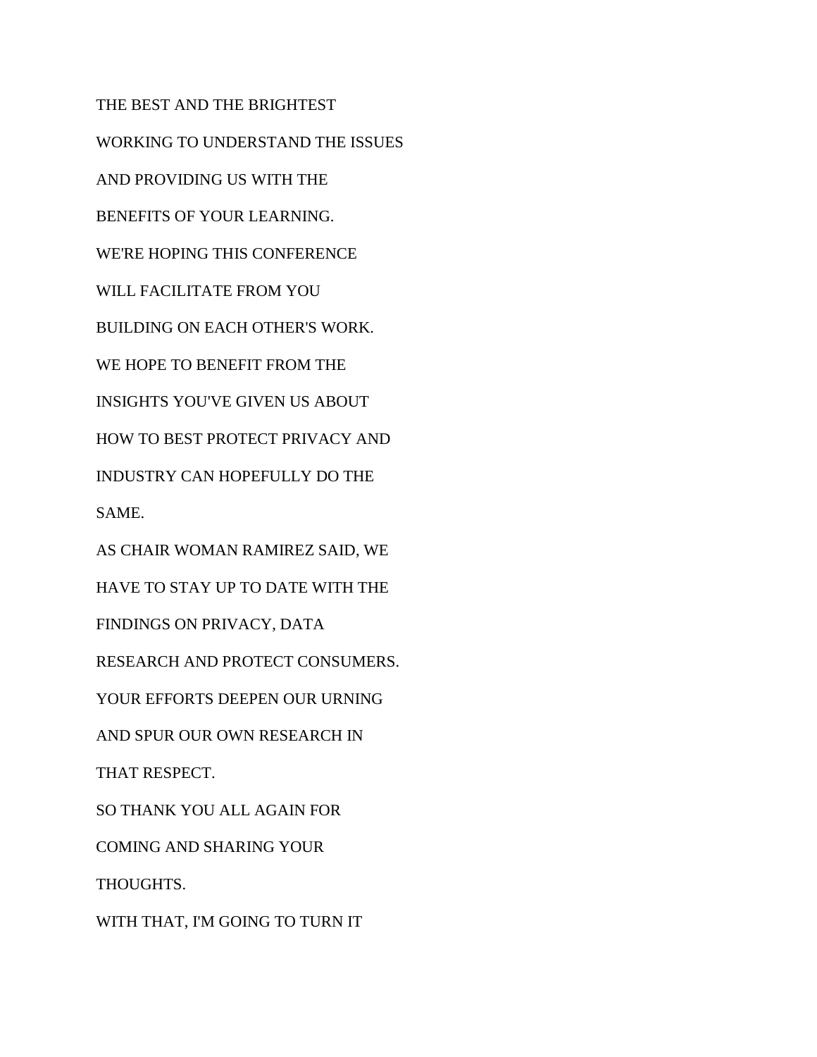THE BEST AND THE BRIGHTEST

WORKING TO UNDERSTAND THE ISSUES

AND PROVIDING US WITH THE

BENEFITS OF YOUR LEARNING.

WE'RE HOPING THIS CONFERENCE

WILL FACILITATE FROM YOU

BUILDING ON EACH OTHER'S WORK.

WE HOPE TO BENEFIT FROM THE

INSIGHTS YOU'VE GIVEN US ABOUT

HOW TO BEST PROTECT PRIVACY AND

INDUSTRY CAN HOPEFULLY DO THE

SAME.

AS CHAIR WOMAN RAMIREZ SAID, WE

HAVE TO STAY UP TO DATE WITH THE

FINDINGS ON PRIVACY, DATA

RESEARCH AND PROTECT CONSUMERS.

YOUR EFFORTS DEEPEN OUR URNING

AND SPUR OUR OWN RESEARCH IN

THAT RESPECT.

SO THANK YOU ALL AGAIN FOR

COMING AND SHARING YOUR

THOUGHTS.

WITH THAT, I'M GOING TO TURN IT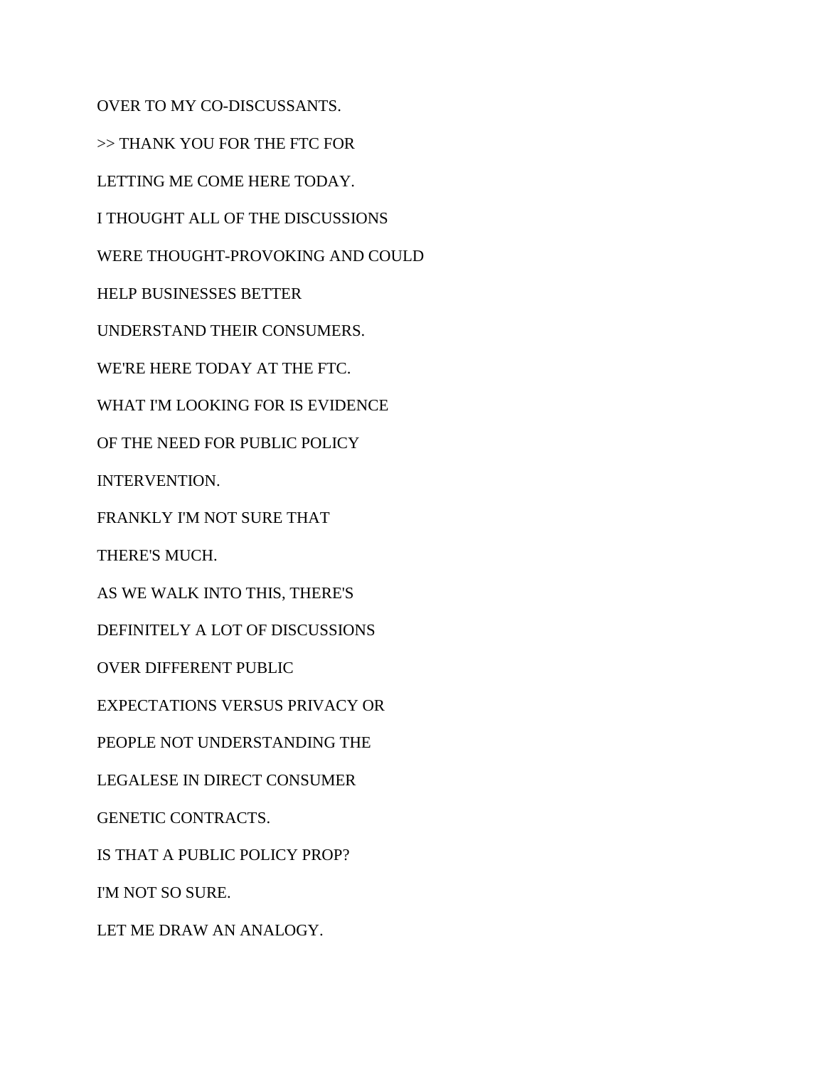OVER TO MY CO-DISCUSSANTS.

>> THANK YOU FOR THE FTC FOR

LETTING ME COME HERE TODAY.

I THOUGHT ALL OF THE DISCUSSIONS

WERE THOUGHT-PROVOKING AND COULD

HELP BUSINESSES BETTER

UNDERSTAND THEIR CONSUMERS.

WE'RE HERE TODAY AT THE FTC.

WHAT I'M LOOKING FOR IS EVIDENCE

OF THE NEED FOR PUBLIC POLICY

INTERVENTION.

FRANKLY I'M NOT SURE THAT

THERE'S MUCH.

AS WE WALK INTO THIS, THERE'S

DEFINITELY A LOT OF DISCUSSIONS

OVER DIFFERENT PUBLIC

EXPECTATIONS VERSUS PRIVACY OR

PEOPLE NOT UNDERSTANDING THE

LEGALESE IN DIRECT CONSUMER

GENETIC CONTRACTS.

IS THAT A PUBLIC POLICY PROP?

I'M NOT SO SURE.

LET ME DRAW AN ANALOGY.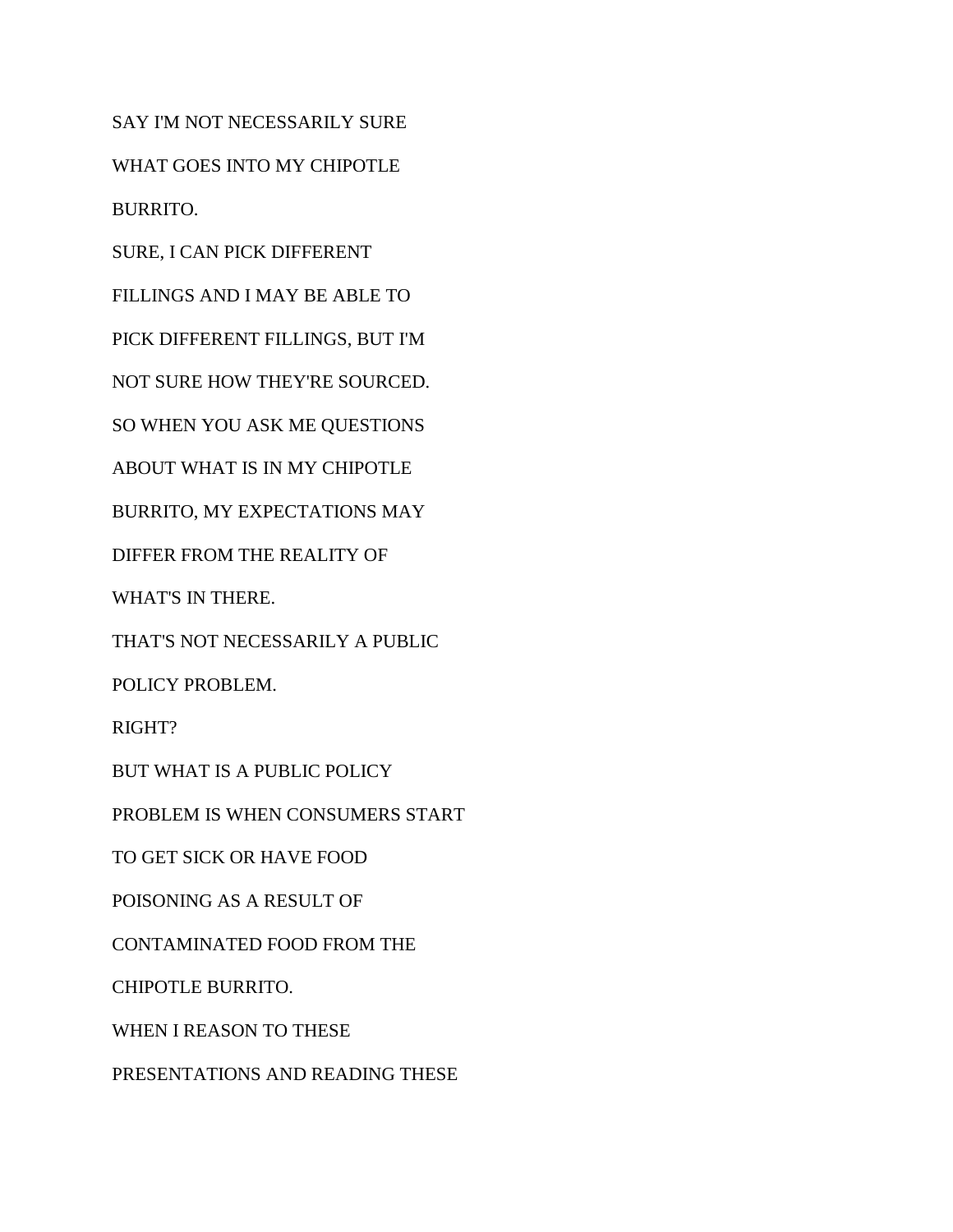SAY I'M NOT NECESSARILY SURE

WHAT GOES INTO MY CHIPOTLE

BURRITO.

SURE, I CAN PICK DIFFERENT

FILLINGS AND I MAY BE ABLE TO

PICK DIFFERENT FILLINGS, BUT I'M

NOT SURE HOW THEY'RE SOURCED.

SO WHEN YOU ASK ME QUESTIONS

ABOUT WHAT IS IN MY CHIPOTLE

BURRITO, MY EXPECTATIONS MAY

DIFFER FROM THE REALITY OF

WHAT'S IN THERE.

THAT'S NOT NECESSARILY A PUBLIC

POLICY PROBLEM.

RIGHT?

BUT WHAT IS A PUBLIC POLICY

PROBLEM IS WHEN CONSUMERS START

TO GET SICK OR HAVE FOOD

POISONING AS A RESULT OF

CONTAMINATED FOOD FROM THE

CHIPOTLE BURRITO.

WHEN I REASON TO THESE

PRESENTATIONS AND READING THESE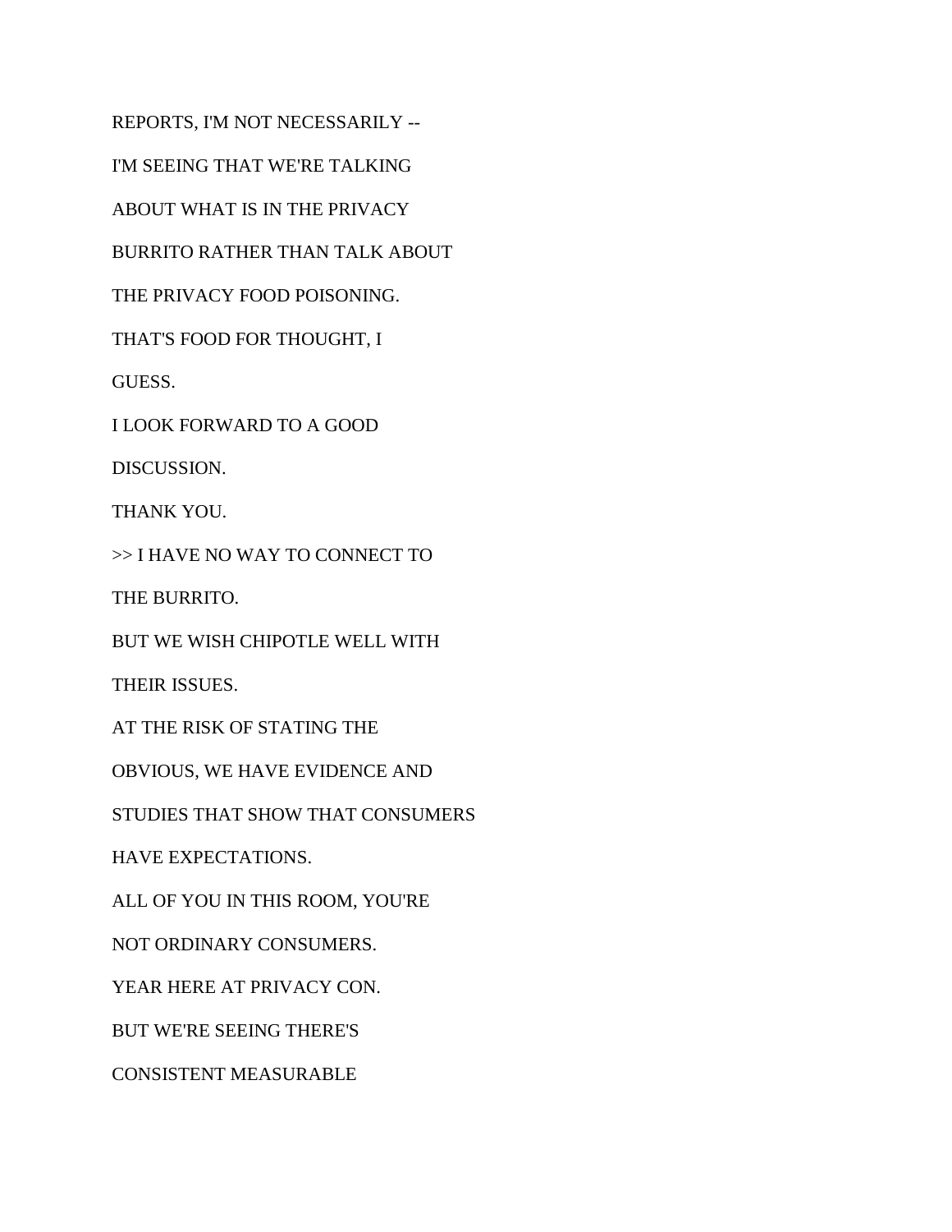REPORTS, I'M NOT NECESSARILY --

I'M SEEING THAT WE'RE TALKING

ABOUT WHAT IS IN THE PRIVACY

BURRITO RATHER THAN TALK ABOUT

THE PRIVACY FOOD POISONING.

THAT'S FOOD FOR THOUGHT, I

GUESS.

I LOOK FORWARD TO A GOOD

DISCUSSION.

THANK YOU.

>> I HAVE NO WAY TO CONNECT TO

THE BURRITO.

BUT WE WISH CHIPOTLE WELL WITH

THEIR ISSUES.

AT THE RISK OF STATING THE

OBVIOUS, WE HAVE EVIDENCE AND

STUDIES THAT SHOW THAT CONSUMERS

HAVE EXPECTATIONS.

ALL OF YOU IN THIS ROOM, YOU'RE

NOT ORDINARY CONSUMERS.

YEAR HERE AT PRIVACY CON.

BUT WE'RE SEEING THERE'S

CONSISTENT MEASURABLE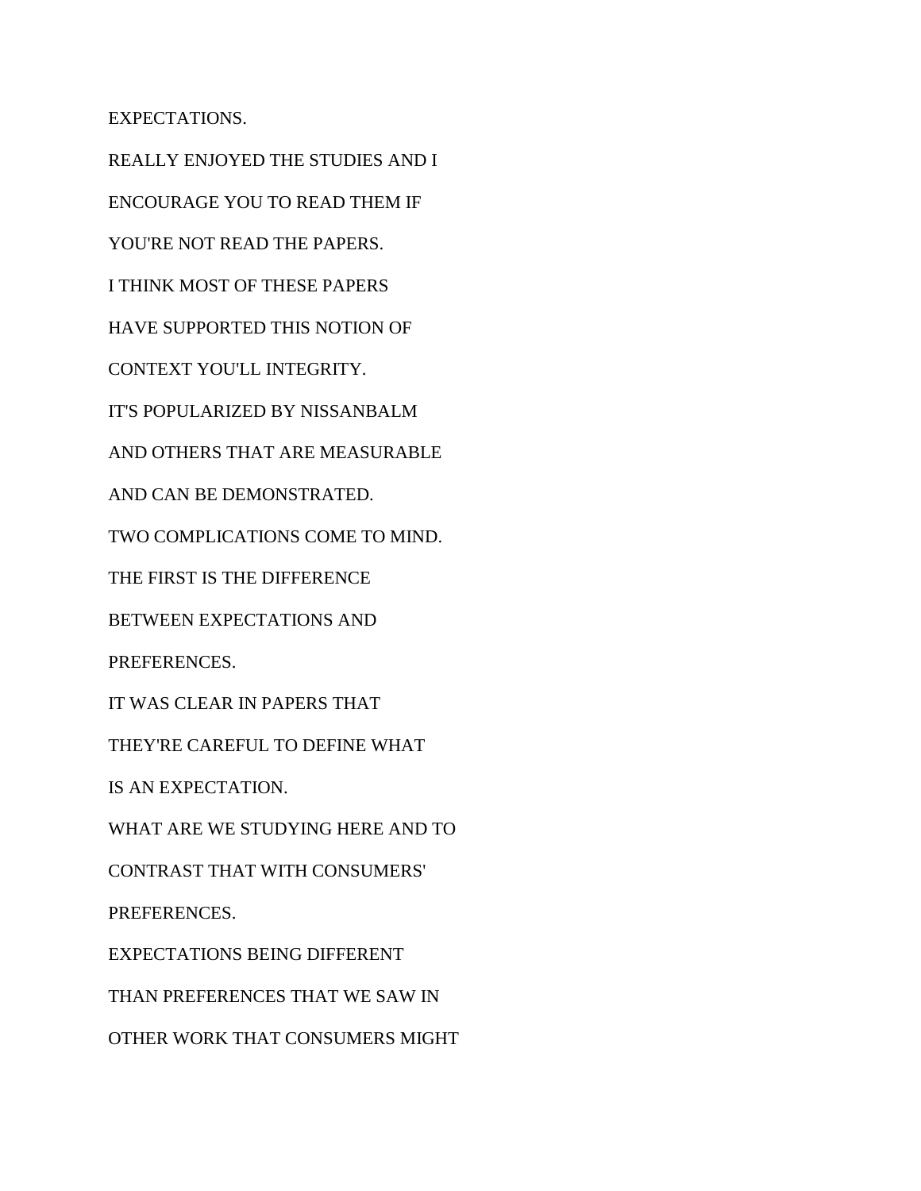EXPECTATIONS.

REALLY ENJOYED THE STUDIES AND I

ENCOURAGE YOU TO READ THEM IF

YOU'RE NOT READ THE PAPERS.

I THINK MOST OF THESE PAPERS

HAVE SUPPORTED THIS NOTION OF

CONTEXT YOU'LL INTEGRITY.

IT'S POPULARIZED BY NISSANBALM

AND OTHERS THAT ARE MEASURABLE

AND CAN BE DEMONSTRATED.

TWO COMPLICATIONS COME TO MIND.

THE FIRST IS THE DIFFERENCE

BETWEEN EXPECTATIONS AND

PREFERENCES.

IT WAS CLEAR IN PAPERS THAT

THEY'RE CAREFUL TO DEFINE WHAT

IS AN EXPECTATION.

WHAT ARE WE STUDYING HERE AND TO

CONTRAST THAT WITH CONSUMERS'

PREFERENCES.

EXPECTATIONS BEING DIFFERENT

THAN PREFERENCES THAT WE SAW IN

OTHER WORK THAT CONSUMERS MIGHT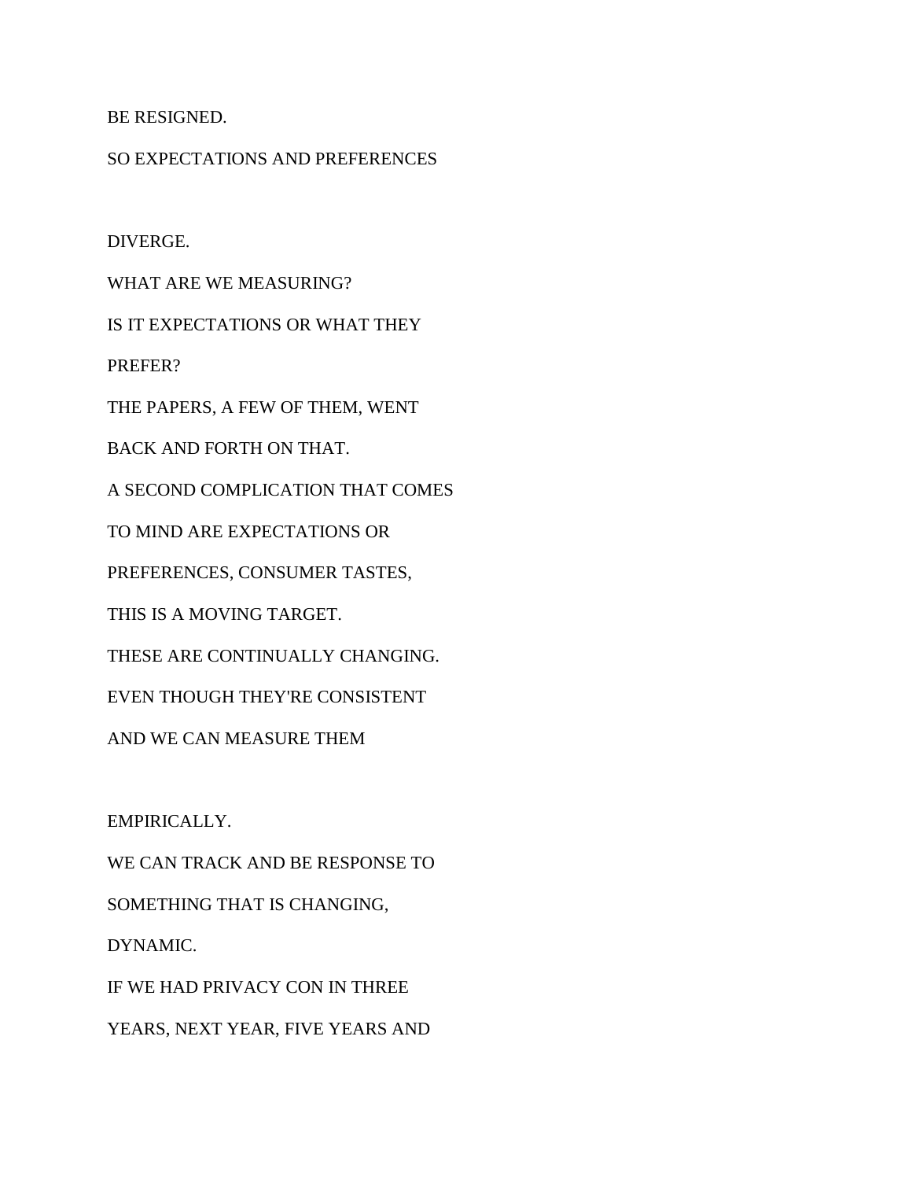BE RESIGNED.

SO EXPECTATIONS AND PREFERENCES

DIVERGE.

WHAT ARE WE MEASURING?

IS IT EXPECTATIONS OR WHAT THEY

PREFER?

THE PAPERS, A FEW OF THEM, WENT

BACK AND FORTH ON THAT.

A SECOND COMPLICATION THAT COMES

TO MIND ARE EXPECTATIONS OR

PREFERENCES, CONSUMER TASTES,

THIS IS A MOVING TARGET.

THESE ARE CONTINUALLY CHANGING.

EVEN THOUGH THEY'RE CONSISTENT

AND WE CAN MEASURE THEM

EMPIRICALLY.

WE CAN TRACK AND BE RESPONSE TO

SOMETHING THAT IS CHANGING,

DYNAMIC.

IF WE HAD PRIVACY CON IN THREE

YEARS, NEXT YEAR, FIVE YEARS AND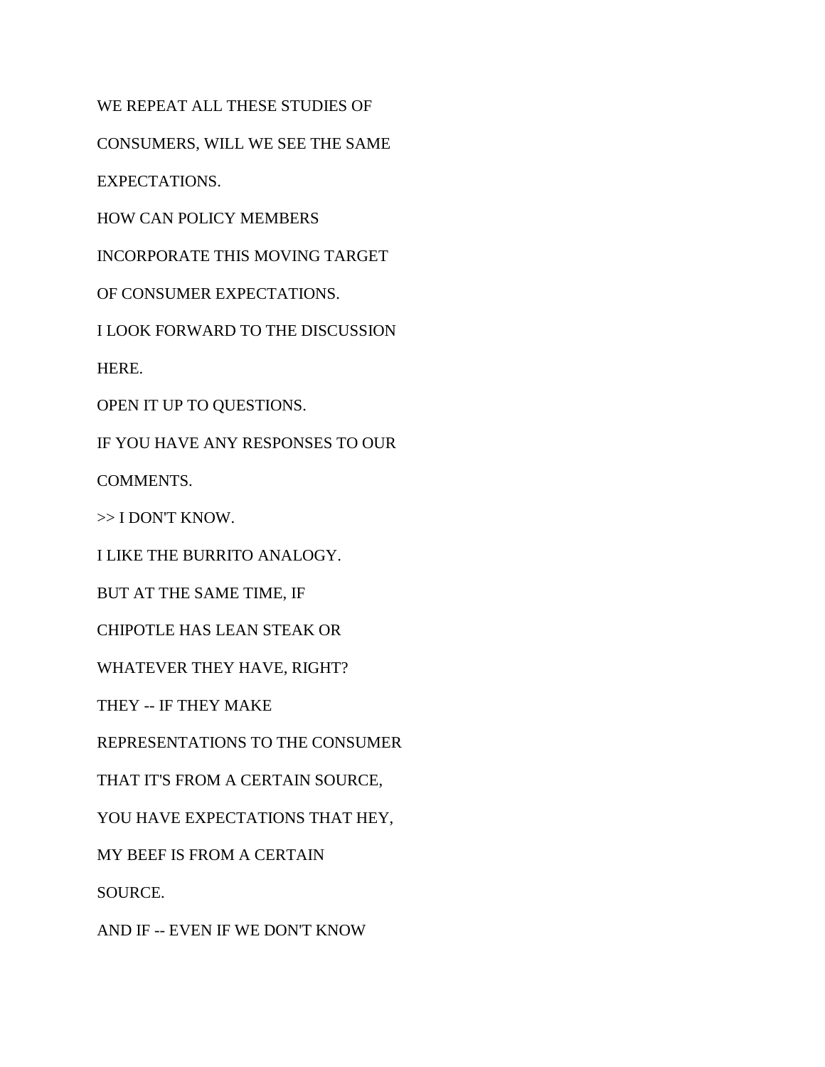WE REPEAT ALL THESE STUDIES OF

CONSUMERS, WILL WE SEE THE SAME

EXPECTATIONS.

HOW CAN POLICY MEMBERS

INCORPORATE THIS MOVING TARGET

OF CONSUMER EXPECTATIONS.

I LOOK FORWARD TO THE DISCUSSION

HERE.

OPEN IT UP TO QUESTIONS.

IF YOU HAVE ANY RESPONSES TO OUR

COMMENTS.

>> I DON'T KNOW.

I LIKE THE BURRITO ANALOGY.

BUT AT THE SAME TIME, IF

CHIPOTLE HAS LEAN STEAK OR

WHATEVER THEY HAVE, RIGHT?

THEY -- IF THEY MAKE

REPRESENTATIONS TO THE CONSUMER

THAT IT'S FROM A CERTAIN SOURCE,

YOU HAVE EXPECTATIONS THAT HEY,

MY BEEF IS FROM A CERTAIN

SOURCE.

AND IF -- EVEN IF WE DON'T KNOW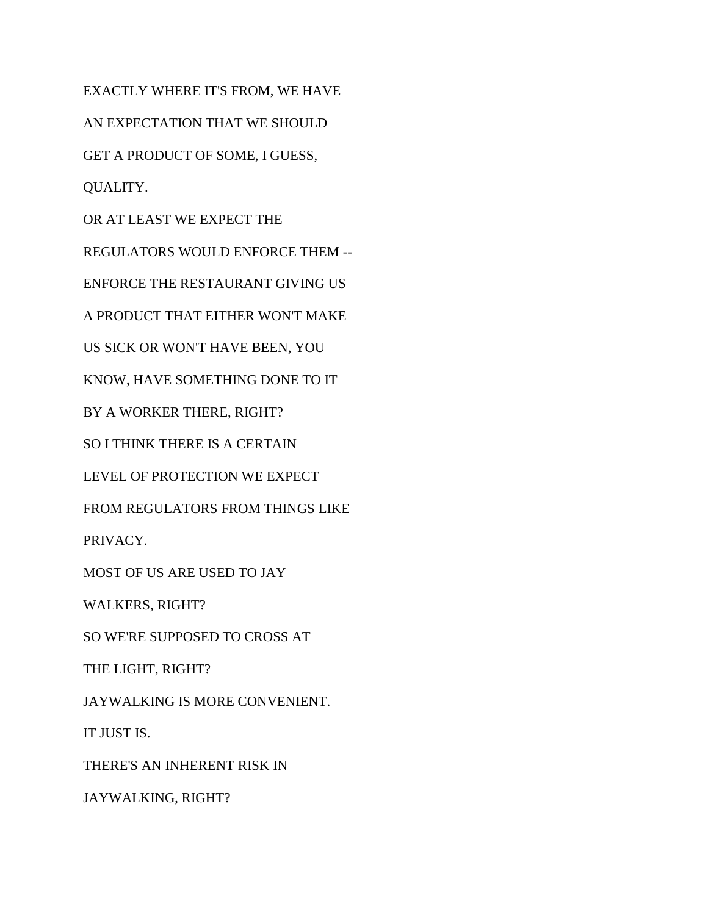EXACTLY WHERE IT'S FROM, WE HAVE

AN EXPECTATION THAT WE SHOULD

GET A PRODUCT OF SOME, I GUESS,

QUALITY.

OR AT LEAST WE EXPECT THE

REGULATORS WOULD ENFORCE THEM --

ENFORCE THE RESTAURANT GIVING US

A PRODUCT THAT EITHER WON'T MAKE

US SICK OR WON'T HAVE BEEN, YOU

KNOW, HAVE SOMETHING DONE TO IT

BY A WORKER THERE, RIGHT?

SO I THINK THERE IS A CERTAIN

LEVEL OF PROTECTION WE EXPECT

FROM REGULATORS FROM THINGS LIKE

PRIVACY.

MOST OF US ARE USED TO JAY

WALKERS, RIGHT?

SO WE'RE SUPPOSED TO CROSS AT

THE LIGHT, RIGHT?

JAYWALKING IS MORE CONVENIENT.

IT JUST IS.

THERE'S AN INHERENT RISK IN

JAYWALKING, RIGHT?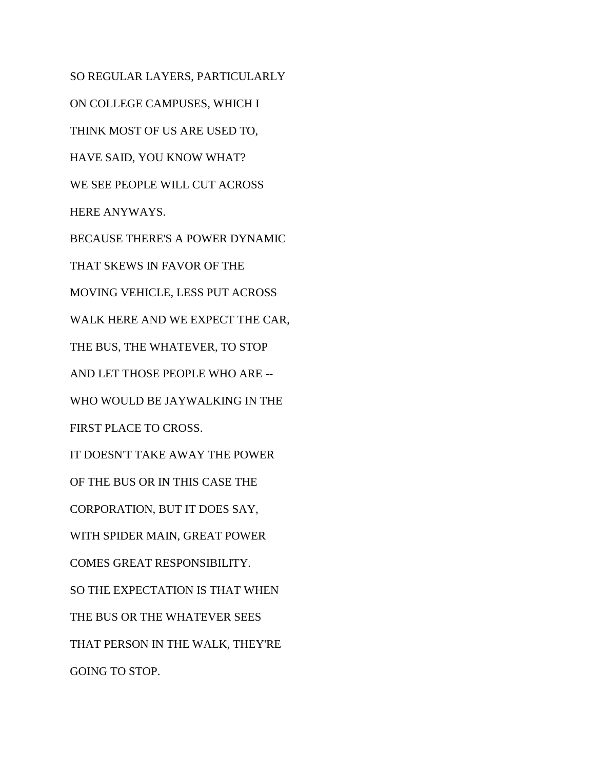SO REGULAR LAYERS, PARTICULARLY

ON COLLEGE CAMPUSES, WHICH I

THINK MOST OF US ARE USED TO,

HAVE SAID, YOU KNOW WHAT?

WE SEE PEOPLE WILL CUT ACROSS

HERE ANYWAYS.

BECAUSE THERE'S A POWER DYNAMIC

THAT SKEWS IN FAVOR OF THE

MOVING VEHICLE, LESS PUT ACROSS

WALK HERE AND WE EXPECT THE CAR,

THE BUS, THE WHATEVER, TO STOP

AND LET THOSE PEOPLE WHO ARE --

WHO WOULD BE JAYWALKING IN THE

FIRST PLACE TO CROSS.

IT DOESN'T TAKE AWAY THE POWER

OF THE BUS OR IN THIS CASE THE

CORPORATION, BUT IT DOES SAY,

WITH SPIDER MAIN, GREAT POWER

COMES GREAT RESPONSIBILITY.

SO THE EXPECTATION IS THAT WHEN

THE BUS OR THE WHATEVER SEES

THAT PERSON IN THE WALK, THEY'RE

GOING TO STOP.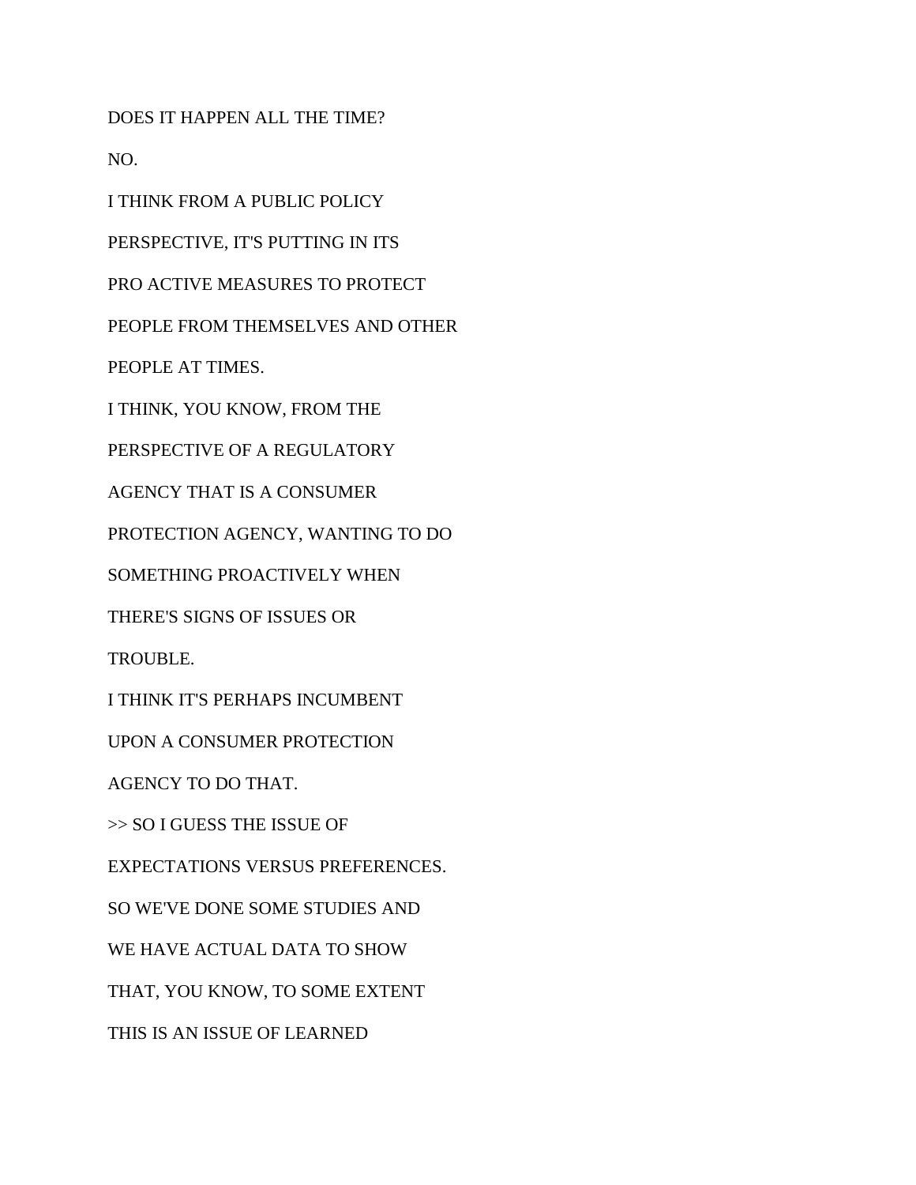DOES IT HAPPEN ALL THE TIME?

NO.

I THINK FROM A PUBLIC POLICY

PERSPECTIVE, IT'S PUTTING IN ITS

PRO ACTIVE MEASURES TO PROTECT

PEOPLE FROM THEMSELVES AND OTHER

PEOPLE AT TIMES.

I THINK, YOU KNOW, FROM THE

PERSPECTIVE OF A REGULATORY

AGENCY THAT IS A CONSUMER

PROTECTION AGENCY, WANTING TO DO

SOMETHING PROACTIVELY WHEN

THERE'S SIGNS OF ISSUES OR

TROUBLE.

I THINK IT'S PERHAPS INCUMBENT

UPON A CONSUMER PROTECTION

AGENCY TO DO THAT.

>> SO I GUESS THE ISSUE OF

EXPECTATIONS VERSUS PREFERENCES.

SO WE'VE DONE SOME STUDIES AND

WE HAVE ACTUAL DATA TO SHOW

THAT, YOU KNOW, TO SOME EXTENT

THIS IS AN ISSUE OF LEARNED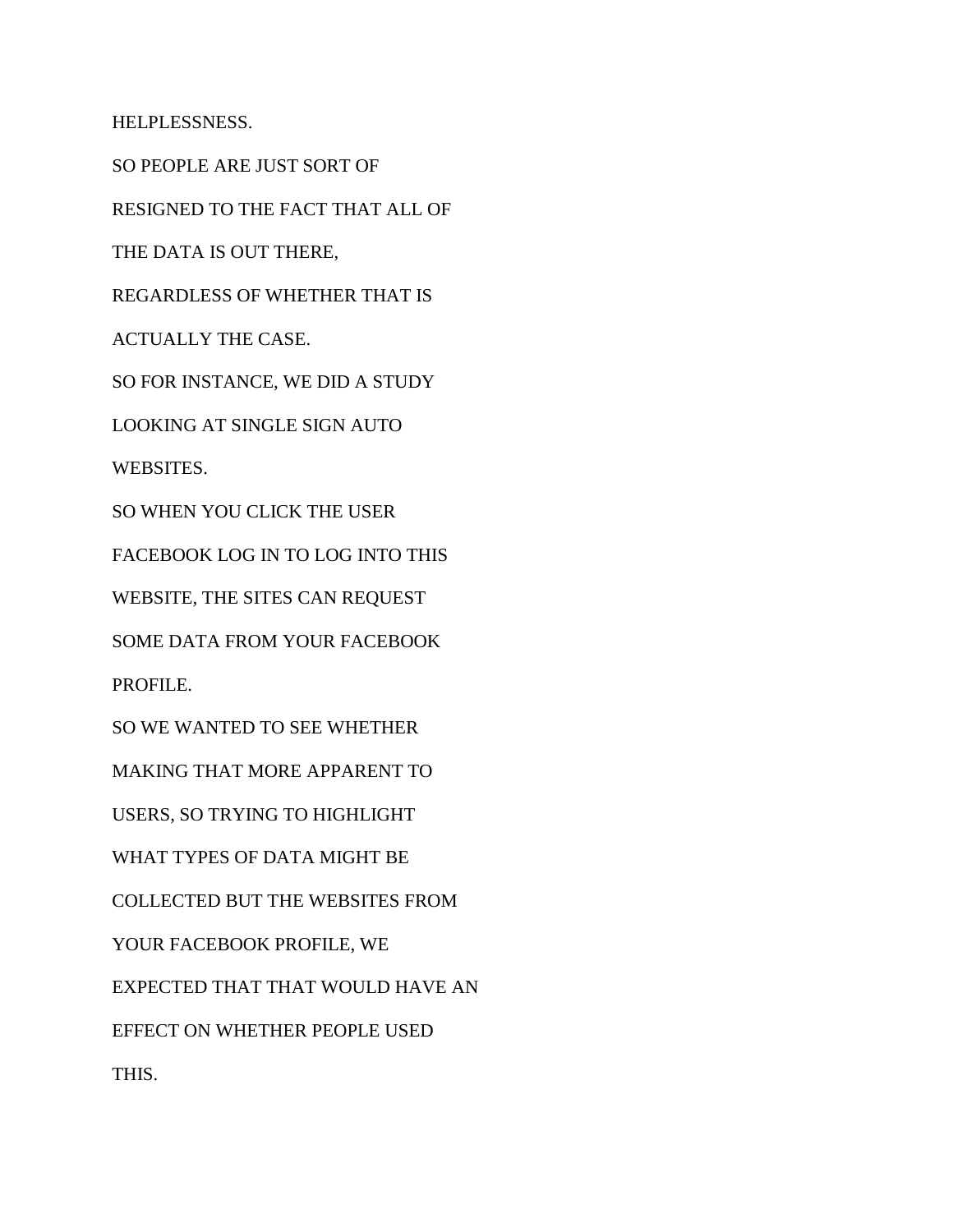HELPLESSNESS.

SO PEOPLE ARE JUST SORT OF

RESIGNED TO THE FACT THAT ALL OF

THE DATA IS OUT THERE,

REGARDLESS OF WHETHER THAT IS

ACTUALLY THE CASE.

SO FOR INSTANCE, WE DID A STUDY

LOOKING AT SINGLE SIGN AUTO

WEBSITES.

SO WHEN YOU CLICK THE USER

FACEBOOK LOG IN TO LOG INTO THIS

WEBSITE, THE SITES CAN REQUEST

SOME DATA FROM YOUR FACEBOOK

PROFILE.

SO WE WANTED TO SEE WHETHER

MAKING THAT MORE APPARENT TO

USERS, SO TRYING TO HIGHLIGHT

WHAT TYPES OF DATA MIGHT BE

COLLECTED BUT THE WEBSITES FROM

YOUR FACEBOOK PROFILE, WE

EXPECTED THAT THAT WOULD HAVE AN

EFFECT ON WHETHER PEOPLE USED

THIS.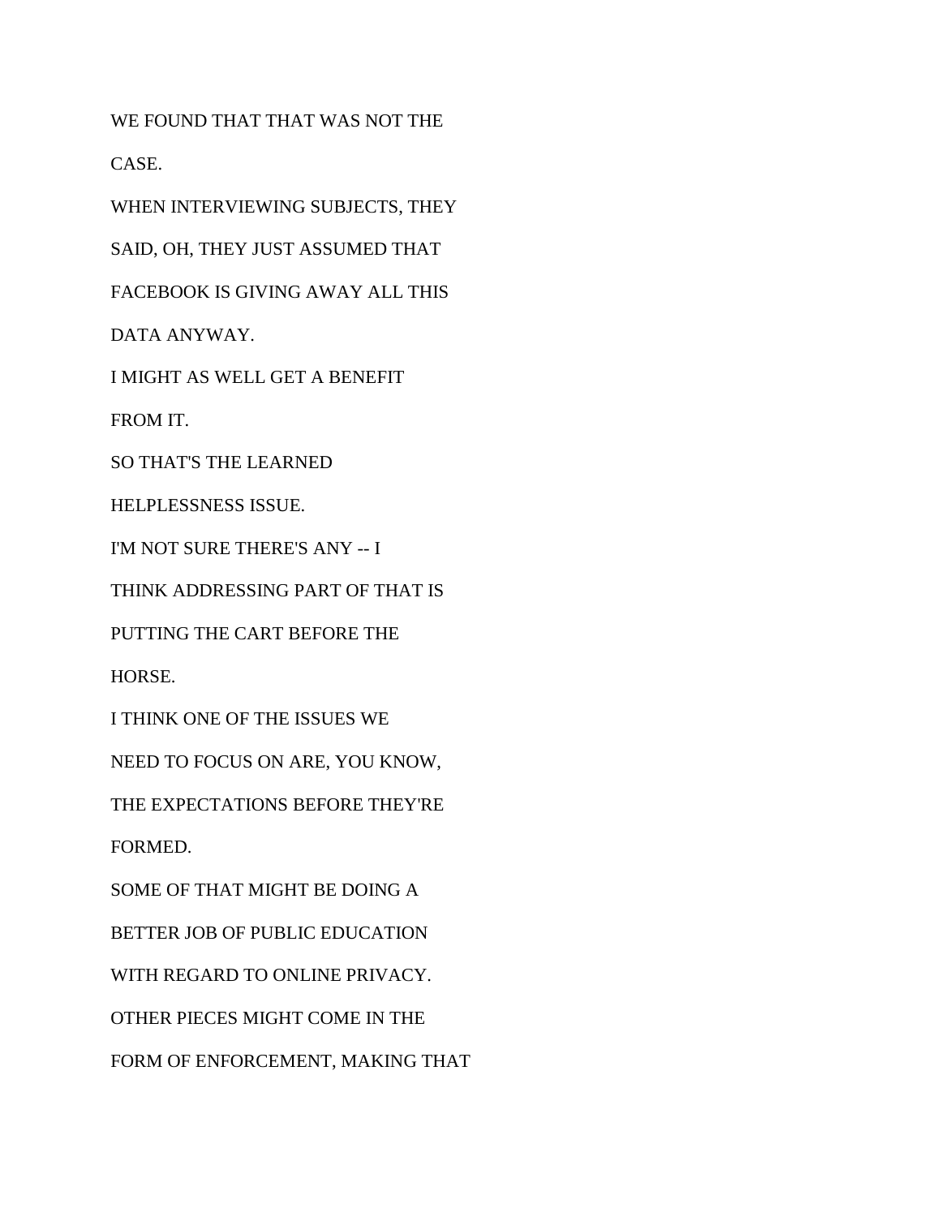WE FOUND THAT THAT WAS NOT THE

CASE.

WHEN INTERVIEWING SUBJECTS, THEY

SAID, OH, THEY JUST ASSUMED THAT

FACEBOOK IS GIVING AWAY ALL THIS

DATA ANYWAY.

I MIGHT AS WELL GET A BENEFIT

FROM IT.

SO THAT'S THE LEARNED

HELPLESSNESS ISSUE.

I'M NOT SURE THERE'S ANY -- I

THINK ADDRESSING PART OF THAT IS

PUTTING THE CART BEFORE THE

HORSE.

I THINK ONE OF THE ISSUES WE

NEED TO FOCUS ON ARE, YOU KNOW,

THE EXPECTATIONS BEFORE THEY'RE

FORMED.

SOME OF THAT MIGHT BE DOING A

BETTER JOB OF PUBLIC EDUCATION

WITH REGARD TO ONLINE PRIVACY.

OTHER PIECES MIGHT COME IN THE

FORM OF ENFORCEMENT, MAKING THAT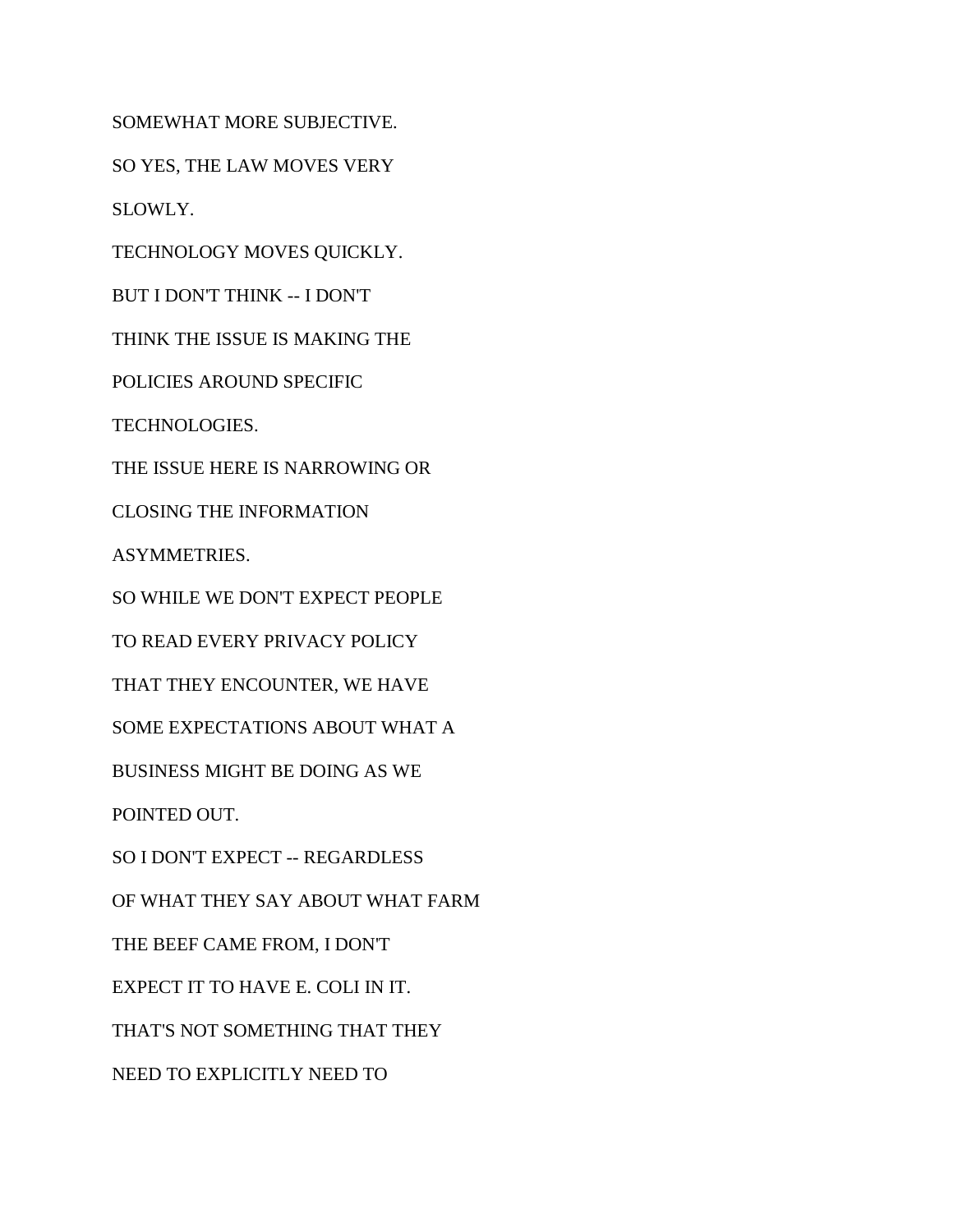SOMEWHAT MORE SUBJECTIVE.

SO YES, THE LAW MOVES VERY

SLOWLY.

TECHNOLOGY MOVES QUICKLY.

BUT I DON'T THINK -- I DON'T

THINK THE ISSUE IS MAKING THE

POLICIES AROUND SPECIFIC

TECHNOLOGIES.

THE ISSUE HERE IS NARROWING OR

CLOSING THE INFORMATION

ASYMMETRIES.

SO WHILE WE DON'T EXPECT PEOPLE

TO READ EVERY PRIVACY POLICY

THAT THEY ENCOUNTER, WE HAVE

SOME EXPECTATIONS ABOUT WHAT A

BUSINESS MIGHT BE DOING AS WE

POINTED OUT.

SO I DON'T EXPECT -- REGARDLESS

OF WHAT THEY SAY ABOUT WHAT FARM

THE BEEF CAME FROM, I DON'T

EXPECT IT TO HAVE E. COLI IN IT.

THAT'S NOT SOMETHING THAT THEY

NEED TO EXPLICITLY NEED TO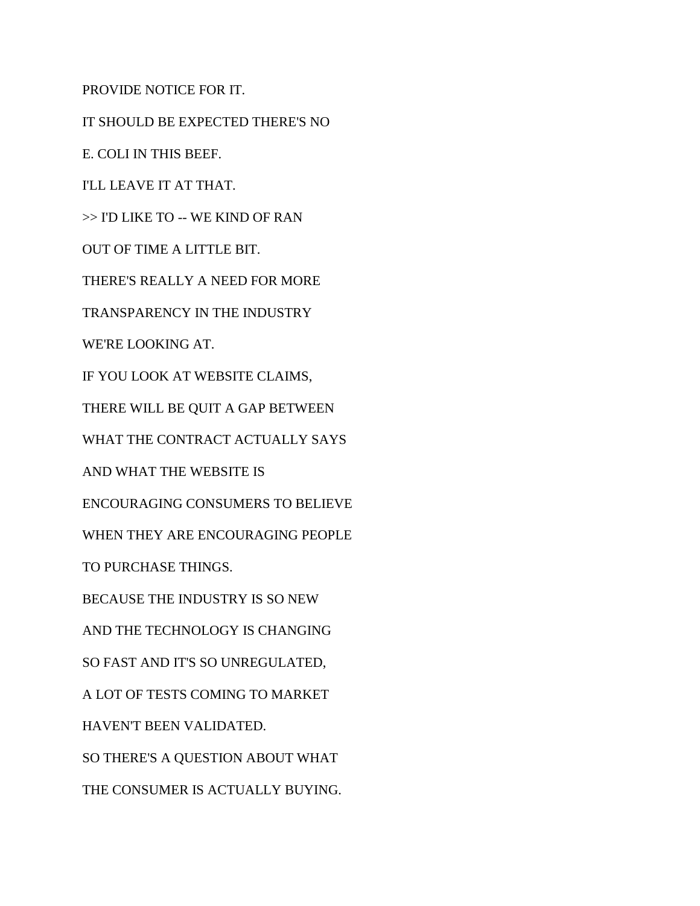PROVIDE NOTICE FOR IT.

IT SHOULD BE EXPECTED THERE'S NO

E. COLI IN THIS BEEF.

I'LL LEAVE IT AT THAT.

>> I'D LIKE TO -- WE KIND OF RAN

OUT OF TIME A LITTLE BIT.

THERE'S REALLY A NEED FOR MORE

TRANSPARENCY IN THE INDUSTRY

WE'RE LOOKING AT.

IF YOU LOOK AT WEBSITE CLAIMS,

THERE WILL BE QUIT A GAP BETWEEN

WHAT THE CONTRACT ACTUALLY SAYS

AND WHAT THE WEBSITE IS

ENCOURAGING CONSUMERS TO BELIEVE

WHEN THEY ARE ENCOURAGING PEOPLE

TO PURCHASE THINGS.

BECAUSE THE INDUSTRY IS SO NEW

AND THE TECHNOLOGY IS CHANGING

SO FAST AND IT'S SO UNREGULATED,

A LOT OF TESTS COMING TO MARKET

HAVEN'T BEEN VALIDATED.

SO THERE'S A QUESTION ABOUT WHAT

THE CONSUMER IS ACTUALLY BUYING.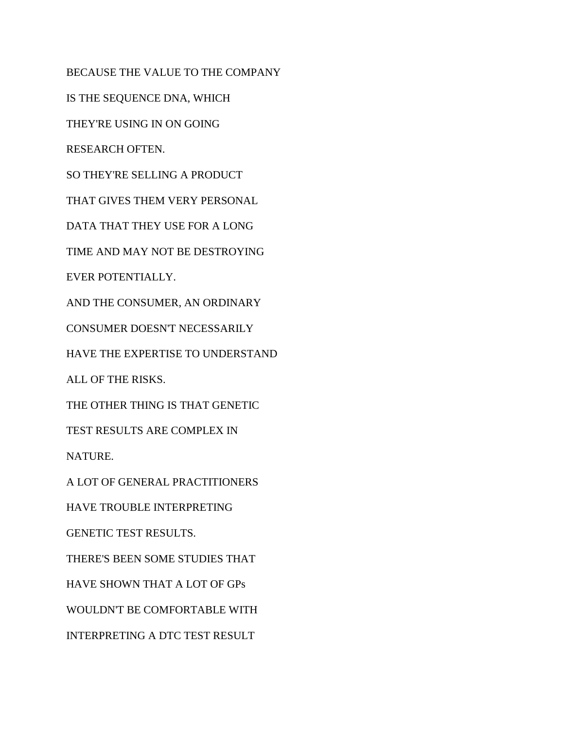BECAUSE THE VALUE TO THE COMPANY

IS THE SEQUENCE DNA, WHICH

THEY'RE USING IN ON GOING

RESEARCH OFTEN.

SO THEY'RE SELLING A PRODUCT

THAT GIVES THEM VERY PERSONAL

DATA THAT THEY USE FOR A LONG

TIME AND MAY NOT BE DESTROYING

EVER POTENTIALLY.

AND THE CONSUMER, AN ORDINARY

CONSUMER DOESN'T NECESSARILY

HAVE THE EXPERTISE TO UNDERSTAND

ALL OF THE RISKS.

THE OTHER THING IS THAT GENETIC

TEST RESULTS ARE COMPLEX IN

NATURE.

A LOT OF GENERAL PRACTITIONERS

HAVE TROUBLE INTERPRETING

GENETIC TEST RESULTS.

THERE'S BEEN SOME STUDIES THAT

HAVE SHOWN THAT A LOT OF GPs

WOULDN'T BE COMFORTABLE WITH

INTERPRETING A DTC TEST RESULT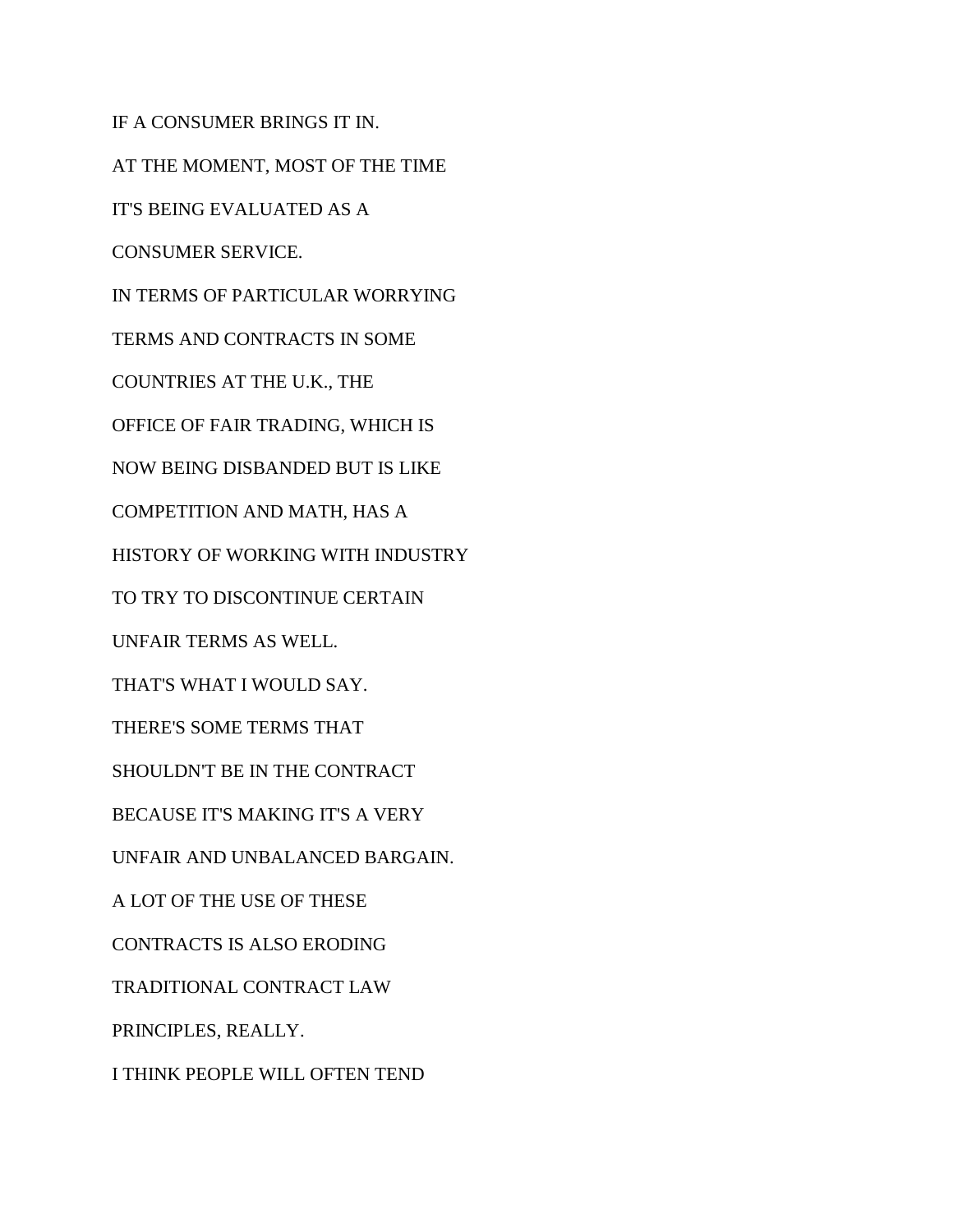IF A CONSUMER BRINGS IT IN.

AT THE MOMENT, MOST OF THE TIME

IT'S BEING EVALUATED AS A

CONSUMER SERVICE.

IN TERMS OF PARTICULAR WORRYING

TERMS AND CONTRACTS IN SOME

COUNTRIES AT THE U.K., THE

OFFICE OF FAIR TRADING, WHICH IS

NOW BEING DISBANDED BUT IS LIKE

COMPETITION AND MATH, HAS A

HISTORY OF WORKING WITH INDUSTRY

TO TRY TO DISCONTINUE CERTAIN

UNFAIR TERMS AS WELL.

THAT'S WHAT I WOULD SAY.

THERE'S SOME TERMS THAT

SHOULDN'T BE IN THE CONTRACT

BECAUSE IT'S MAKING IT'S A VERY

UNFAIR AND UNBALANCED BARGAIN.

A LOT OF THE USE OF THESE

CONTRACTS IS ALSO ERODING

TRADITIONAL CONTRACT LAW

PRINCIPLES, REALLY.

I THINK PEOPLE WILL OFTEN TEND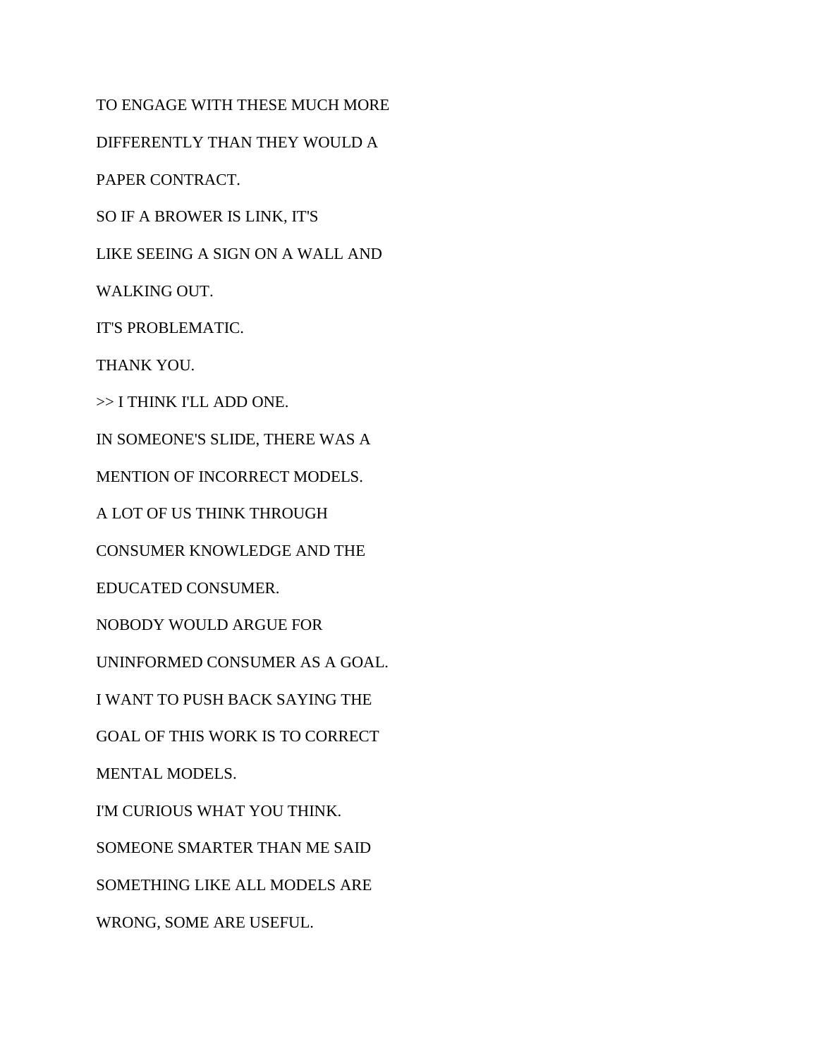TO ENGAGE WITH THESE MUCH MORE

DIFFERENTLY THAN THEY WOULD A

PAPER CONTRACT.

SO IF A BROWER IS LINK, IT'S

LIKE SEEING A SIGN ON A WALL AND

WALKING OUT.

IT'S PROBLEMATIC.

THANK YOU.

>> I THINK I'LL ADD ONE.

IN SOMEONE'S SLIDE, THERE WAS A

MENTION OF INCORRECT MODELS.

A LOT OF US THINK THROUGH

CONSUMER KNOWLEDGE AND THE

EDUCATED CONSUMER.

NOBODY WOULD ARGUE FOR

UNINFORMED CONSUMER AS A GOAL.

I WANT TO PUSH BACK SAYING THE

GOAL OF THIS WORK IS TO CORRECT

MENTAL MODELS.

I'M CURIOUS WHAT YOU THINK.

SOMEONE SMARTER THAN ME SAID

SOMETHING LIKE ALL MODELS ARE

WRONG, SOME ARE USEFUL.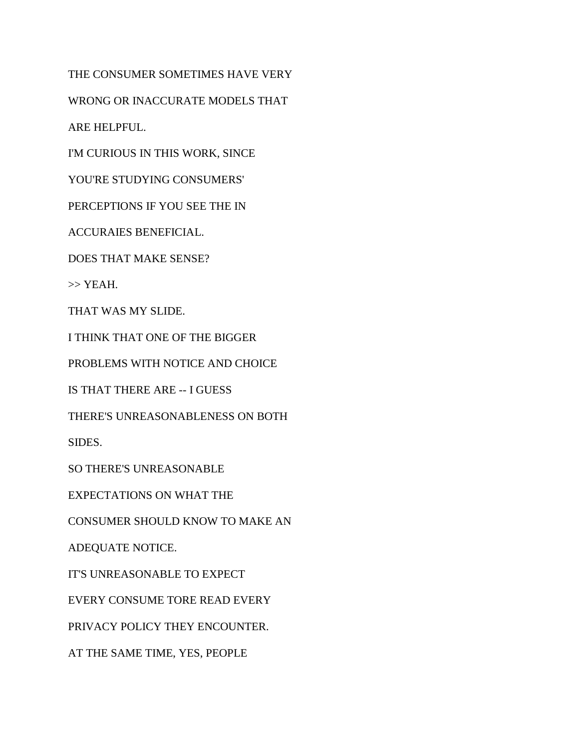THE CONSUMER SOMETIMES HAVE VERY

WRONG OR INACCURATE MODELS THAT

ARE HELPFUL.

I'M CURIOUS IN THIS WORK, SINCE

YOU'RE STUDYING CONSUMERS'

PERCEPTIONS IF YOU SEE THE IN

ACCURAIES BENEFICIAL.

DOES THAT MAKE SENSE?

>> YEAH.

THAT WAS MY SLIDE.

I THINK THAT ONE OF THE BIGGER

PROBLEMS WITH NOTICE AND CHOICE

IS THAT THERE ARE -- I GUESS

THERE'S UNREASONABLENESS ON BOTH

SIDES.

SO THERE'S UNREASONABLE

EXPECTATIONS ON WHAT THE

CONSUMER SHOULD KNOW TO MAKE AN

ADEQUATE NOTICE.

IT'S UNREASONABLE TO EXPECT

EVERY CONSUME TORE READ EVERY

PRIVACY POLICY THEY ENCOUNTER.

AT THE SAME TIME, YES, PEOPLE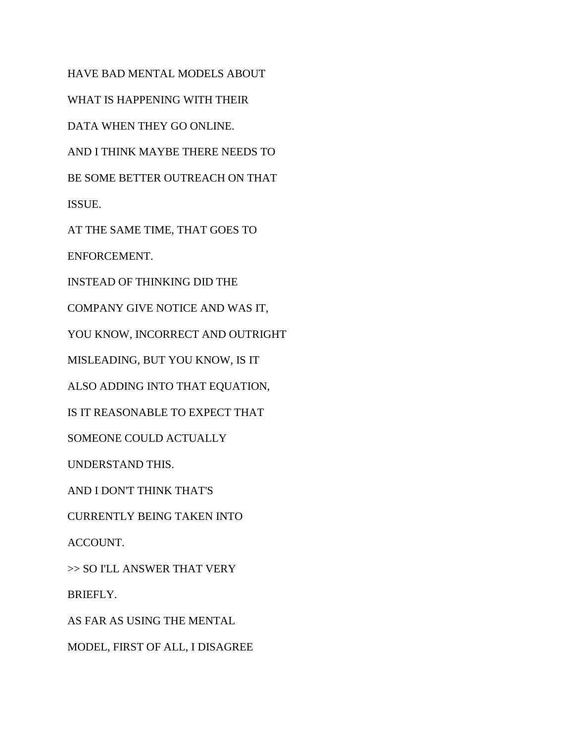HAVE BAD MENTAL MODELS ABOUT

WHAT IS HAPPENING WITH THEIR

DATA WHEN THEY GO ONLINE.

AND I THINK MAYBE THERE NEEDS TO

BE SOME BETTER OUTREACH ON THAT

ISSUE.

AT THE SAME TIME, THAT GOES TO

ENFORCEMENT.

INSTEAD OF THINKING DID THE

COMPANY GIVE NOTICE AND WAS IT,

YOU KNOW, INCORRECT AND OUTRIGHT

MISLEADING, BUT YOU KNOW, IS IT

ALSO ADDING INTO THAT EQUATION,

IS IT REASONABLE TO EXPECT THAT

SOMEONE COULD ACTUALLY

UNDERSTAND THIS.

AND I DON'T THINK THAT'S

CURRENTLY BEING TAKEN INTO

ACCOUNT.

>> SO I'LL ANSWER THAT VERY

BRIEFLY.

AS FAR AS USING THE MENTAL

MODEL, FIRST OF ALL, I DISAGREE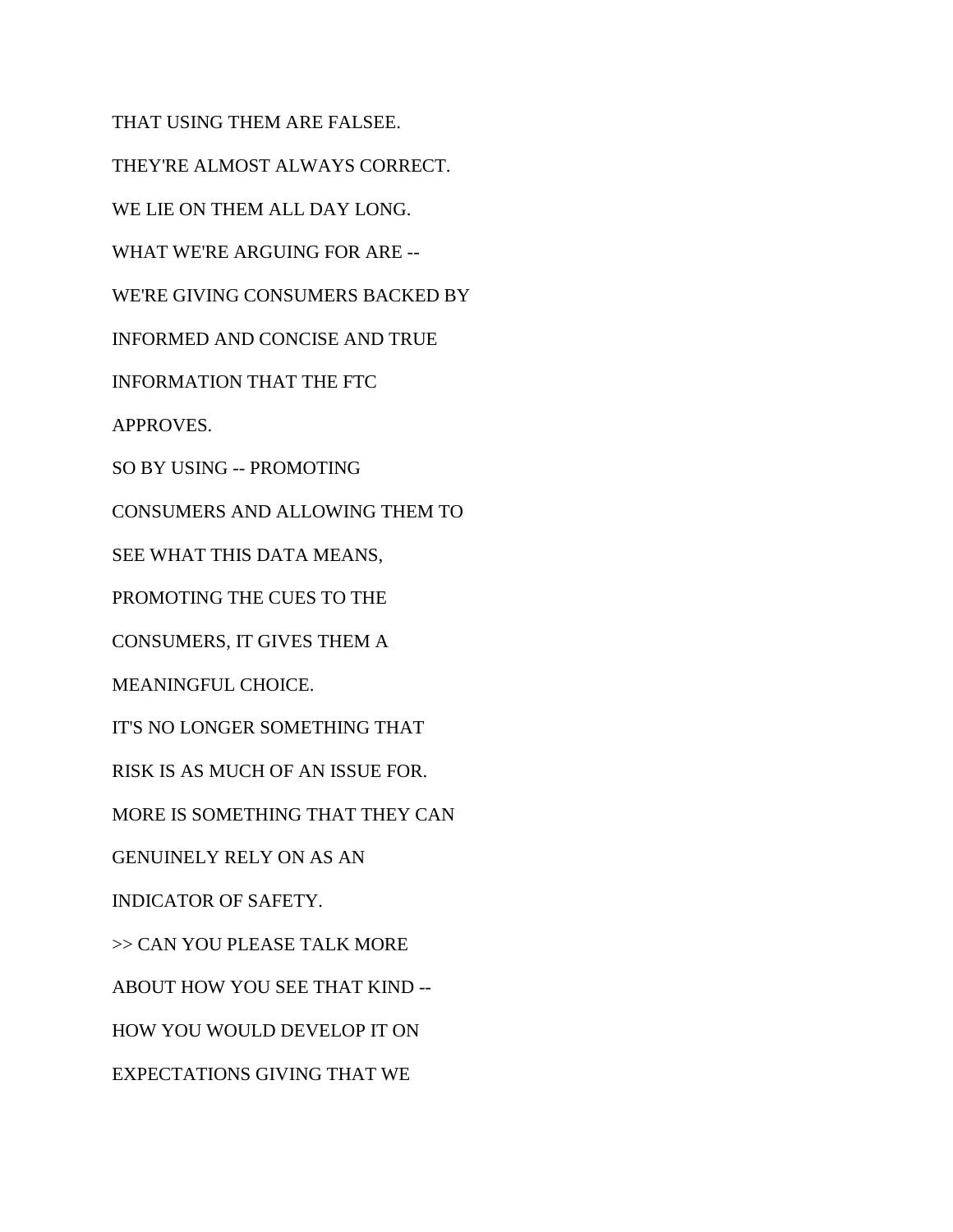THAT USING THEM ARE FALSEE.

THEY'RE ALMOST ALWAYS CORRECT.

WE LIE ON THEM ALL DAY LONG.

WHAT WE'RE ARGUING FOR ARE --

WE'RE GIVING CONSUMERS BACKED BY

INFORMED AND CONCISE AND TRUE

INFORMATION THAT THE FTC

APPROVES.

SO BY USING -- PROMOTING

CONSUMERS AND ALLOWING THEM TO

SEE WHAT THIS DATA MEANS,

PROMOTING THE CUES TO THE

CONSUMERS, IT GIVES THEM A

MEANINGFUL CHOICE.

IT'S NO LONGER SOMETHING THAT

RISK IS AS MUCH OF AN ISSUE FOR.

MORE IS SOMETHING THAT THEY CAN

GENUINELY RELY ON AS AN

INDICATOR OF SAFETY.

>> CAN YOU PLEASE TALK MORE

ABOUT HOW YOU SEE THAT KIND --

HOW YOU WOULD DEVELOP IT ON

EXPECTATIONS GIVING THAT WE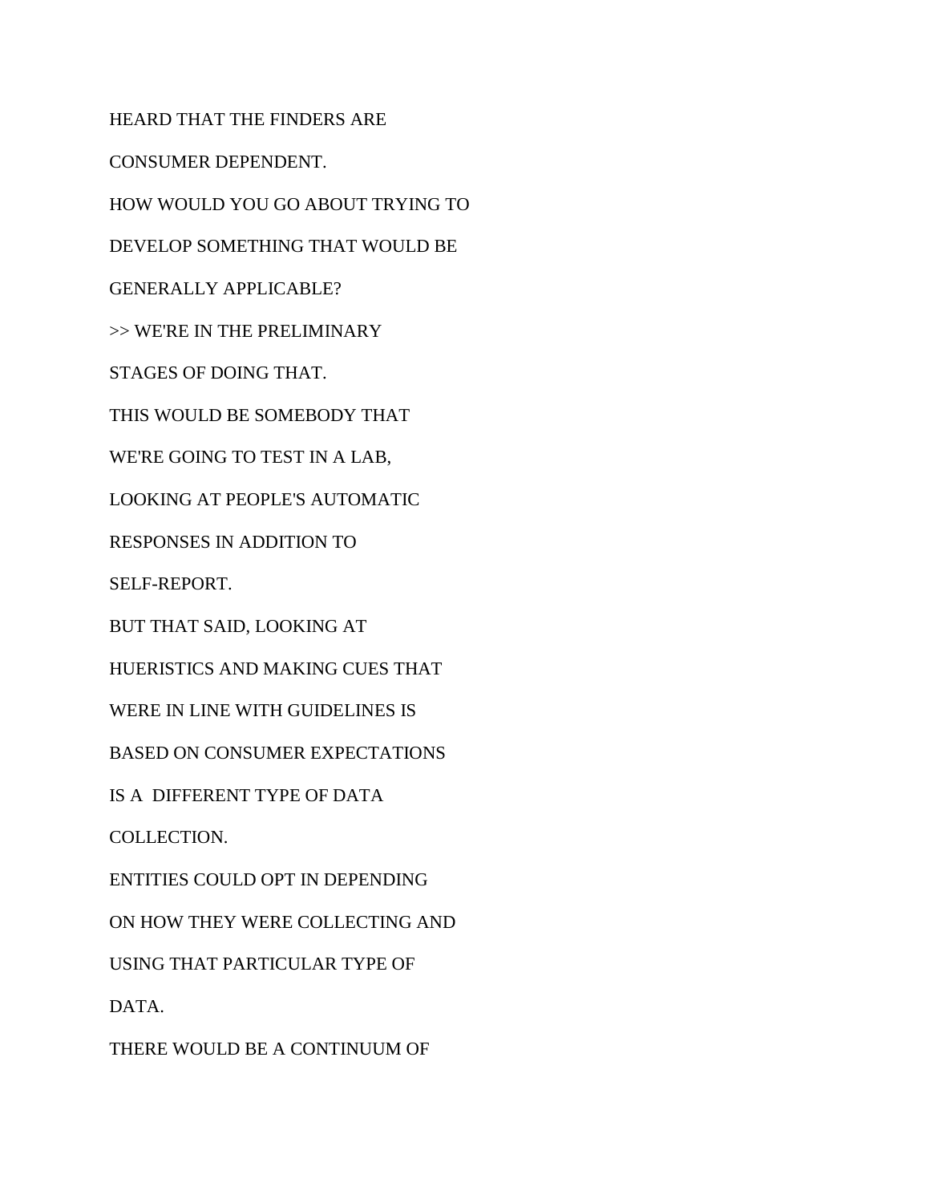HEARD THAT THE FINDERS ARE

CONSUMER DEPENDENT.

HOW WOULD YOU GO ABOUT TRYING TO

DEVELOP SOMETHING THAT WOULD BE

GENERALLY APPLICABLE?

>> WE'RE IN THE PRELIMINARY

STAGES OF DOING THAT.

THIS WOULD BE SOMEBODY THAT

WE'RE GOING TO TEST IN A LAB,

LOOKING AT PEOPLE'S AUTOMATIC

RESPONSES IN ADDITION TO

SELF-REPORT.

BUT THAT SAID, LOOKING AT

HUERISTICS AND MAKING CUES THAT

WERE IN LINE WITH GUIDELINES IS

BASED ON CONSUMER EXPECTATIONS

IS A  DIFFERENT TYPE OF DATA

COLLECTION.

ENTITIES COULD OPT IN DEPENDING

ON HOW THEY WERE COLLECTING AND

USING THAT PARTICULAR TYPE OF

DATA.

THERE WOULD BE A CONTINUUM OF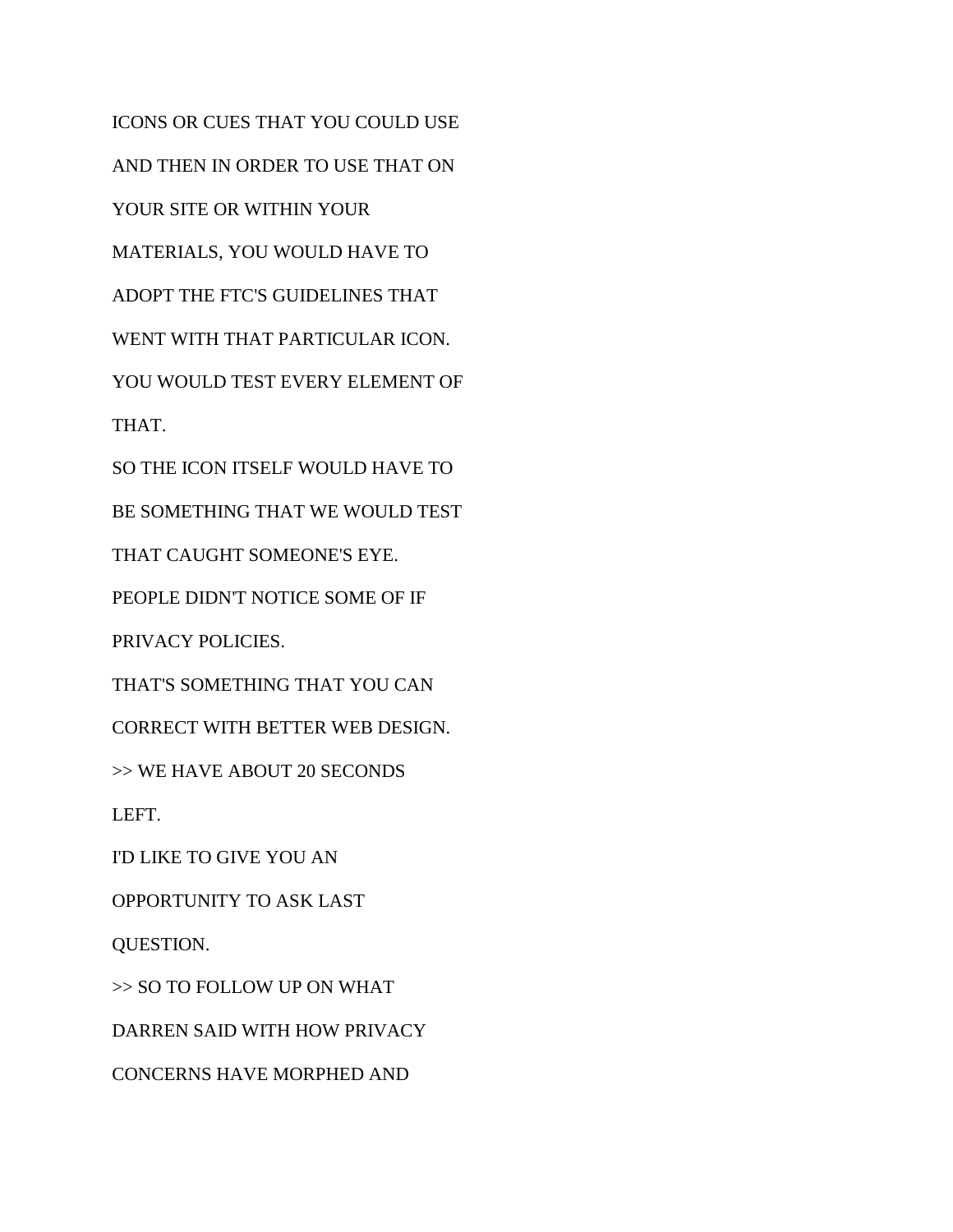ICONS OR CUES THAT YOU COULD USE

AND THEN IN ORDER TO USE THAT ON

YOUR SITE OR WITHIN YOUR

MATERIALS, YOU WOULD HAVE TO

ADOPT THE FTC'S GUIDELINES THAT

WENT WITH THAT PARTICULAR ICON.

YOU WOULD TEST EVERY ELEMENT OF

THAT.

SO THE ICON ITSELF WOULD HAVE TO

BE SOMETHING THAT WE WOULD TEST

THAT CAUGHT SOMEONE'S EYE.

PEOPLE DIDN'T NOTICE SOME OF IF

PRIVACY POLICIES.

THAT'S SOMETHING THAT YOU CAN

CORRECT WITH BETTER WEB DESIGN.

>> WE HAVE ABOUT 20 SECONDS

LEFT.

I'D LIKE TO GIVE YOU AN

OPPORTUNITY TO ASK LAST

QUESTION.

>> SO TO FOLLOW UP ON WHAT

DARREN SAID WITH HOW PRIVACY

CONCERNS HAVE MORPHED AND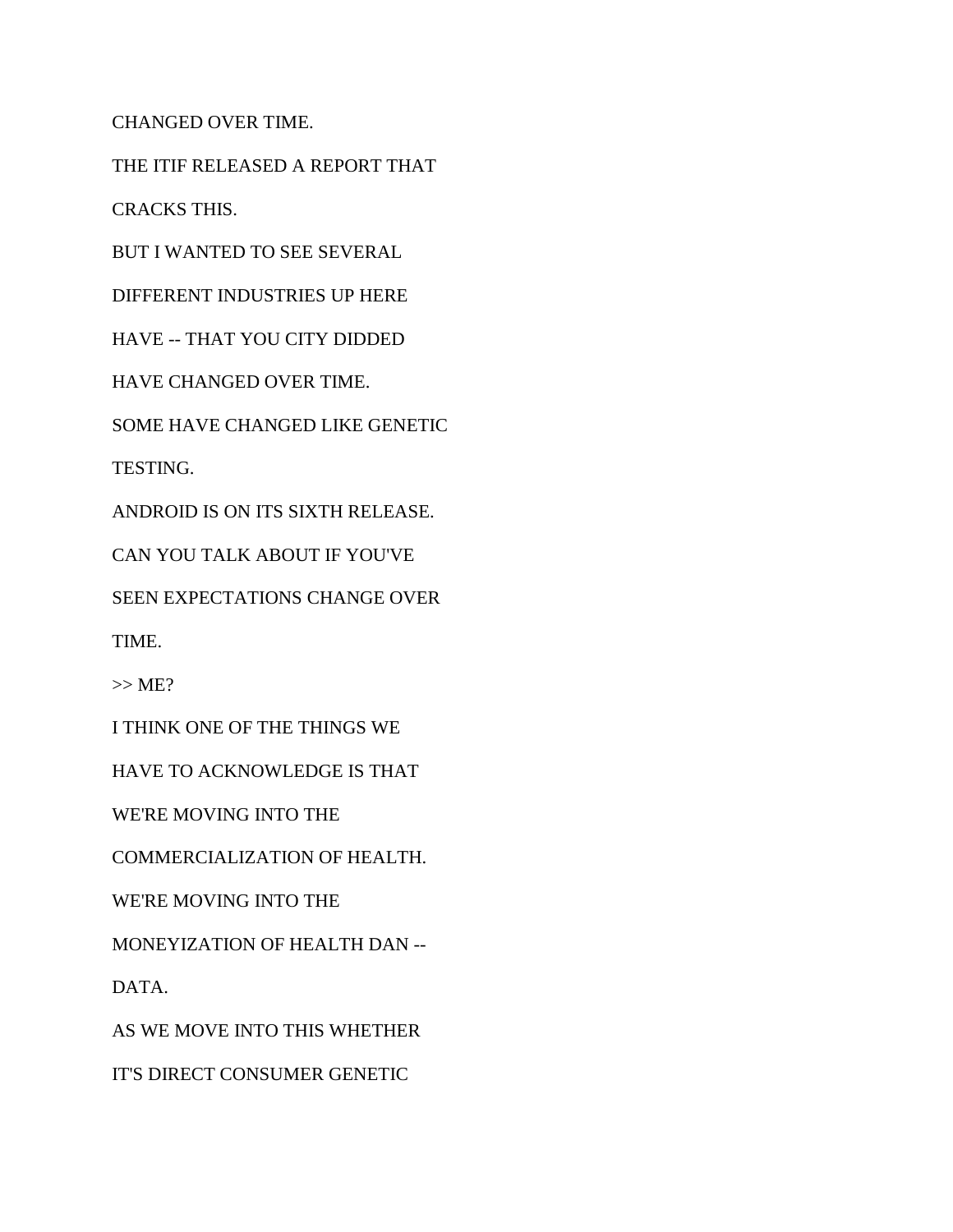CHANGED OVER TIME.

THE ITIF RELEASED A REPORT THAT

CRACKS THIS.

BUT I WANTED TO SEE SEVERAL

DIFFERENT INDUSTRIES UP HERE

HAVE -- THAT YOU CITY DIDDED

HAVE CHANGED OVER TIME.

SOME HAVE CHANGED LIKE GENETIC

TESTING.

ANDROID IS ON ITS SIXTH RELEASE.

CAN YOU TALK ABOUT IF YOU'VE

SEEN EXPECTATIONS CHANGE OVER

TIME.

>> ME?

I THINK ONE OF THE THINGS WE

HAVE TO ACKNOWLEDGE IS THAT

WE'RE MOVING INTO THE

COMMERCIALIZATION OF HEALTH.

WE'RE MOVING INTO THE

MONEYIZATION OF HEALTH DAN --

DATA.

AS WE MOVE INTO THIS WHETHER

IT'S DIRECT CONSUMER GENETIC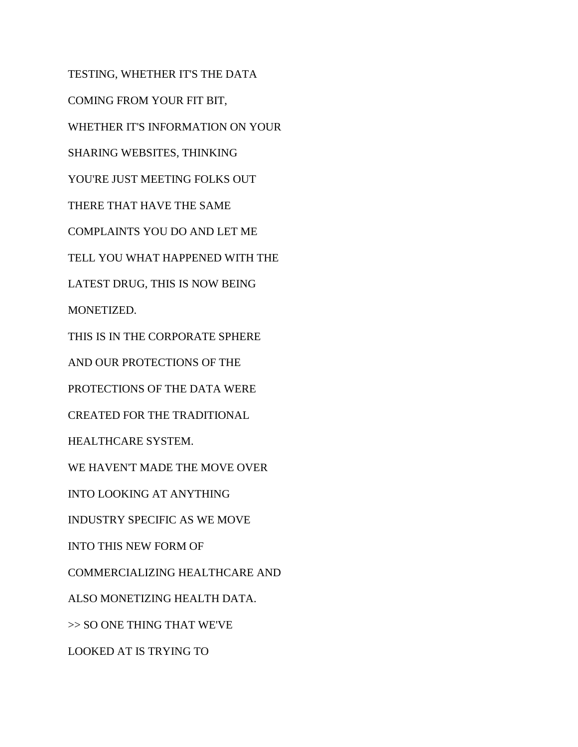TESTING, WHETHER IT'S THE DATA
COMING FROM YOUR FIT BIT,
WHETHER IT'S INFORMATION ON YOUR
SHARING WEBSITES, THINKING
YOU'RE JUST MEETING FOLKS OUT
THERE THAT HAVE THE SAME
COMPLAINTS YOU DO AND LET ME
TELL YOU WHAT HAPPENED WITH THE
LATEST DRUG, THIS IS NOW BEING
MONETIZED.
THIS IS IN THE CORPORATE SPHERE
AND OUR PROTECTIONS OF THE
PROTECTIONS OF THE DATA WERE
CREATED FOR THE TRADITIONAL
HEALTHCARE SYSTEM.
WE HAVEN'T MADE THE MOVE OVER
INTO LOOKING AT ANYTHING
INDUSTRY SPECIFIC AS WE MOVE
INTO THIS NEW FORM OF
COMMERCIALIZING HEALTHCARE AND
ALSO MONETIZING HEALTH DATA.
>> SO ONE THING THAT WE'VE
LOOKED AT IS TRYING TO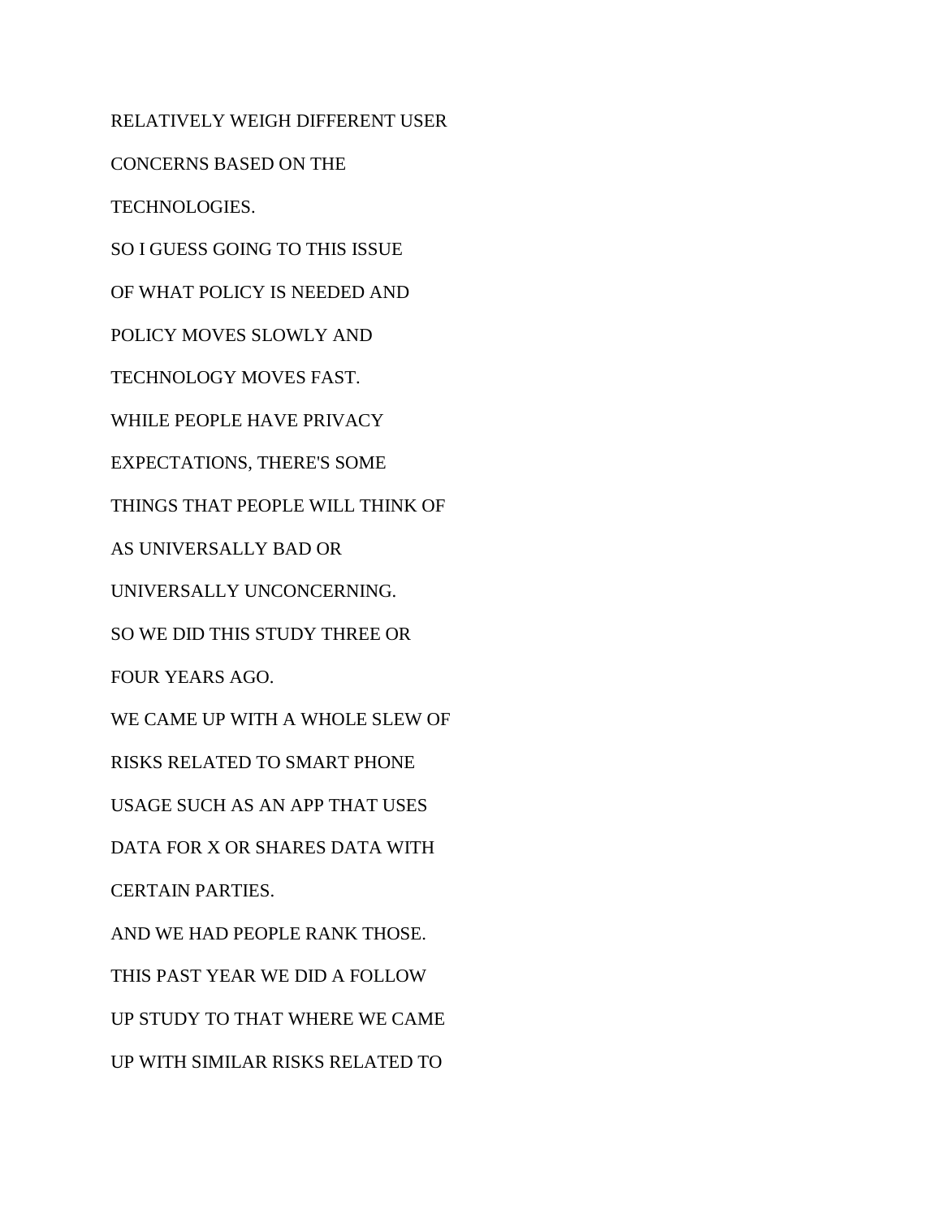RELATIVELY WEIGH DIFFERENT USER

CONCERNS BASED ON THE

TECHNOLOGIES.

SO I GUESS GOING TO THIS ISSUE

OF WHAT POLICY IS NEEDED AND

POLICY MOVES SLOWLY AND

TECHNOLOGY MOVES FAST.

WHILE PEOPLE HAVE PRIVACY

EXPECTATIONS, THERE'S SOME

THINGS THAT PEOPLE WILL THINK OF

AS UNIVERSALLY BAD OR

UNIVERSALLY UNCONCERNING.

SO WE DID THIS STUDY THREE OR

FOUR YEARS AGO.

WE CAME UP WITH A WHOLE SLEW OF

RISKS RELATED TO SMART PHONE

USAGE SUCH AS AN APP THAT USES

DATA FOR X OR SHARES DATA WITH

CERTAIN PARTIES.

AND WE HAD PEOPLE RANK THOSE.

THIS PAST YEAR WE DID A FOLLOW

UP STUDY TO THAT WHERE WE CAME

UP WITH SIMILAR RISKS RELATED TO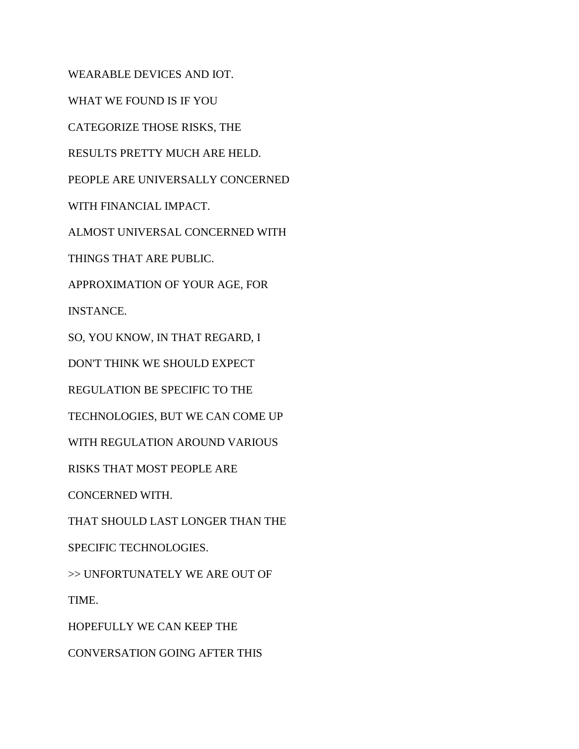WEARABLE DEVICES AND IOT.

WHAT WE FOUND IS IF YOU

CATEGORIZE THOSE RISKS, THE

RESULTS PRETTY MUCH ARE HELD.

PEOPLE ARE UNIVERSALLY CONCERNED

WITH FINANCIAL IMPACT.

ALMOST UNIVERSAL CONCERNED WITH

THINGS THAT ARE PUBLIC.

APPROXIMATION OF YOUR AGE, FOR

INSTANCE.

SO, YOU KNOW, IN THAT REGARD, I

DON'T THINK WE SHOULD EXPECT

REGULATION BE SPECIFIC TO THE

TECHNOLOGIES, BUT WE CAN COME UP

WITH REGULATION AROUND VARIOUS

RISKS THAT MOST PEOPLE ARE

CONCERNED WITH.

THAT SHOULD LAST LONGER THAN THE

SPECIFIC TECHNOLOGIES.

>> UNFORTUNATELY WE ARE OUT OF

TIME.

HOPEFULLY WE CAN KEEP THE

CONVERSATION GOING AFTER THIS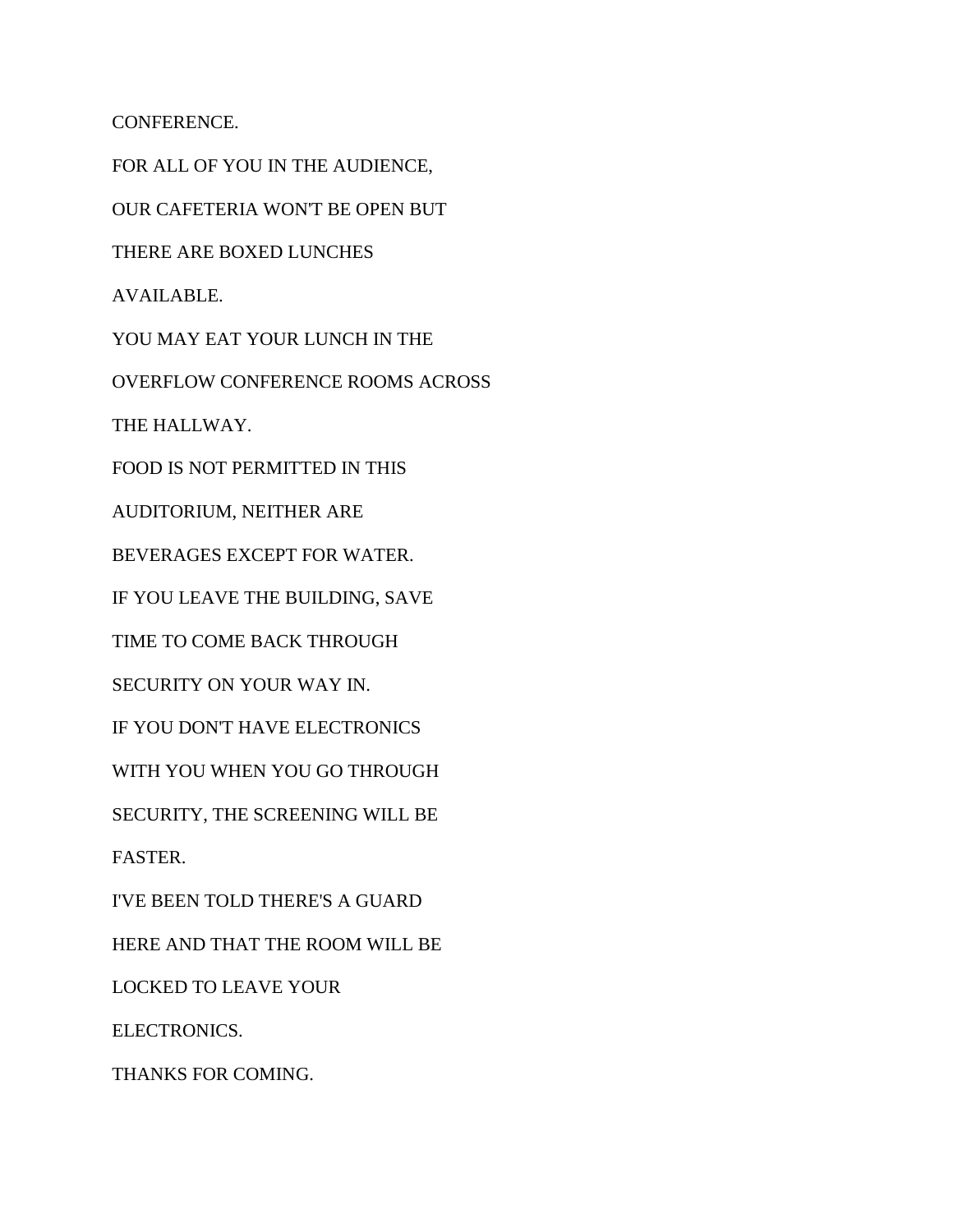CONFERENCE.

FOR ALL OF YOU IN THE AUDIENCE,

OUR CAFETERIA WON'T BE OPEN BUT

THERE ARE BOXED LUNCHES

AVAILABLE.

YOU MAY EAT YOUR LUNCH IN THE

OVERFLOW CONFERENCE ROOMS ACROSS

THE HALLWAY.

FOOD IS NOT PERMITTED IN THIS

AUDITORIUM, NEITHER ARE

BEVERAGES EXCEPT FOR WATER.

IF YOU LEAVE THE BUILDING, SAVE

TIME TO COME BACK THROUGH

SECURITY ON YOUR WAY IN.

IF YOU DON'T HAVE ELECTRONICS

WITH YOU WHEN YOU GO THROUGH

SECURITY, THE SCREENING WILL BE

FASTER.

I'VE BEEN TOLD THERE'S A GUARD

HERE AND THAT THE ROOM WILL BE

LOCKED TO LEAVE YOUR

ELECTRONICS.

THANKS FOR COMING.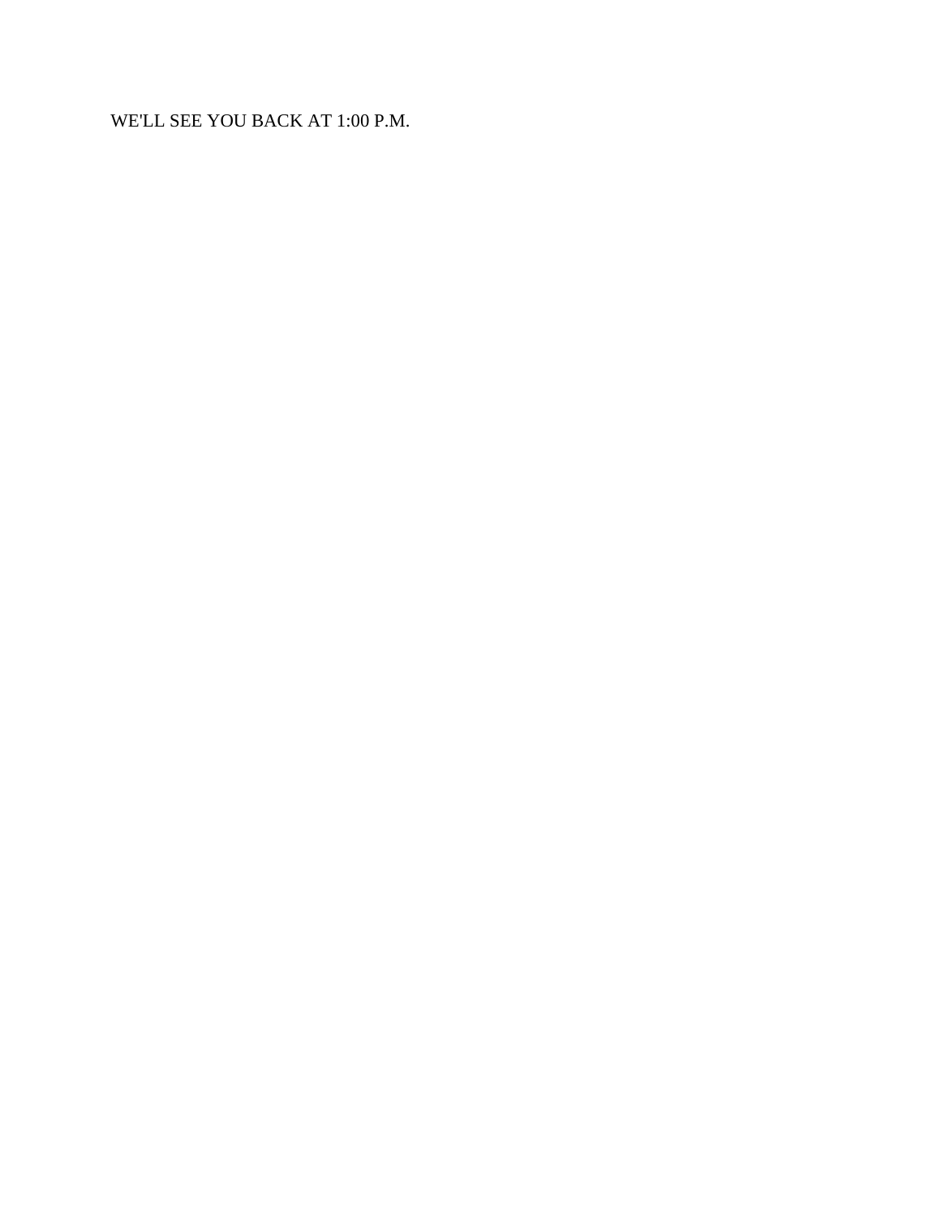WE'LL SEE YOU BACK AT 1:00 P.M.